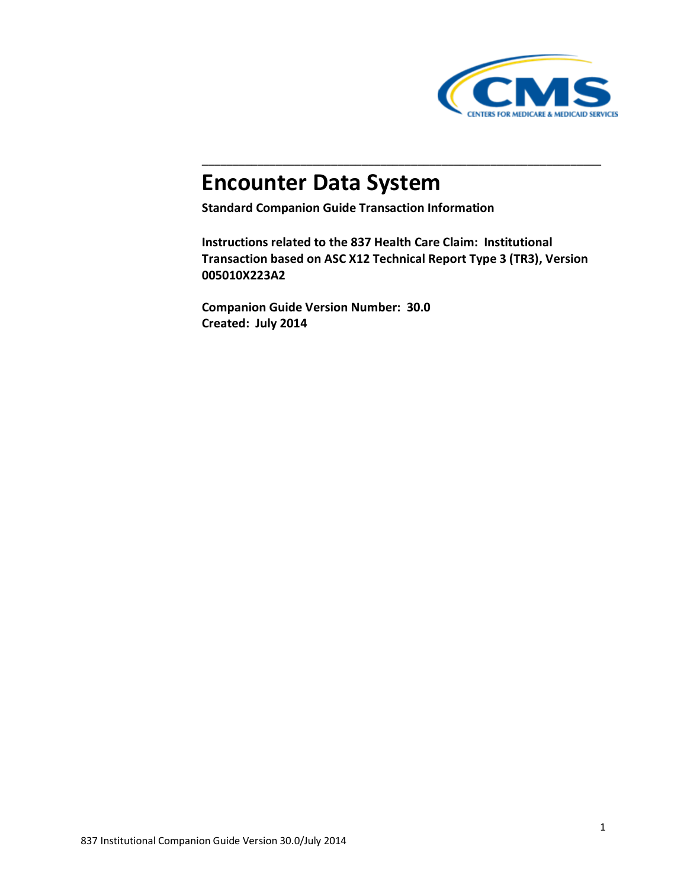# Encounter Data System

**Standard Companion Guide Transaction Information**

**Instructions related to the 837 Health Care Claim: Institutional Transaction based on ASC X12 Technical Report Type 3 (TR3), Version 005010X223A2**

**Companion Guide Version Number: 30.0**
**Created: July 2014**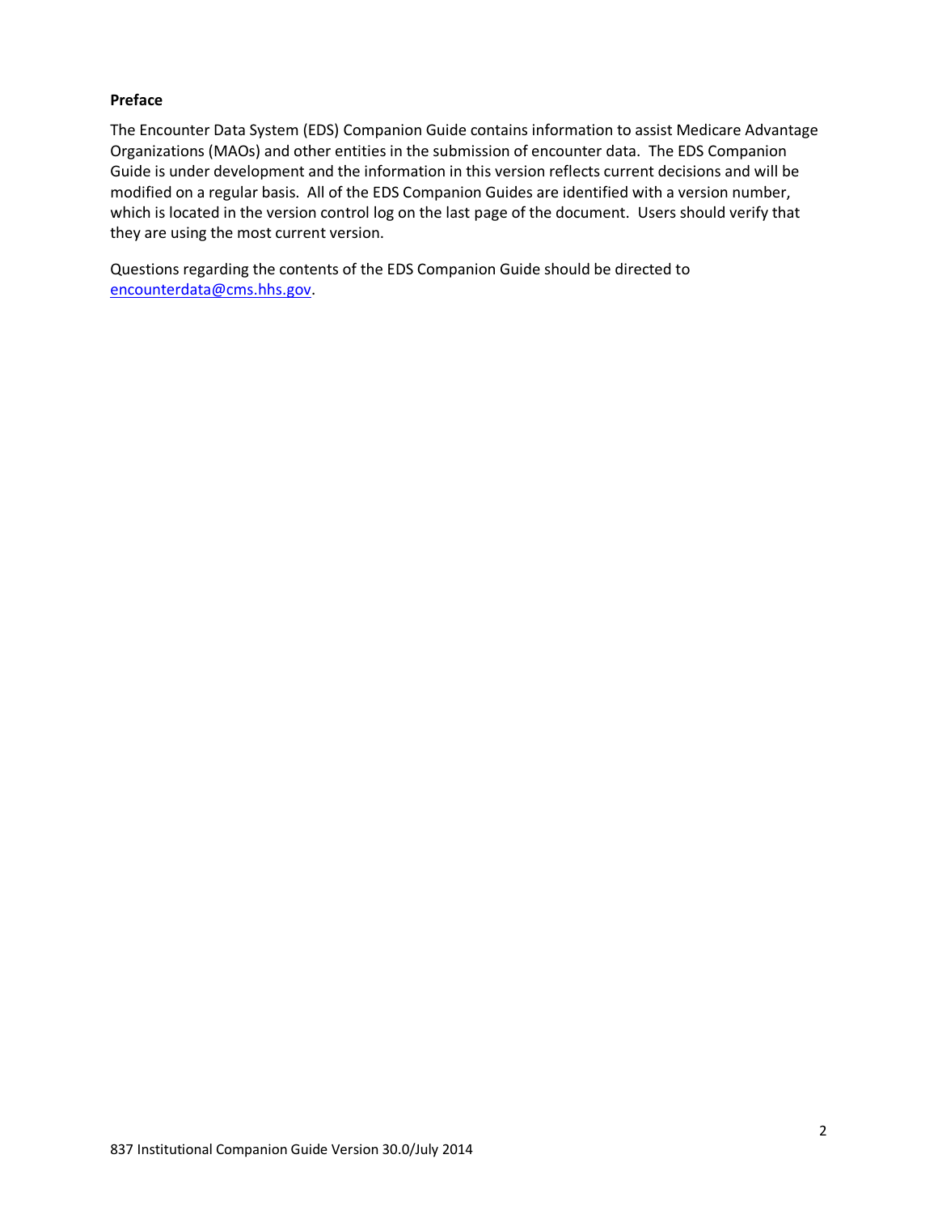**Preface**

The Encounter Data System (EDS) Companion Guide contains information to assist Medicare Advantage Organizations (MAOs) and other entities in the submission of encounter data. The EDS Companion Guide is under development and the information in this version reflects current decisions and will be modified on a regular basis. All of the EDS Companion Guides are identified with a version number, which is located in the version control log on the last page of the document. Users should verify that they are using the most current version.

Questions regarding the contents of the EDS Companion Guide should be directed to encounterdata@cms.hhs.gov.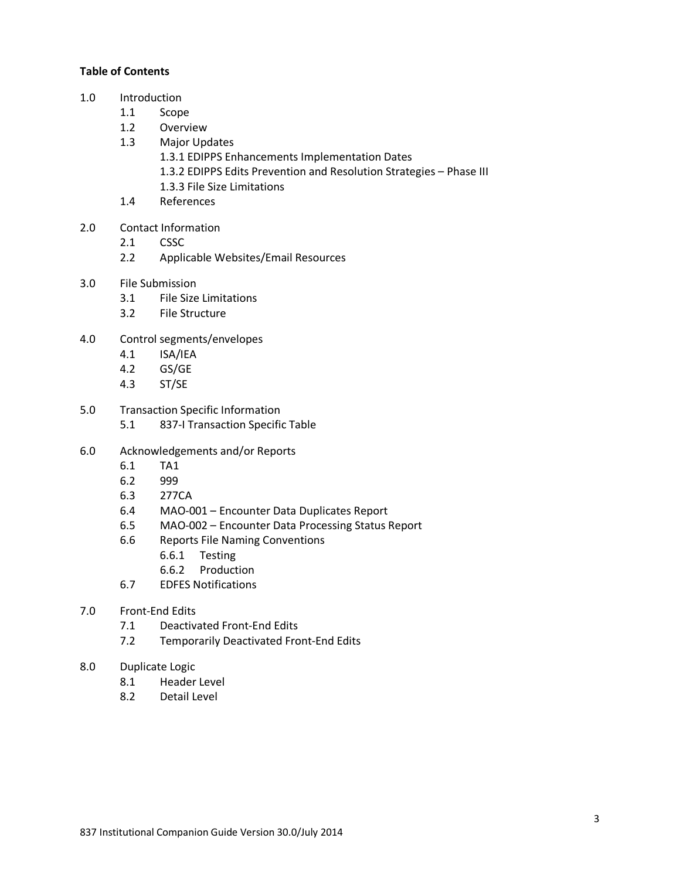**Table of Contents**

- 1.0 Introduction
  - 1.1 Scope
  - 1.2 Overview
  - 1.3 Major Updates
    - 1.3.1 EDIPPS Enhancements Implementation Dates
    - 1.3.2 EDIPPS Edits Prevention and Resolution Strategies – Phase III
    - 1.3.3 File Size Limitations
  - 1.4 References
- 2.0 Contact Information
  - 2.1 CSSC
  - 2.2 Applicable Websites/Email Resources
- 3.0 File Submission
  - 3.1 File Size Limitations
  - 3.2 File Structure
- 4.0 Control segments/envelopes
  - 4.1 ISA/IEA
  - 4.2 GS/GE
  - 4.3 ST/SE
- 5.0 Transaction Specific Information
  - 5.1 837-I Transaction Specific Table
- 6.0 Acknowledgements and/or Reports
  - 6.1 TA1
  - 6.2 999
  - 6.3 277CA
  - 6.4 MAO-001 – Encounter Data Duplicates Report
  - 6.5 MAO-002 – Encounter Data Processing Status Report
  - 6.6 Reports File Naming Conventions
    - 6.6.1 Testing
    - 6.6.2 Production
  - 6.7 EDFES Notifications
- 7.0 Front-End Edits
  - 7.1 Deactivated Front-End Edits
  - 7.2 Temporarily Deactivated Front-End Edits
- 8.0 Duplicate Logic
  - 8.1 Header Level
  - 8.2 Detail Level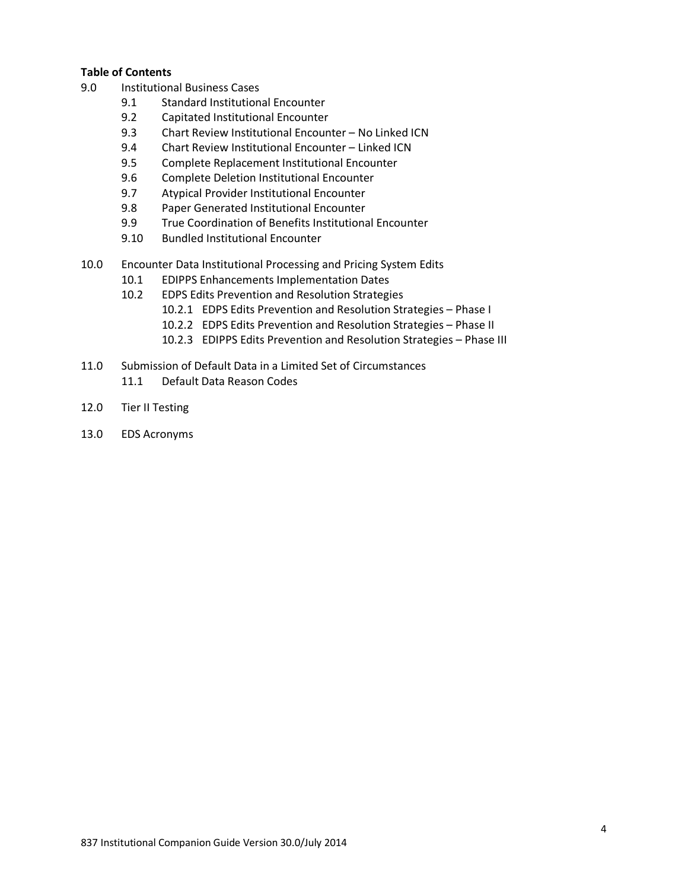**Table of Contents**

- 9.0 Institutional Business Cases
  - 9.1 Standard Institutional Encounter
  - 9.2 Capitated Institutional Encounter
  - 9.3 Chart Review Institutional Encounter – No Linked ICN
  - 9.4 Chart Review Institutional Encounter – Linked ICN
  - 9.5 Complete Replacement Institutional Encounter
  - 9.6 Complete Deletion Institutional Encounter
  - 9.7 Atypical Provider Institutional Encounter
  - 9.8 Paper Generated Institutional Encounter
  - 9.9 True Coordination of Benefits Institutional Encounter
  - 9.10 Bundled Institutional Encounter
- 10.0 Encounter Data Institutional Processing and Pricing System Edits
  - 10.1 EDIPPS Enhancements Implementation Dates
  - 10.2 EDPS Edits Prevention and Resolution Strategies
    - 10.2.1 EDPS Edits Prevention and Resolution Strategies – Phase I
    - 10.2.2 EDPS Edits Prevention and Resolution Strategies – Phase II
    - 10.2.3 EDIPPS Edits Prevention and Resolution Strategies – Phase III
- 11.0 Submission of Default Data in a Limited Set of Circumstances
  - 11.1 Default Data Reason Codes
- 12.0 Tier II Testing
- 13.0 EDS Acronyms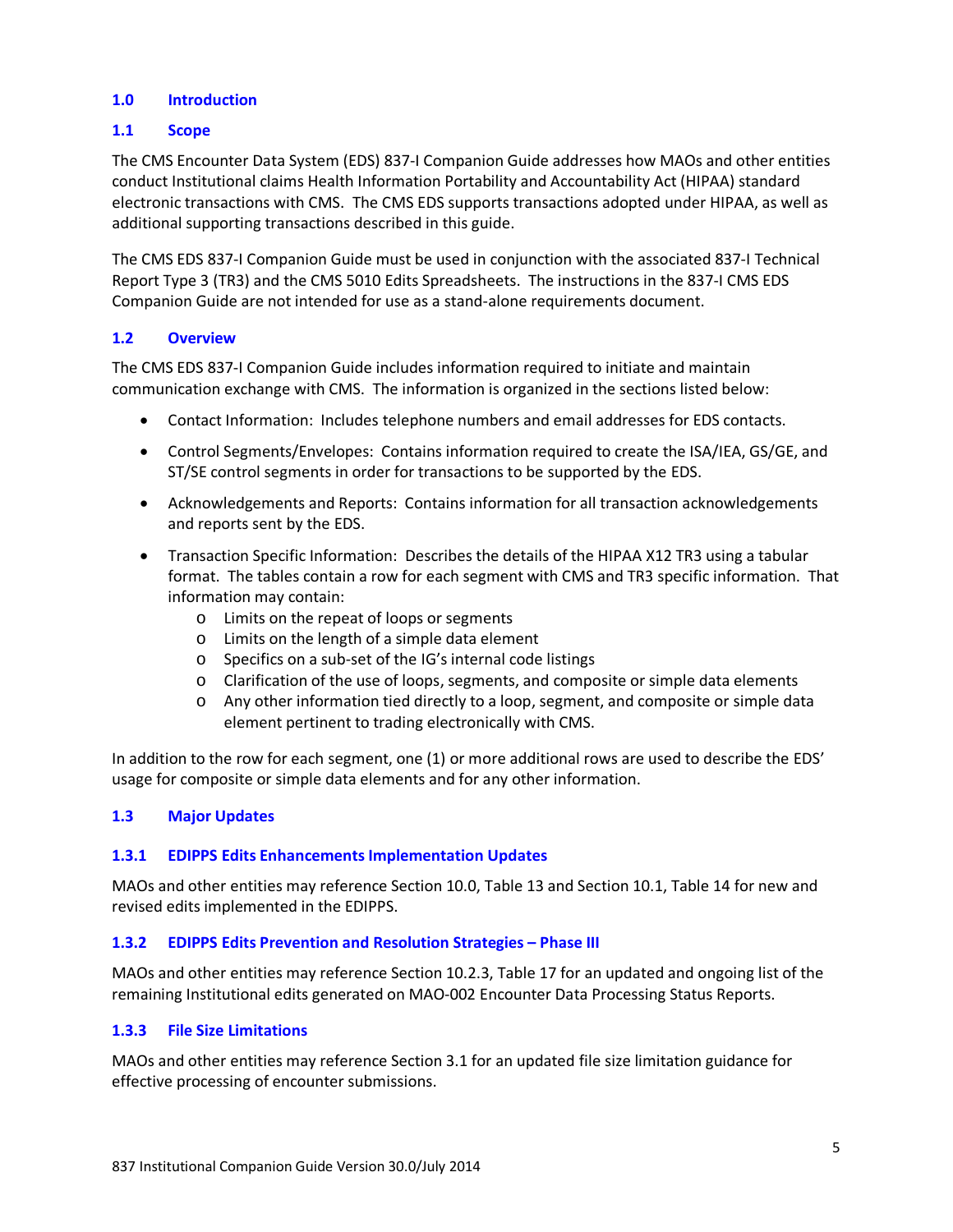## 1.0 Introduction

### 1.1 Scope

The CMS Encounter Data System (EDS) 837-I Companion Guide addresses how MAOs and other entities conduct Institutional claims Health Information Portability and Accountability Act (HIPAA) standard electronic transactions with CMS. The CMS EDS supports transactions adopted under HIPAA, as well as additional supporting transactions described in this guide.

The CMS EDS 837-I Companion Guide must be used in conjunction with the associated 837-I Technical Report Type 3 (TR3) and the CMS 5010 Edits Spreadsheets. The instructions in the 837-I CMS EDS Companion Guide are not intended for use as a stand-alone requirements document.

### 1.2 Overview

The CMS EDS 837-I Companion Guide includes information required to initiate and maintain communication exchange with CMS. The information is organized in the sections listed below:

- Contact Information: Includes telephone numbers and email addresses for EDS contacts.
- Control Segments/Envelopes: Contains information required to create the ISA/IEA, GS/GE, and ST/SE control segments in order for transactions to be supported by the EDS.
- Acknowledgements and Reports: Contains information for all transaction acknowledgements and reports sent by the EDS.
- Transaction Specific Information: Describes the details of the HIPAA X12 TR3 using a tabular format. The tables contain a row for each segment with CMS and TR3 specific information. That information may contain:
  - Limits on the repeat of loops or segments
  - Limits on the length of a simple data element
  - Specifics on a sub-set of the IG's internal code listings
  - Clarification of the use of loops, segments, and composite or simple data elements
  - Any other information tied directly to a loop, segment, and composite or simple data element pertinent to trading electronically with CMS.

In addition to the row for each segment, one (1) or more additional rows are used to describe the EDS' usage for composite or simple data elements and for any other information.

### 1.3 Major Updates

#### 1.3.1 EDIPPS Edits Enhancements Implementation Updates

MAOs and other entities may reference Section 10.0, Table 13 and Section 10.1, Table 14 for new and revised edits implemented in the EDIPPS.

#### 1.3.2 EDIPPS Edits Prevention and Resolution Strategies – Phase III

MAOs and other entities may reference Section 10.2.3, Table 17 for an updated and ongoing list of the remaining Institutional edits generated on MAO-002 Encounter Data Processing Status Reports.

#### 1.3.3 File Size Limitations

MAOs and other entities may reference Section 3.1 for an updated file size limitation guidance for effective processing of encounter submissions.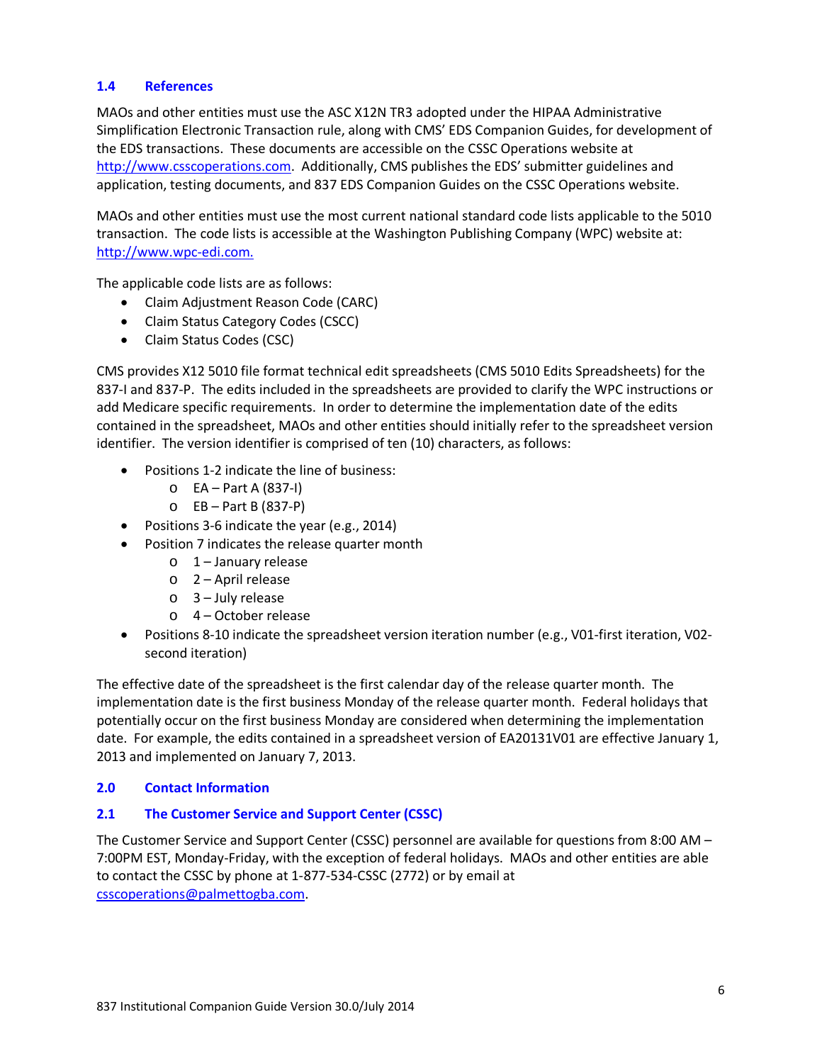## 1.4 References

MAOs and other entities must use the ASC X12N TR3 adopted under the HIPAA Administrative Simplification Electronic Transaction rule, along with CMS' EDS Companion Guides, for development of the EDS transactions. These documents are accessible on the CSSC Operations website at http://www.csscoperations.com. Additionally, CMS publishes the EDS' submitter guidelines and application, testing documents, and 837 EDS Companion Guides on the CSSC Operations website.

MAOs and other entities must use the most current national standard code lists applicable to the 5010 transaction. The code lists is accessible at the Washington Publishing Company (WPC) website at: http://www.wpc-edi.com.

The applicable code lists are as follows:

- Claim Adjustment Reason Code (CARC)
- Claim Status Category Codes (CSCC)
- Claim Status Codes (CSC)

CMS provides X12 5010 file format technical edit spreadsheets (CMS 5010 Edits Spreadsheets) for the 837-I and 837-P. The edits included in the spreadsheets are provided to clarify the WPC instructions or add Medicare specific requirements. In order to determine the implementation date of the edits contained in the spreadsheet, MAOs and other entities should initially refer to the spreadsheet version identifier. The version identifier is comprised of ten (10) characters, as follows:

- Positions 1-2 indicate the line of business:
  - EA – Part A (837-I)
  - EB – Part B (837-P)
- Positions 3-6 indicate the year (e.g., 2014)
- Position 7 indicates the release quarter month
  - 1 – January release
  - 2 – April release
  - 3 – July release
  - 4 – October release
- Positions 8-10 indicate the spreadsheet version iteration number (e.g., V01-first iteration, V02-second iteration)

The effective date of the spreadsheet is the first calendar day of the release quarter month. The implementation date is the first business Monday of the release quarter month. Federal holidays that potentially occur on the first business Monday are considered when determining the implementation date. For example, the edits contained in a spreadsheet version of EA20131V01 are effective January 1, 2013 and implemented on January 7, 2013.

# 2.0 Contact Information

## 2.1 The Customer Service and Support Center (CSSC)

The Customer Service and Support Center (CSSC) personnel are available for questions from 8:00 AM – 7:00PM EST, Monday-Friday, with the exception of federal holidays. MAOs and other entities are able to contact the CSSC by phone at 1-877-534-CSSC (2772) or by email at csscoperations@palmettogba.com.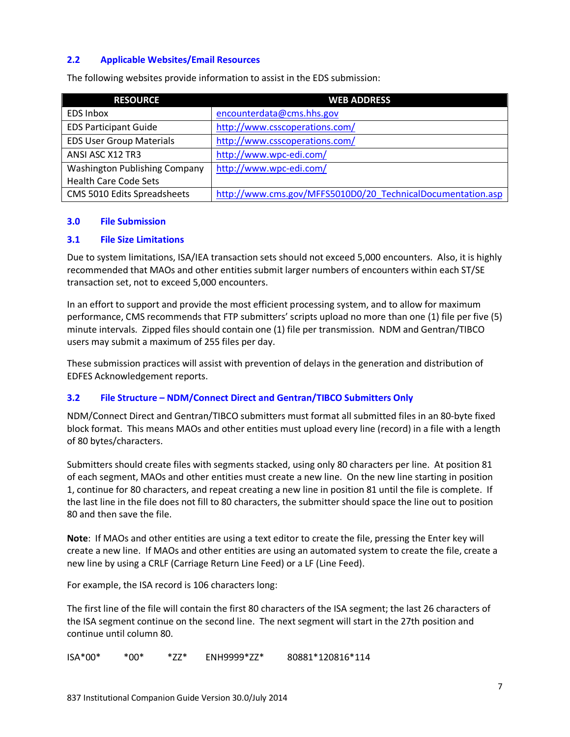## 2.2 Applicable Websites/Email Resources

The following websites provide information to assist in the EDS submission:

| RESOURCE | WEB ADDRESS |
|---|---|
| EDS Inbox | encounterdata@cms.hhs.gov |
| EDS Participant Guide | http://www.csscoperations.com/ |
| EDS User Group Materials | http://www.csscoperations.com/ |
| ANSI ASC X12 TR3 | http://www.wpc-edi.com/ |
| Washington Publishing Company Health Care Code Sets | http://www.wpc-edi.com/ |
| CMS 5010 Edits Spreadsheets | http://www.cms.gov/MFFS5010D0/20_TechnicalDocumentation.asp |

# 3.0 File Submission

## 3.1 File Size Limitations

Due to system limitations, ISA/IEA transaction sets should not exceed 5,000 encounters. Also, it is highly recommended that MAOs and other entities submit larger numbers of encounters within each ST/SE transaction set, not to exceed 5,000 encounters.

In an effort to support and provide the most efficient processing system, and to allow for maximum performance, CMS recommends that FTP submitters' scripts upload no more than one (1) file per five (5) minute intervals. Zipped files should contain one (1) file per transmission. NDM and Gentran/TIBCO users may submit a maximum of 255 files per day.

These submission practices will assist with prevention of delays in the generation and distribution of EDFES Acknowledgement reports.

## 3.2 File Structure – NDM/Connect Direct and Gentran/TIBCO Submitters Only

NDM/Connect Direct and Gentran/TIBCO submitters must format all submitted files in an 80-byte fixed block format. This means MAOs and other entities must upload every line (record) in a file with a length of 80 bytes/characters.

Submitters should create files with segments stacked, using only 80 characters per line. At position 81 of each segment, MAOs and other entities must create a new line. On the new line starting in position 1, continue for 80 characters, and repeat creating a new line in position 81 until the file is complete. If the last line in the file does not fill to 80 characters, the submitter should space the line out to position 80 and then save the file.

**Note**: If MAOs and other entities are using a text editor to create the file, pressing the Enter key will create a new line. If MAOs and other entities are using an automated system to create the file, create a new line by using a CRLF (Carriage Return Line Feed) or a LF (Line Feed).

For example, the ISA record is 106 characters long:

The first line of the file will contain the first 80 characters of the ISA segment; the last 26 characters of the ISA segment continue on the second line. The next segment will start in the 27th position and continue until column 80.

```
ISA*00*        *00*        *ZZ*     ENH9999*ZZ*      80881*120816*114
```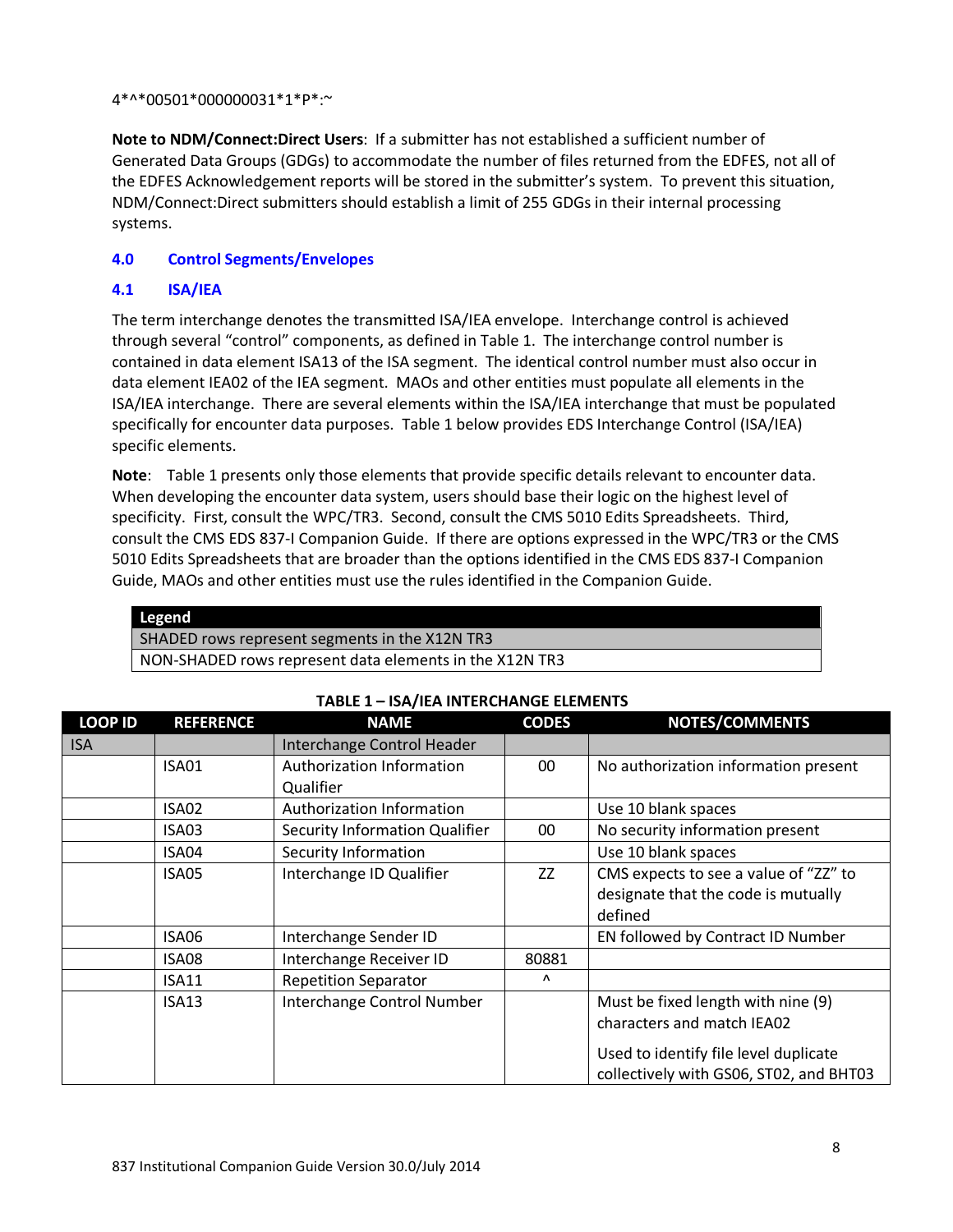4*^*00501*000000031*1*P*:~

**Note to NDM/Connect:Direct Users**: If a submitter has not established a sufficient number of Generated Data Groups (GDGs) to accommodate the number of files returned from the EDFES, not all of the EDFES Acknowledgement reports will be stored in the submitter's system. To prevent this situation, NDM/Connect:Direct submitters should establish a limit of 255 GDGs in their internal processing systems.

## 4.0 Control Segments/Envelopes

### 4.1 ISA/IEA

The term interchange denotes the transmitted ISA/IEA envelope. Interchange control is achieved through several "control" components, as defined in Table 1. The interchange control number is contained in data element ISA13 of the ISA segment. The identical control number must also occur in data element IEA02 of the IEA segment. MAOs and other entities must populate all elements in the ISA/IEA interchange. There are several elements within the ISA/IEA interchange that must be populated specifically for encounter data purposes. Table 1 below provides EDS Interchange Control (ISA/IEA) specific elements.

**Note**: Table 1 presents only those elements that provide specific details relevant to encounter data. When developing the encounter data system, users should base their logic on the highest level of specificity. First, consult the WPC/TR3. Second, consult the CMS 5010 Edits Spreadsheets. Third, consult the CMS EDS 837-I Companion Guide. If there are options expressed in the WPC/TR3 or the CMS 5010 Edits Spreadsheets that are broader than the options identified in the CMS EDS 837-I Companion Guide, MAOs and other entities must use the rules identified in the Companion Guide.

| Legend |
|---|
| SHADED rows represent segments in the X12N TR3 |
| NON-SHADED rows represent data elements in the X12N TR3 |

**TABLE 1 – ISA/IEA INTERCHANGE ELEMENTS**

| LOOP ID | REFERENCE | NAME | CODES | NOTES/COMMENTS |
|---|---|---|---|---|
| ISA | | Interchange Control Header | | |
| | ISA01 | Authorization Information Qualifier | 00 | No authorization information present |
| | ISA02 | Authorization Information | | Use 10 blank spaces |
| | ISA03 | Security Information Qualifier | 00 | No security information present |
| | ISA04 | Security Information | | Use 10 blank spaces |
| | ISA05 | Interchange ID Qualifier | ZZ | CMS expects to see a value of "ZZ" to designate that the code is mutually defined |
| | ISA06 | Interchange Sender ID | | EN followed by Contract ID Number |
| | ISA08 | Interchange Receiver ID | 80881 | |
| | ISA11 | Repetition Separator | ^ | |
| | ISA13 | Interchange Control Number | | Must be fixed length with nine (9) characters and match IEA02<br><br>Used to identify file level duplicate collectively with GS06, ST02, and BHT03 |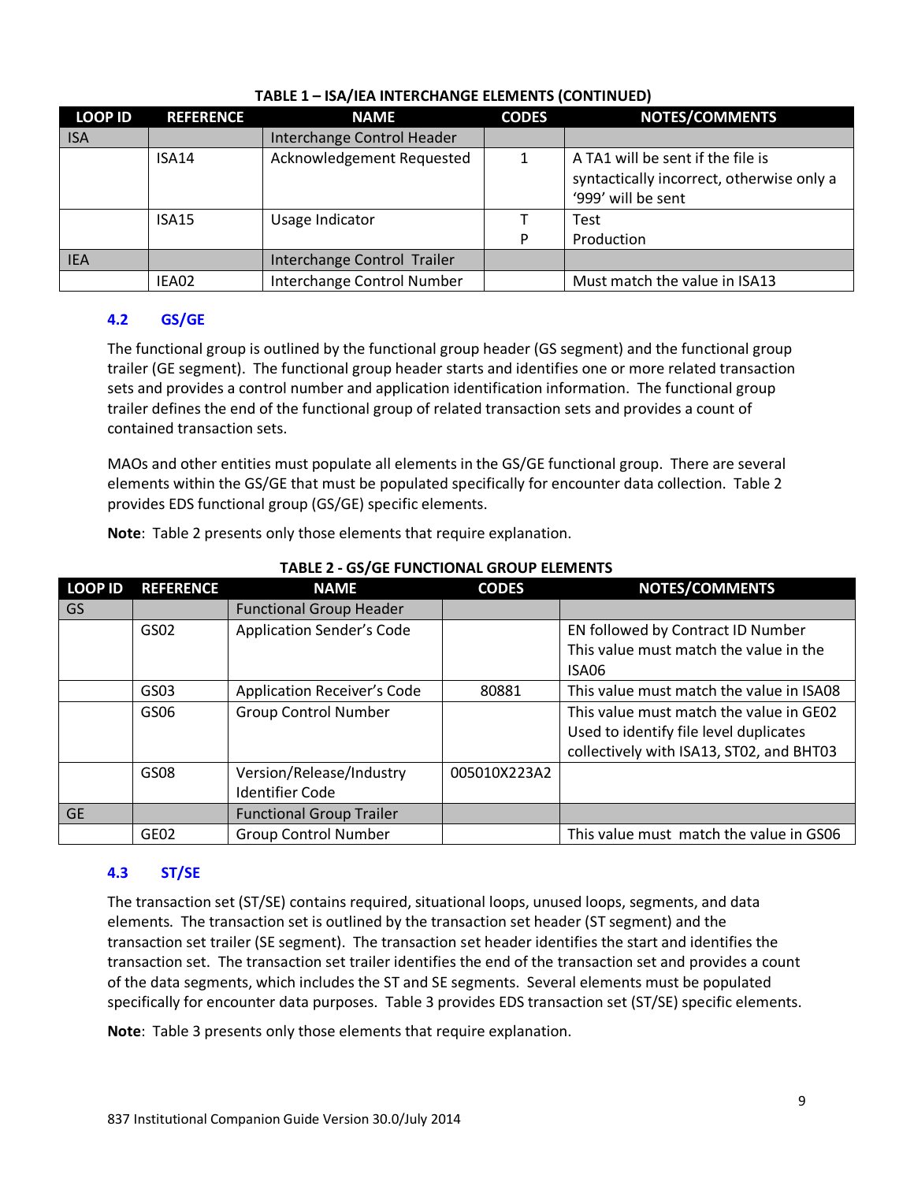**TABLE 1 – ISA/IEA INTERCHANGE ELEMENTS (CONTINUED)**

| LOOP ID | REFERENCE | NAME | CODES | NOTES/COMMENTS |
|---|---|---|---|---|
| ISA | | Interchange Control Header | | |
| | ISA14 | Acknowledgement Requested | 1 | A TA1 will be sent if the file is syntactically incorrect, otherwise only a '999' will be sent |
| | ISA15 | Usage Indicator | T<br>P | Test<br>Production |
| IEA | | Interchange Control Trailer | | |
| | IEA02 | Interchange Control Number | | Must match the value in ISA13 |

## 4.2 GS/GE

The functional group is outlined by the functional group header (GS segment) and the functional group trailer (GE segment). The functional group header starts and identifies one or more related transaction sets and provides a control number and application identification information. The functional group trailer defines the end of the functional group of related transaction sets and provides a count of contained transaction sets.

MAOs and other entities must populate all elements in the GS/GE functional group. There are several elements within the GS/GE that must be populated specifically for encounter data collection. Table 2 provides EDS functional group (GS/GE) specific elements.

**Note**: Table 2 presents only those elements that require explanation.

**TABLE 2 - GS/GE FUNCTIONAL GROUP ELEMENTS**

| LOOP ID | REFERENCE | NAME | CODES | NOTES/COMMENTS |
|---|---|---|---|---|
| GS | | Functional Group Header | | |
| | GS02 | Application Sender's Code | | EN followed by Contract ID Number<br>This value must match the value in the ISA06 |
| | GS03 | Application Receiver's Code | 80881 | This value must match the value in ISA08 |
| | GS06 | Group Control Number | | This value must match the value in GE02<br>Used to identify file level duplicates collectively with ISA13, ST02, and BHT03 |
| | GS08 | Version/Release/Industry Identifier Code | 005010X223A2 | |
| GE | | Functional Group Trailer | | |
| | GE02 | Group Control Number | | This value must match the value in GS06 |

## 4.3 ST/SE

The transaction set (ST/SE) contains required, situational loops, unused loops, segments, and data elements. The transaction set is outlined by the transaction set header (ST segment) and the transaction set trailer (SE segment). The transaction set header identifies the start and identifies the transaction set. The transaction set trailer identifies the end of the transaction set and provides a count of the data segments, which includes the ST and SE segments. Several elements must be populated specifically for encounter data purposes. Table 3 provides EDS transaction set (ST/SE) specific elements.

**Note**: Table 3 presents only those elements that require explanation.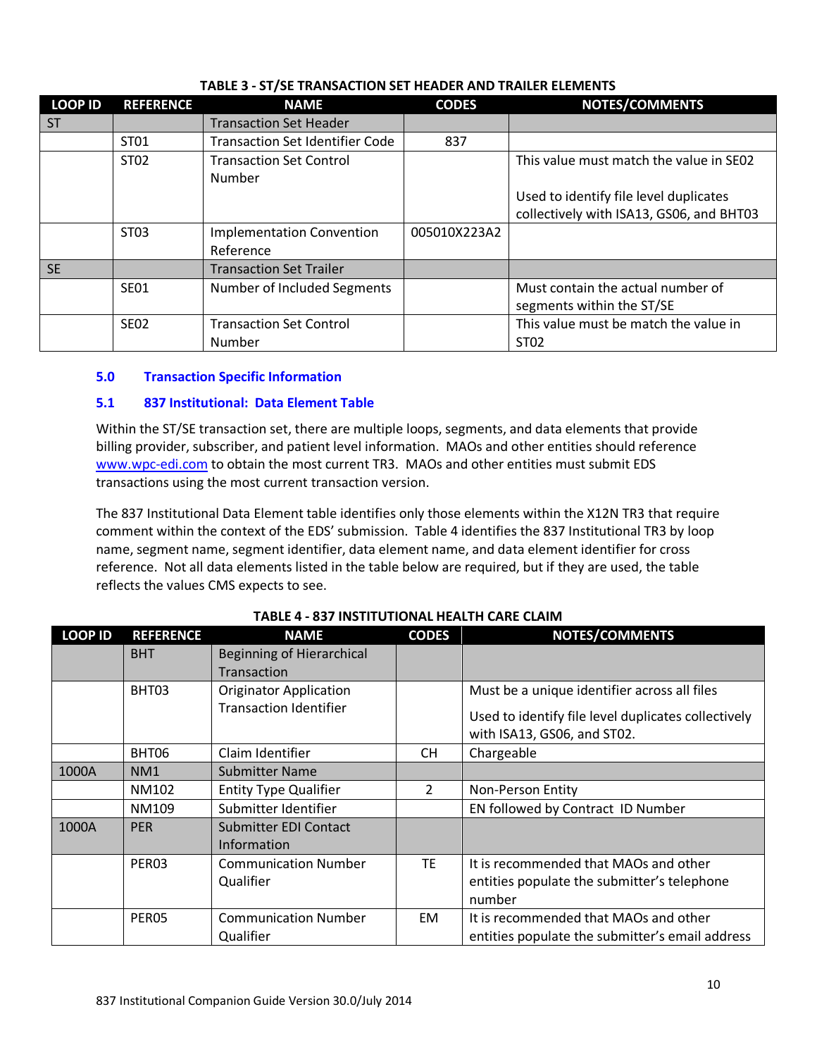**TABLE 3 - ST/SE TRANSACTION SET HEADER AND TRAILER ELEMENTS**

| LOOP ID | REFERENCE | NAME | CODES | NOTES/COMMENTS |
|---|---|---|---|---|
| ST | | Transaction Set Header | | |
| | ST01 | Transaction Set Identifier Code | 837 | |
| | ST02 | Transaction Set Control Number | | This value must match the value in SE02<br><br>Used to identify file level duplicates collectively with ISA13, GS06, and BHT03 |
| | ST03 | Implementation Convention Reference | 005010X223A2 | |
| SE | | Transaction Set Trailer | | |
| | SE01 | Number of Included Segments | | Must contain the actual number of segments within the ST/SE |
| | SE02 | Transaction Set Control Number | | This value must be match the value in ST02 |

## 5.0 Transaction Specific Information

### 5.1 837 Institutional: Data Element Table

Within the ST/SE transaction set, there are multiple loops, segments, and data elements that provide billing provider, subscriber, and patient level information. MAOs and other entities should reference www.wpc-edi.com to obtain the most current TR3. MAOs and other entities must submit EDS transactions using the most current transaction version.

The 837 Institutional Data Element table identifies only those elements within the X12N TR3 that require comment within the context of the EDS' submission. Table 4 identifies the 837 Institutional TR3 by loop name, segment name, segment identifier, data element name, and data element identifier for cross reference. Not all data elements listed in the table below are required, but if they are used, the table reflects the values CMS expects to see.

**TABLE 4 - 837 INSTITUTIONAL HEALTH CARE CLAIM**

| LOOP ID | REFERENCE | NAME | CODES | NOTES/COMMENTS |
|---|---|---|---|---|
| | BHT | Beginning of Hierarchical Transaction | | |
| | BHT03 | Originator Application Transaction Identifier | | Must be a unique identifier across all files<br><br>Used to identify file level duplicates collectively with ISA13, GS06, and ST02. |
| | BHT06 | Claim Identifier | CH | Chargeable |
| 1000A | NM1 | Submitter Name | | |
| | NM102 | Entity Type Qualifier | 2 | Non-Person Entity |
| | NM109 | Submitter Identifier | | EN followed by Contract ID Number |
| 1000A | PER | Submitter EDI Contact Information | | |
| | PER03 | Communication Number Qualifier | TE | It is recommended that MAOs and other entities populate the submitter's telephone number |
| | PER05 | Communication Number Qualifier | EM | It is recommended that MAOs and other entities populate the submitter's email address |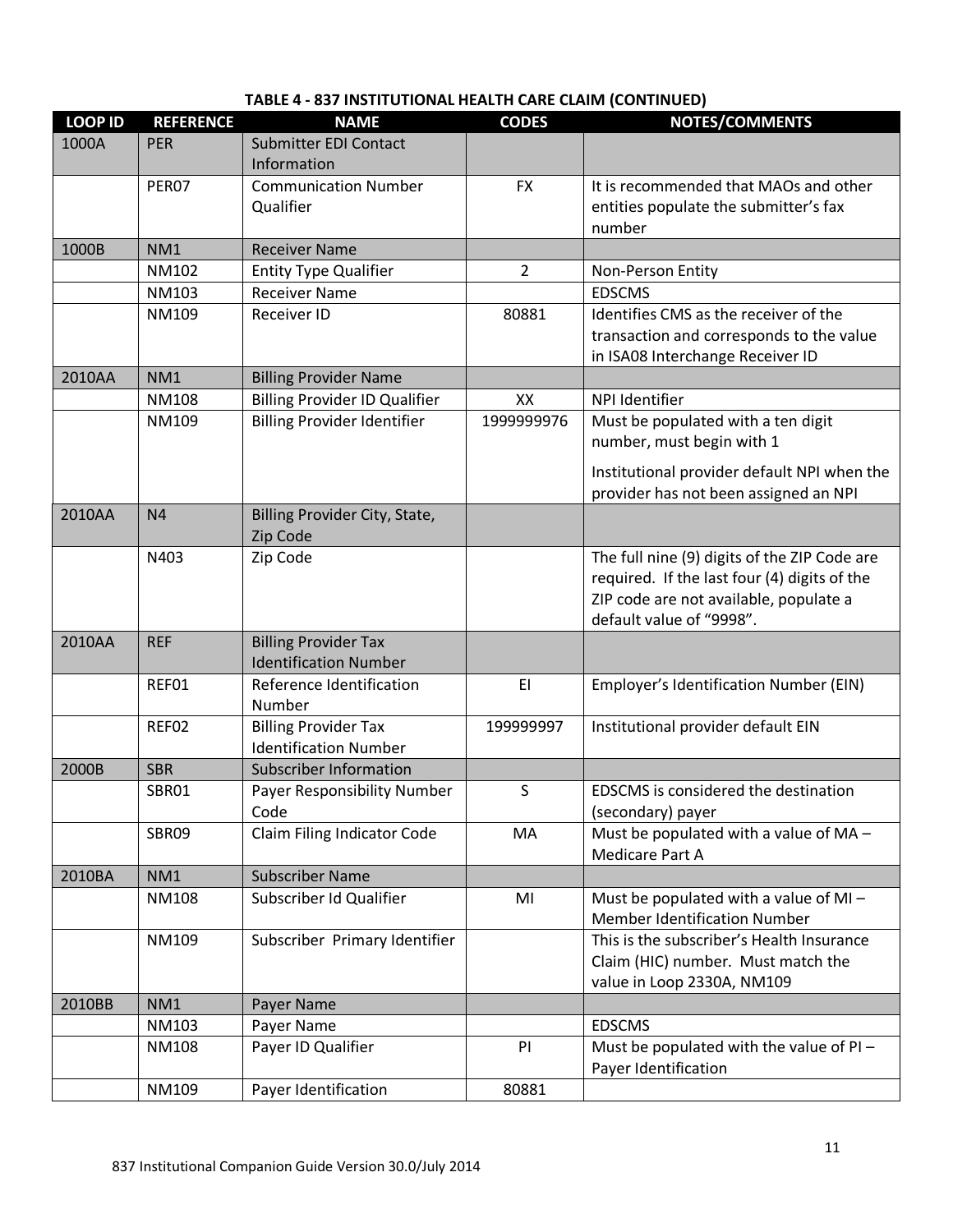**TABLE 4 - 837 INSTITUTIONAL HEALTH CARE CLAIM (CONTINUED)**

| LOOP ID | REFERENCE | NAME | CODES | NOTES/COMMENTS |
|---|---|---|---|---|
| 1000A | PER | Submitter EDI Contact Information | | |
| | PER07 | Communication Number Qualifier | FX | It is recommended that MAOs and other entities populate the submitter's fax number |
| 1000B | NM1 | Receiver Name | | |
| | NM102 | Entity Type Qualifier | 2 | Non-Person Entity |
| | NM103 | Receiver Name | | EDSCMS |
| | NM109 | Receiver ID | 80881 | Identifies CMS as the receiver of the transaction and corresponds to the value in ISA08 Interchange Receiver ID |
| 2010AA | NM1 | Billing Provider Name | | |
| | NM108 | Billing Provider ID Qualifier | XX | NPI Identifier |
| | NM109 | Billing Provider Identifier | 1999999976 | Must be populated with a ten digit number, must begin with 1<br><br>Institutional provider default NPI when the provider has not been assigned an NPI |
| 2010AA | N4 | Billing Provider City, State, Zip Code | | |
| | N403 | Zip Code | | The full nine (9) digits of the ZIP Code are required. If the last four (4) digits of the ZIP code are not available, populate a default value of "9998". |
| 2010AA | REF | Billing Provider Tax Identification Number | | |
| | REF01 | Reference Identification Number | EI | Employer's Identification Number (EIN) |
| | REF02 | Billing Provider Tax Identification Number | 199999997 | Institutional provider default EIN |
| 2000B | SBR | Subscriber Information | | |
| | SBR01 | Payer Responsibility Number Code | S | EDSCMS is considered the destination (secondary) payer |
| | SBR09 | Claim Filing Indicator Code | MA | Must be populated with a value of MA – Medicare Part A |
| 2010BA | NM1 | Subscriber Name | | |
| | NM108 | Subscriber Id Qualifier | MI | Must be populated with a value of MI – Member Identification Number |
| | NM109 | Subscriber Primary Identifier | | This is the subscriber's Health Insurance Claim (HIC) number. Must match the value in Loop 2330A, NM109 |
| 2010BB | NM1 | Payer Name | | |
| | NM103 | Payer Name | | EDSCMS |
| | NM108 | Payer ID Qualifier | PI | Must be populated with the value of PI – Payer Identification |
| | NM109 | Payer Identification | 80881 | |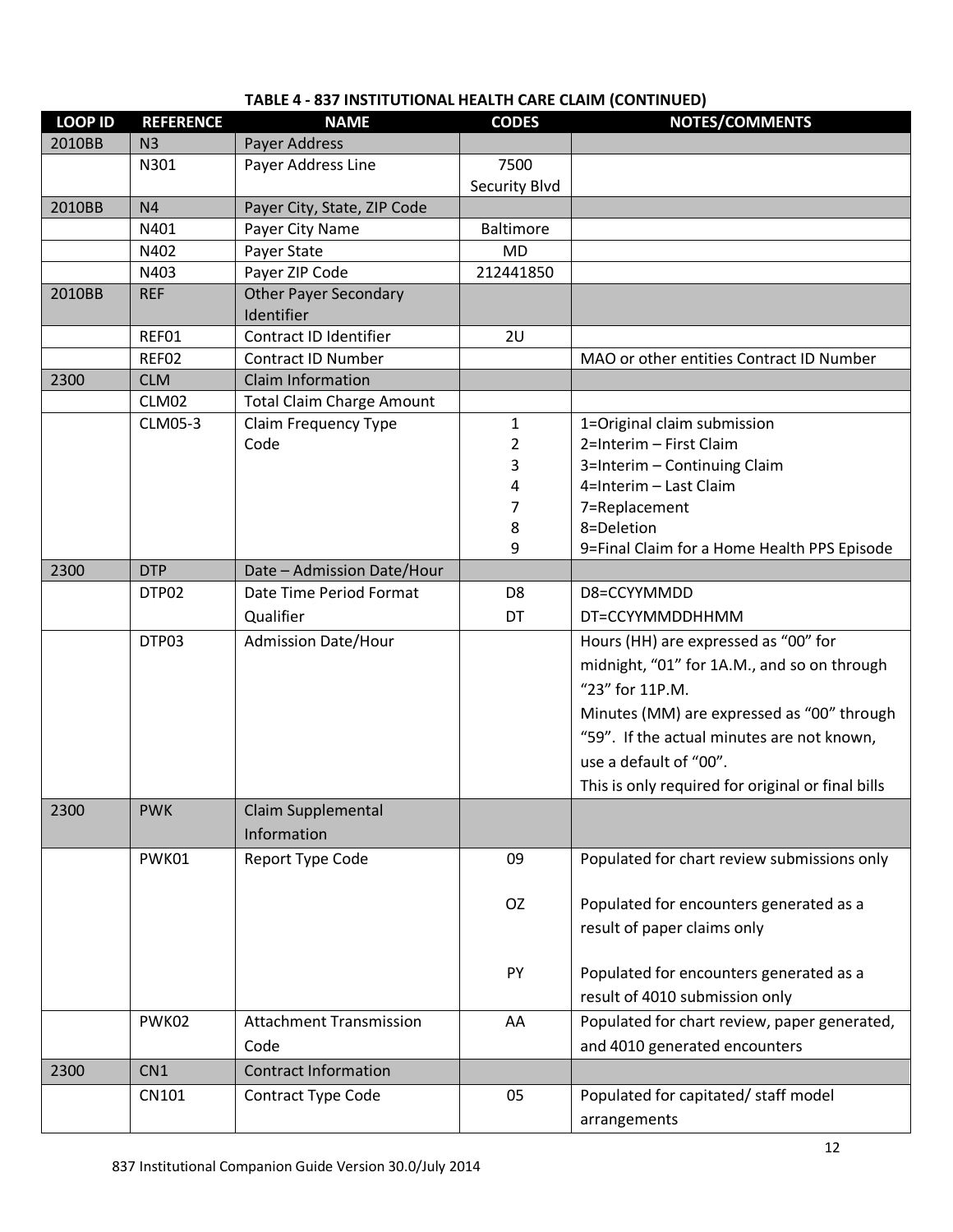**TABLE 4 - 837 INSTITUTIONAL HEALTH CARE CLAIM (CONTINUED)**

| LOOP ID | REFERENCE | NAME | CODES | NOTES/COMMENTS |
|---|---|---|---|---|
| 2010BB | N3 | Payer Address | | |
| | N301 | Payer Address Line | 7500 Security Blvd | |
| 2010BB | N4 | Payer City, State, ZIP Code | | |
| | N401 | Payer City Name | Baltimore | |
| | N402 | Payer State | MD | |
| | N403 | Payer ZIP Code | 212441850 | |
| 2010BB | REF | Other Payer Secondary Identifier | | |
| | REF01 | Contract ID Identifier | 2U | |
| | REF02 | Contract ID Number | | MAO or other entities Contract ID Number |
| 2300 | CLM | Claim Information | | |
| | CLM02 | Total Claim Charge Amount | | |
| | CLM05-3 | Claim Frequency Type Code | 1<br>2<br>3<br>4<br>7<br>8<br>9 | 1=Original claim submission<br>2=Interim – First Claim<br>3=Interim – Continuing Claim<br>4=Interim – Last Claim<br>7=Replacement<br>8=Deletion<br>9=Final Claim for a Home Health PPS Episode |
| 2300 | DTP | Date – Admission Date/Hour | | |
| | DTP02 | Date Time Period Format Qualifier | D8<br>DT | D8=CCYYMMDD<br>DT=CCYYMMDDHHMM |
| | DTP03 | Admission Date/Hour | | Hours (HH) are expressed as "00" for midnight, "01" for 1A.M., and so on through "23" for 11P.M.<br>Minutes (MM) are expressed as "00" through "59". If the actual minutes are not known, use a default of "00".<br>This is only required for original or final bills |
| 2300 | PWK | Claim Supplemental Information | | |
| | PWK01 | Report Type Code | 09<br><br>OZ<br><br>PY | Populated for chart review submissions only<br><br>Populated for encounters generated as a result of paper claims only<br><br>Populated for encounters generated as a result of 4010 submission only |
| | PWK02 | Attachment Transmission Code | AA | Populated for chart review, paper generated, and 4010 generated encounters |
| 2300 | CN1 | Contract Information | | |
| | CN101 | Contract Type Code | 05 | Populated for capitated/ staff model arrangements |

837 Institutional Companion Guide Version 30.0/July 2014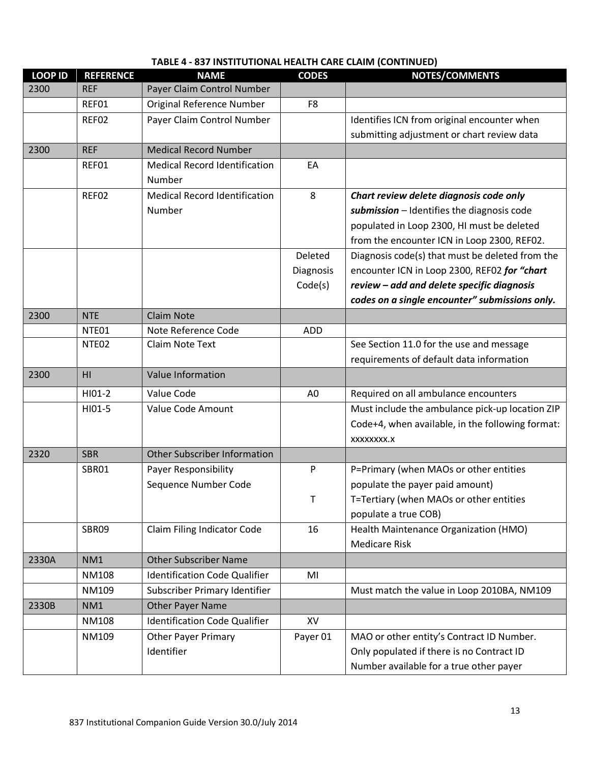**TABLE 4 - 837 INSTITUTIONAL HEALTH CARE CLAIM (CONTINUED)**

| LOOP ID | REFERENCE | NAME | CODES | NOTES/COMMENTS |
|---|---|---|---|---|
| 2300 | REF | Payer Claim Control Number | | |
| | REF01 | Original Reference Number | F8 | |
| | REF02 | Payer Claim Control Number | | Identifies ICN from original encounter when submitting adjustment or chart review data |
| 2300 | REF | Medical Record Number | | |
| | REF01 | Medical Record Identification Number | EA | |
| | REF02 | Medical Record Identification Number | 8 | ***Chart review delete diagnosis code only submission*** – Identifies the diagnosis code populated in Loop 2300, HI must be deleted from the encounter ICN in Loop 2300, REF02. |
| | | | Deleted Diagnosis Code(s) | Diagnosis code(s) that must be deleted from the encounter ICN in Loop 2300, REF02 ***for "chart review – add and delete specific diagnosis codes on a single encounter" submissions only.*** |
| 2300 | NTE | Claim Note | | |
| | NTE01 | Note Reference Code | ADD | |
| | NTE02 | Claim Note Text | | See Section 11.0 for the use and message requirements of default data information |
| 2300 | HI | Value Information | | |
| | HI01-2 | Value Code | A0 | Required on all ambulance encounters |
| | HI01-5 | Value Code Amount | | Must include the ambulance pick-up location ZIP Code+4, when available, in the following format: xxxxxxxx.x |
| 2320 | SBR | Other Subscriber Information | | |
| | SBR01 | Payer Responsibility Sequence Number Code | P<br><br>T | P=Primary (when MAOs or other entities populate the payer paid amount)<br>T=Tertiary (when MAOs or other entities populate a true COB) |
| | SBR09 | Claim Filing Indicator Code | 16 | Health Maintenance Organization (HMO) Medicare Risk |
| 2330A | NM1 | Other Subscriber Name | | |
| | NM108 | Identification Code Qualifier | MI | |
| | NM109 | Subscriber Primary Identifier | | Must match the value in Loop 2010BA, NM109 |
| 2330B | NM1 | Other Payer Name | | |
| | NM108 | Identification Code Qualifier | XV | |
| | NM109 | Other Payer Primary Identifier | Payer 01 | MAO or other entity's Contract ID Number. Only populated if there is no Contract ID Number available for a true other payer |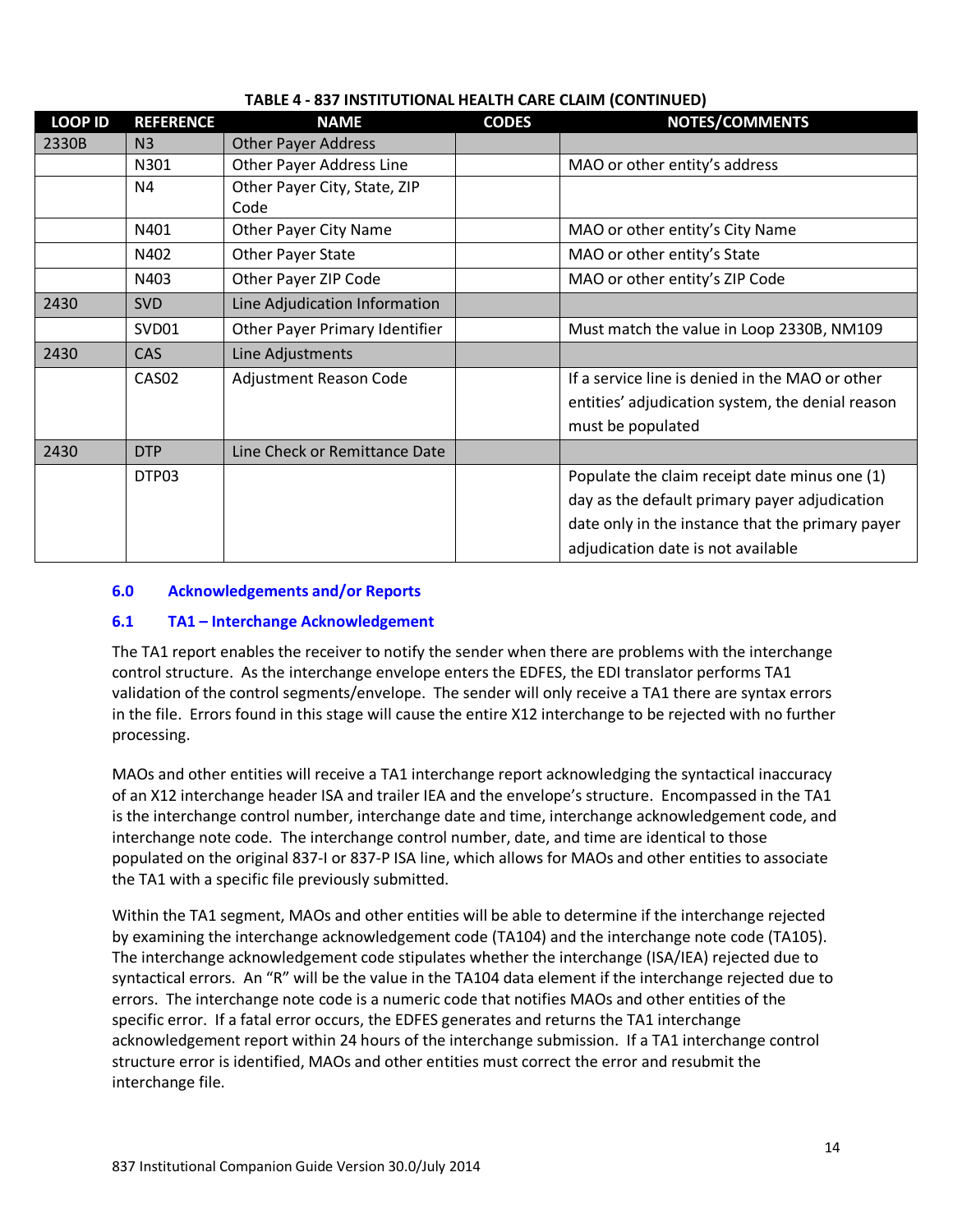**TABLE 4 - 837 INSTITUTIONAL HEALTH CARE CLAIM (CONTINUED)**

| LOOP ID | REFERENCE | NAME | CODES | NOTES/COMMENTS |
|---|---|---|---|---|
| 2330B | N3 | Other Payer Address | | |
| | N301 | Other Payer Address Line | | MAO or other entity's address |
| | N4 | Other Payer City, State, ZIP Code | | |
| | N401 | Other Payer City Name | | MAO or other entity's City Name |
| | N402 | Other Payer State | | MAO or other entity's State |
| | N403 | Other Payer ZIP Code | | MAO or other entity's ZIP Code |
| 2430 | SVD | Line Adjudication Information | | |
| | SVD01 | Other Payer Primary Identifier | | Must match the value in Loop 2330B, NM109 |
| 2430 | CAS | Line Adjustments | | |
| | CAS02 | Adjustment Reason Code | | If a service line is denied in the MAO or other entities' adjudication system, the denial reason must be populated |
| 2430 | DTP | Line Check or Remittance Date | | |
| | DTP03 | | | Populate the claim receipt date minus one (1) day as the default primary payer adjudication date only in the instance that the primary payer adjudication date is not available |

## 6.0 Acknowledgements and/or Reports

### 6.1 TA1 – Interchange Acknowledgement

The TA1 report enables the receiver to notify the sender when there are problems with the interchange control structure. As the interchange envelope enters the EDFES, the EDI translator performs TA1 validation of the control segments/envelope. The sender will only receive a TA1 there are syntax errors in the file. Errors found in this stage will cause the entire X12 interchange to be rejected with no further processing.

MAOs and other entities will receive a TA1 interchange report acknowledging the syntactical inaccuracy of an X12 interchange header ISA and trailer IEA and the envelope's structure. Encompassed in the TA1 is the interchange control number, interchange date and time, interchange acknowledgement code, and interchange note code. The interchange control number, date, and time are identical to those populated on the original 837-I or 837-P ISA line, which allows for MAOs and other entities to associate the TA1 with a specific file previously submitted.

Within the TA1 segment, MAOs and other entities will be able to determine if the interchange rejected by examining the interchange acknowledgement code (TA104) and the interchange note code (TA105). The interchange acknowledgement code stipulates whether the interchange (ISA/IEA) rejected due to syntactical errors. An "R" will be the value in the TA104 data element if the interchange rejected due to errors. The interchange note code is a numeric code that notifies MAOs and other entities of the specific error. If a fatal error occurs, the EDFES generates and returns the TA1 interchange acknowledgement report within 24 hours of the interchange submission. If a TA1 interchange control structure error is identified, MAOs and other entities must correct the error and resubmit the interchange file.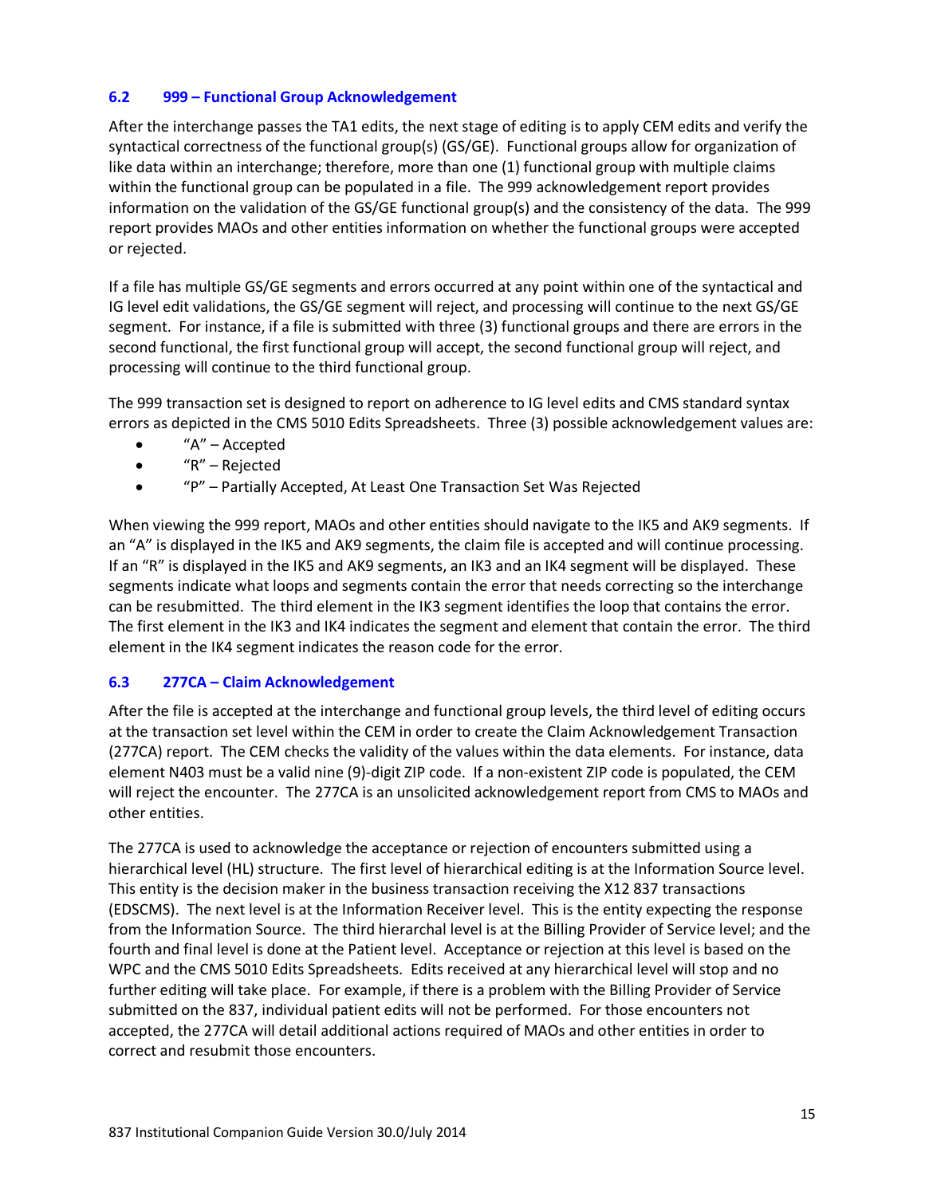### 6.2 999 – Functional Group Acknowledgement

After the interchange passes the TA1 edits, the next stage of editing is to apply CEM edits and verify the syntactical correctness of the functional group(s) (GS/GE). Functional groups allow for organization of like data within an interchange; therefore, more than one (1) functional group with multiple claims within the functional group can be populated in a file. The 999 acknowledgement report provides information on the validation of the GS/GE functional group(s) and the consistency of the data. The 999 report provides MAOs and other entities information on whether the functional groups were accepted or rejected.

If a file has multiple GS/GE segments and errors occurred at any point within one of the syntactical and IG level edit validations, the GS/GE segment will reject, and processing will continue to the next GS/GE segment. For instance, if a file is submitted with three (3) functional groups and there are errors in the second functional, the first functional group will accept, the second functional group will reject, and processing will continue to the third functional group.

The 999 transaction set is designed to report on adherence to IG level edits and CMS standard syntax errors as depicted in the CMS 5010 Edits Spreadsheets. Three (3) possible acknowledgement values are:

- "A" – Accepted
- "R" – Rejected
- "P" – Partially Accepted, At Least One Transaction Set Was Rejected

When viewing the 999 report, MAOs and other entities should navigate to the IK5 and AK9 segments. If an "A" is displayed in the IK5 and AK9 segments, the claim file is accepted and will continue processing. If an "R" is displayed in the IK5 and AK9 segments, an IK3 and an IK4 segment will be displayed. These segments indicate what loops and segments contain the error that needs correcting so the interchange can be resubmitted. The third element in the IK3 segment identifies the loop that contains the error. The first element in the IK3 and IK4 indicates the segment and element that contain the error. The third element in the IK4 segment indicates the reason code for the error.

### 6.3 277CA – Claim Acknowledgement

After the file is accepted at the interchange and functional group levels, the third level of editing occurs at the transaction set level within the CEM in order to create the Claim Acknowledgement Transaction (277CA) report. The CEM checks the validity of the values within the data elements. For instance, data element N403 must be a valid nine (9)-digit ZIP code. If a non-existent ZIP code is populated, the CEM will reject the encounter. The 277CA is an unsolicited acknowledgement report from CMS to MAOs and other entities.

The 277CA is used to acknowledge the acceptance or rejection of encounters submitted using a hierarchical level (HL) structure. The first level of hierarchical editing is at the Information Source level. This entity is the decision maker in the business transaction receiving the X12 837 transactions (EDSCMS). The next level is at the Information Receiver level. This is the entity expecting the response from the Information Source. The third hierarchal level is at the Billing Provider of Service level; and the fourth and final level is done at the Patient level. Acceptance or rejection at this level is based on the WPC and the CMS 5010 Edits Spreadsheets. Edits received at any hierarchical level will stop and no further editing will take place. For example, if there is a problem with the Billing Provider of Service submitted on the 837, individual patient edits will not be performed. For those encounters not accepted, the 277CA will detail additional actions required of MAOs and other entities in order to correct and resubmit those encounters.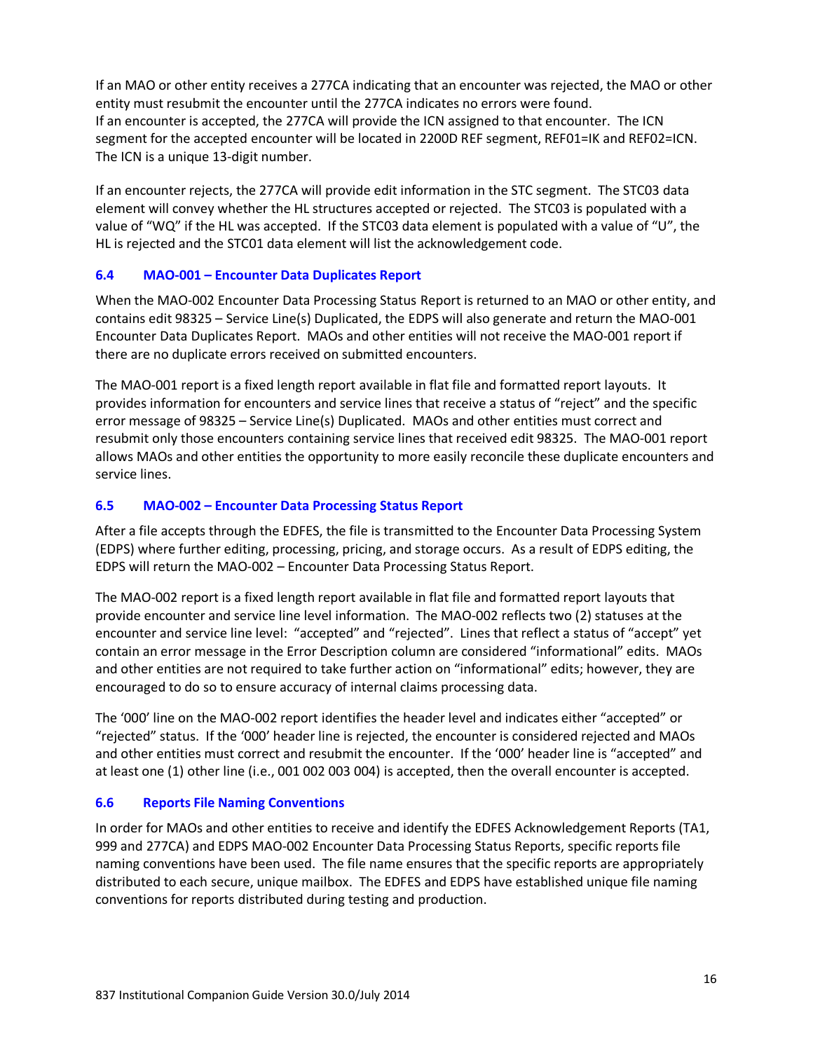If an MAO or other entity receives a 277CA indicating that an encounter was rejected, the MAO or other entity must resubmit the encounter until the 277CA indicates no errors were found.
If an encounter is accepted, the 277CA will provide the ICN assigned to that encounter. The ICN segment for the accepted encounter will be located in 2200D REF segment, REF01=IK and REF02=ICN. The ICN is a unique 13-digit number.

If an encounter rejects, the 277CA will provide edit information in the STC segment. The STC03 data element will convey whether the HL structures accepted or rejected. The STC03 is populated with a value of "WQ" if the HL was accepted. If the STC03 data element is populated with a value of "U", the HL is rejected and the STC01 data element will list the acknowledgement code.

### 6.4 MAO-001 – Encounter Data Duplicates Report

When the MAO-002 Encounter Data Processing Status Report is returned to an MAO or other entity, and contains edit 98325 – Service Line(s) Duplicated, the EDPS will also generate and return the MAO-001 Encounter Data Duplicates Report. MAOs and other entities will not receive the MAO-001 report if there are no duplicate errors received on submitted encounters.

The MAO-001 report is a fixed length report available in flat file and formatted report layouts. It provides information for encounters and service lines that receive a status of "reject" and the specific error message of 98325 – Service Line(s) Duplicated. MAOs and other entities must correct and resubmit only those encounters containing service lines that received edit 98325. The MAO-001 report allows MAOs and other entities the opportunity to more easily reconcile these duplicate encounters and service lines.

### 6.5 MAO-002 – Encounter Data Processing Status Report

After a file accepts through the EDFES, the file is transmitted to the Encounter Data Processing System (EDPS) where further editing, processing, pricing, and storage occurs. As a result of EDPS editing, the EDPS will return the MAO-002 – Encounter Data Processing Status Report.

The MAO-002 report is a fixed length report available in flat file and formatted report layouts that provide encounter and service line level information. The MAO-002 reflects two (2) statuses at the encounter and service line level: "accepted" and "rejected". Lines that reflect a status of "accept" yet contain an error message in the Error Description column are considered "informational" edits. MAOs and other entities are not required to take further action on "informational" edits; however, they are encouraged to do so to ensure accuracy of internal claims processing data.

The '000' line on the MAO-002 report identifies the header level and indicates either "accepted" or "rejected" status. If the '000' header line is rejected, the encounter is considered rejected and MAOs and other entities must correct and resubmit the encounter. If the '000' header line is "accepted" and at least one (1) other line (i.e., 001 002 003 004) is accepted, then the overall encounter is accepted.

### 6.6 Reports File Naming Conventions

In order for MAOs and other entities to receive and identify the EDFES Acknowledgement Reports (TA1, 999 and 277CA) and EDPS MAO-002 Encounter Data Processing Status Reports, specific reports file naming conventions have been used. The file name ensures that the specific reports are appropriately distributed to each secure, unique mailbox. The EDFES and EDPS have established unique file naming conventions for reports distributed during testing and production.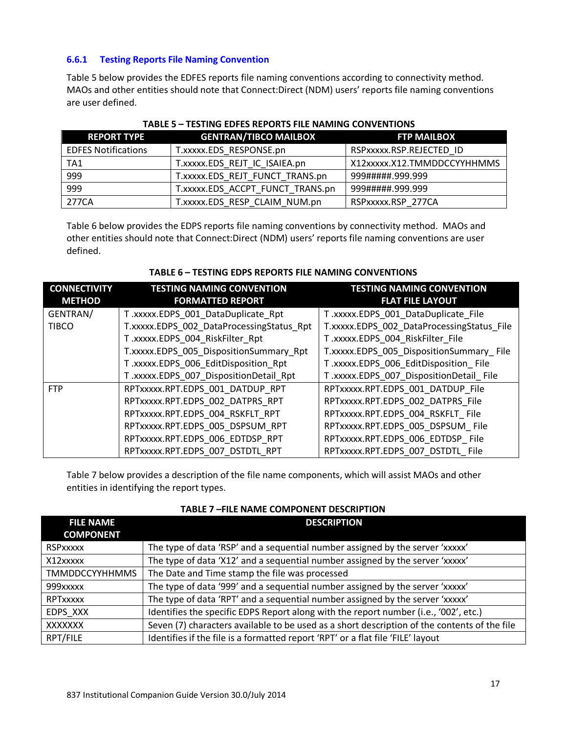### 6.6.1 Testing Reports File Naming Convention

Table 5 below provides the EDFES reports file naming conventions according to connectivity method. MAOs and other entities should note that Connect:Direct (NDM) users' reports file naming conventions are user defined.

**TABLE 5 – TESTING EDFES REPORTS FILE NAMING CONVENTIONS**

| REPORT TYPE | GENTRAN/TIBCO MAILBOX | FTP MAILBOX |
|---|---|---|
| EDFES Notifications | T.xxxxx.EDS_RESPONSE.pn | RSPxxxxx.RSP.REJECTED_ID |
| TA1 | T.xxxxx.EDS_REJT_IC_ISAIEA.pn | X12xxxxx.X12.TMMDDCCYYHHMMS |
| 999 | T.xxxxx.EDS_REJT_FUNCT_TRANS.pn | 999#####.999.999 |
| 999 | T.xxxxx.EDS_ACCPT_FUNCT_TRANS.pn | 999#####.999.999 |
| 277CA | T.xxxxx.EDS_RESP_CLAIM_NUM.pn | RSPxxxxx.RSP_277CA |

Table 6 below provides the EDPS reports file naming conventions by connectivity method. MAOs and other entities should note that Connect:Direct (NDM) users' reports file naming conventions are user defined.

**TABLE 6 – TESTING EDPS REPORTS FILE NAMING CONVENTIONS**

| CONNECTIVITY METHOD | TESTING NAMING CONVENTION FORMATTED REPORT | TESTING NAMING CONVENTION FLAT FILE LAYOUT |
|---|---|---|
| GENTRAN/ TIBCO | T .xxxxx.EDPS_001_DataDuplicate_Rpt | T .xxxxx.EDPS_001_DataDuplicate_File |
| | T.xxxxx.EDPS_002_DataProcessingStatus_Rpt | T.xxxxx.EDPS_002_DataProcessingStatus_File |
| | T .xxxxx.EDPS_004_RiskFilter_Rpt | T .xxxxx.EDPS_004_RiskFilter_File |
| | T.xxxxx.EDPS_005_DispositionSummary_Rpt | T.xxxxx.EDPS_005_DispositionSummary_ File |
| | T .xxxxx.EDPS_006_EditDisposition_Rpt | T .xxxxx.EDPS_006_EditDisposition_ File |
| | T .xxxxx.EDPS_007_DispositionDetail_Rpt | T .xxxxx.EDPS_007_DispositionDetail_ File |
| FTP | RPTxxxxx.RPT.EDPS_001_DATDUP_RPT | RPTxxxxx.RPT.EDPS_001_DATDUP_File |
| | RPTxxxxx.RPT.EDPS_002_DATPRS_RPT | RPTxxxxx.RPT.EDPS_002_DATPRS_File |
| | RPTxxxxx.RPT.EDPS_004_RSKFLT_RPT | RPTxxxxx.RPT.EDPS_004_RSKFLT_ File |
| | RPTxxxxx.RPT.EDPS_005_DSPSUM_RPT | RPTxxxxx.RPT.EDPS_005_DSPSUM_ File |
| | RPTxxxxx.RPT.EDPS_006_EDTDSP_RPT | RPTxxxxx.RPT.EDPS_006_EDTDSP_ File |
| | RPTxxxxx.RPT.EDPS_007_DSTDTL_RPT | RPTxxxxx.RPT.EDPS_007_DSTDTL_ File |

Table 7 below provides a description of the file name components, which will assist MAOs and other entities in identifying the report types.

**TABLE 7 –FILE NAME COMPONENT DESCRIPTION**

| FILE NAME COMPONENT | DESCRIPTION |
|---|---|
| RSPxxxxx | The type of data 'RSP' and a sequential number assigned by the server 'xxxxx' |
| X12xxxxx | The type of data 'X12' and a sequential number assigned by the server 'xxxxx' |
| TMMDDCCYYHHMMS | The Date and Time stamp the file was processed |
| 999xxxxx | The type of data '999' and a sequential number assigned by the server 'xxxxx' |
| RPTxxxxx | The type of data 'RPT' and a sequential number assigned by the server 'xxxxx' |
| EDPS_XXX | Identifies the specific EDPS Report along with the report number (i.e., '002', etc.) |
| XXXXXXX | Seven (7) characters available to be used as a short description of the contents of the file |
| RPT/FILE | Identifies if the file is a formatted report 'RPT' or a flat file 'FILE' layout |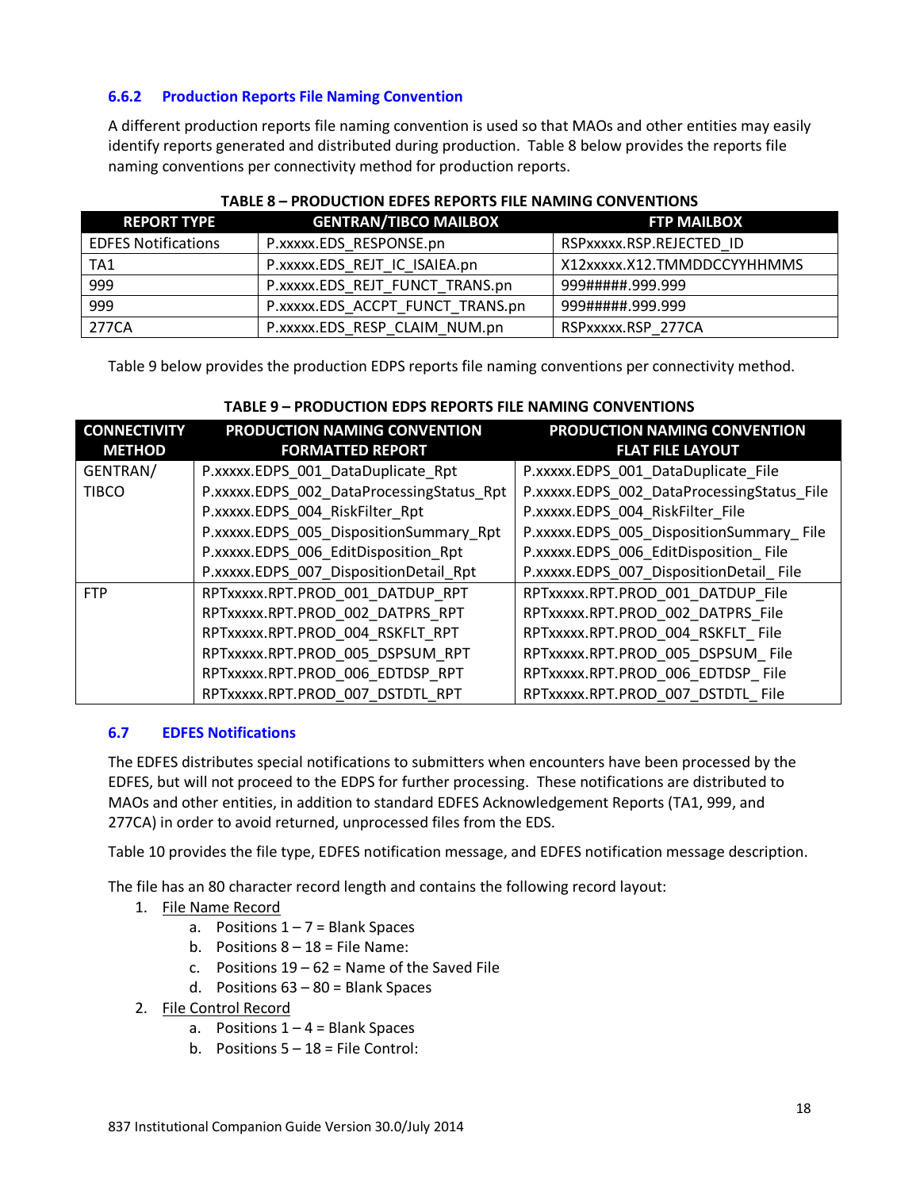### 6.6.2 Production Reports File Naming Convention

A different production reports file naming convention is used so that MAOs and other entities may easily identify reports generated and distributed during production. Table 8 below provides the reports file naming conventions per connectivity method for production reports.

**TABLE 8 – PRODUCTION EDFES REPORTS FILE NAMING CONVENTIONS**

| REPORT TYPE | GENTRAN/TIBCO MAILBOX | FTP MAILBOX |
|---|---|---|
| EDFES Notifications | P.xxxxx.EDS_RESPONSE.pn | RSPxxxxx.RSP.REJECTED_ID |
| TA1 | P.xxxxx.EDS_REJT_IC_ISAIEA.pn | X12xxxxx.X12.TMMDDCCYYHHMMS |
| 999 | P.xxxxx.EDS_REJT_FUNCT_TRANS.pn | 999#####.999.999 |
| 999 | P.xxxxx.EDS_ACCPT_FUNCT_TRANS.pn | 999#####.999.999 |
| 277CA | P.xxxxx.EDS_RESP_CLAIM_NUM.pn | RSPxxxxx.RSP_277CA |

Table 9 below provides the production EDPS reports file naming conventions per connectivity method.

**TABLE 9 – PRODUCTION EDPS REPORTS FILE NAMING CONVENTIONS**

| CONNECTIVITY METHOD | PRODUCTION NAMING CONVENTION FORMATTED REPORT | PRODUCTION NAMING CONVENTION FLAT FILE LAYOUT |
|---|---|---|
| GENTRAN/ TIBCO | P.xxxxx.EDPS_001_DataDuplicate_Rpt | P.xxxxx.EDPS_001_DataDuplicate_File |
| | P.xxxxx.EDPS_002_DataProcessingStatus_Rpt | P.xxxxx.EDPS_002_DataProcessingStatus_File |
| | P.xxxxx.EDPS_004_RiskFilter_Rpt | P.xxxxx.EDPS_004_RiskFilter_File |
| | P.xxxxx.EDPS_005_DispositionSummary_Rpt | P.xxxxx.EDPS_005_DispositionSummary_ File |
| | P.xxxxx.EDPS_006_EditDisposition_Rpt | P.xxxxx.EDPS_006_EditDisposition_ File |
| | P.xxxxx.EDPS_007_DispositionDetail_Rpt | P.xxxxx.EDPS_007_DispositionDetail_ File |
| FTP | RPTxxxxx.RPT.PROD_001_DATDUP_RPT | RPTxxxxx.RPT.PROD_001_DATDUP_File |
| | RPTxxxxx.RPT.PROD_002_DATPRS_RPT | RPTxxxxx.RPT.PROD_002_DATPRS_File |
| | RPTxxxxx.RPT.PROD_004_RSKFLT_RPT | RPTxxxxx.RPT.PROD_004_RSKFLT_ File |
| | RPTxxxxx.RPT.PROD_005_DSPSUM_RPT | RPTxxxxx.RPT.PROD_005_DSPSUM_ File |
| | RPTxxxxx.RPT.PROD_006_EDTDSP_RPT | RPTxxxxx.RPT.PROD_006_EDTDSP_ File |
| | RPTxxxxx.RPT.PROD_007_DSTDTL_RPT | RPTxxxxx.RPT.PROD_007_DSTDTL_ File |

## 6.7 EDFES Notifications

The EDFES distributes special notifications to submitters when encounters have been processed by the EDFES, but will not proceed to the EDPS for further processing. These notifications are distributed to MAOs and other entities, in addition to standard EDFES Acknowledgement Reports (TA1, 999, and 277CA) in order to avoid returned, unprocessed files from the EDS.

Table 10 provides the file type, EDFES notification message, and EDFES notification message description.

The file has an 80 character record length and contains the following record layout:

1. File Name Record
   a. Positions 1 – 7 = Blank Spaces
   b. Positions 8 – 18 = File Name:
   c. Positions 19 – 62 = Name of the Saved File
   d. Positions 63 – 80 = Blank Spaces
2. File Control Record
   a. Positions 1 – 4 = Blank Spaces
   b. Positions 5 – 18 = File Control: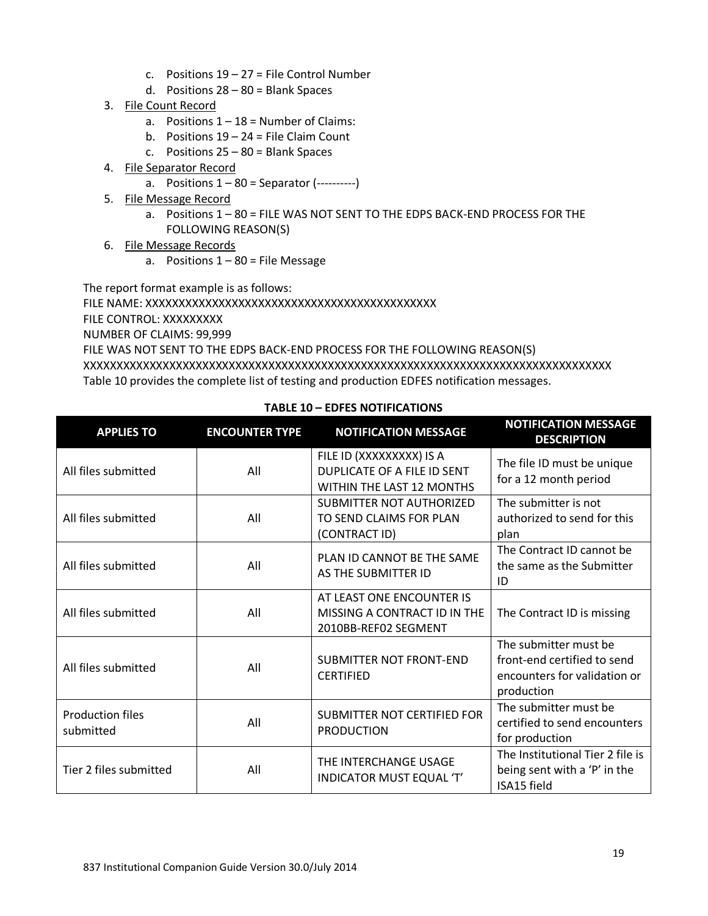c. Positions 19 – 27 = File Control Number
d. Positions 28 – 80 = Blank Spaces

3. File Count Record
   a. Positions 1 – 18 = Number of Claims:
   b. Positions 19 – 24 = File Claim Count
   c. Positions 25 – 80 = Blank Spaces
4. File Separator Record
   a. Positions 1 – 80 = Separator (----------)
5. File Message Record
   a. Positions 1 – 80 = FILE WAS NOT SENT TO THE EDPS BACK-END PROCESS FOR THE FOLLOWING REASON(S)
6. File Message Records
   a. Positions 1 – 80 = File Message

The report format example is as follows:
FILE NAME: XXXXXXXXXXXXXXXXXXXXXXXXXXXXXXXXXXXXXXXXXXXXX
FILE CONTROL: XXXXXXXXX
NUMBER OF CLAIMS: 99,999
FILE WAS NOT SENT TO THE EDPS BACK-END PROCESS FOR THE FOLLOWING REASON(S)
XXXXXXXXXXXXXXXXXXXXXXXXXXXXXXXXXXXXXXXXXXXXXXXXXXXXXXXXXXXXXXXXXXXXXXXXXXXXXXXX
Table 10 provides the complete list of testing and production EDFES notification messages.

**TABLE 10 – EDFES NOTIFICATIONS**

| APPLIES TO | ENCOUNTER TYPE | NOTIFICATION MESSAGE | NOTIFICATION MESSAGE DESCRIPTION |
|---|---|---|---|
| All files submitted | All | FILE ID (XXXXXXXXX) IS A DUPLICATE OF A FILE ID SENT WITHIN THE LAST 12 MONTHS | The file ID must be unique for a 12 month period |
| All files submitted | All | SUBMITTER NOT AUTHORIZED TO SEND CLAIMS FOR PLAN (CONTRACT ID) | The submitter is not authorized to send for this plan |
| All files submitted | All | PLAN ID CANNOT BE THE SAME AS THE SUBMITTER ID | The Contract ID cannot be the same as the Submitter ID |
| All files submitted | All | AT LEAST ONE ENCOUNTER IS MISSING A CONTRACT ID IN THE 2010BB-REF02 SEGMENT | The Contract ID is missing |
| All files submitted | All | SUBMITTER NOT FRONT-END CERTIFIED | The submitter must be front-end certified to send encounters for validation or production |
| Production files submitted | All | SUBMITTER NOT CERTIFIED FOR PRODUCTION | The submitter must be certified to send encounters for production |
| Tier 2 files submitted | All | THE INTERCHANGE USAGE INDICATOR MUST EQUAL 'T' | The Institutional Tier 2 file is being sent with a 'P' in the ISA15 field |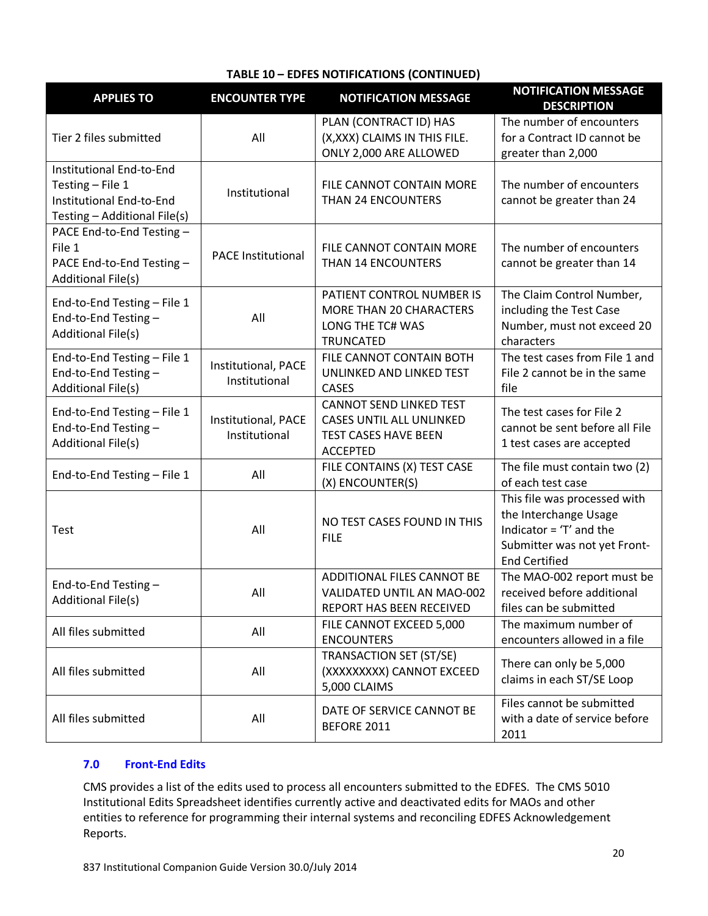**TABLE 10 – EDFES NOTIFICATIONS (CONTINUED)**

| APPLIES TO | ENCOUNTER TYPE | NOTIFICATION MESSAGE | NOTIFICATION MESSAGE DESCRIPTION |
|---|---|---|---|
| Tier 2 files submitted | All | PLAN (CONTRACT ID) HAS (X,XXX) CLAIMS IN THIS FILE. ONLY 2,000 ARE ALLOWED | The number of encounters for a Contract ID cannot be greater than 2,000 |
| Institutional End-to-End Testing – File 1<br>Institutional End-to-End Testing – Additional File(s) | Institutional | FILE CANNOT CONTAIN MORE THAN 24 ENCOUNTERS | The number of encounters cannot be greater than 24 |
| PACE End-to-End Testing – File 1<br>PACE End-to-End Testing – Additional File(s) | PACE Institutional | FILE CANNOT CONTAIN MORE THAN 14 ENCOUNTERS | The number of encounters cannot be greater than 14 |
| End-to-End Testing – File 1<br>End-to-End Testing – Additional File(s) | All | PATIENT CONTROL NUMBER IS MORE THAN 20 CHARACTERS LONG THE TC# WAS TRUNCATED | The Claim Control Number, including the Test Case Number, must not exceed 20 characters |
| End-to-End Testing – File 1<br>End-to-End Testing – Additional File(s) | Institutional, PACE Institutional | FILE CANNOT CONTAIN BOTH UNLINKED AND LINKED TEST CASES | The test cases from File 1 and File 2 cannot be in the same file |
| End-to-End Testing – File 1<br>End-to-End Testing – Additional File(s) | Institutional, PACE Institutional | CANNOT SEND LINKED TEST CASES UNTIL ALL UNLINKED TEST CASES HAVE BEEN ACCEPTED | The test cases for File 2 cannot be sent before all File 1 test cases are accepted |
| End-to-End Testing – File 1 | All | FILE CONTAINS (X) TEST CASE (X) ENCOUNTER(S) | The file must contain two (2) of each test case |
| Test | All | NO TEST CASES FOUND IN THIS FILE | This file was processed with the Interchange Usage Indicator = 'T' and the Submitter was not yet Front-End Certified |
| End-to-End Testing – Additional File(s) | All | ADDITIONAL FILES CANNOT BE VALIDATED UNTIL AN MAO-002 REPORT HAS BEEN RECEIVED | The MAO-002 report must be received before additional files can be submitted |
| All files submitted | All | FILE CANNOT EXCEED 5,000 ENCOUNTERS | The maximum number of encounters allowed in a file |
| All files submitted | All | TRANSACTION SET (ST/SE) (XXXXXXXXX) CANNOT EXCEED 5,000 CLAIMS | There can only be 5,000 claims in each ST/SE Loop |
| All files submitted | All | DATE OF SERVICE CANNOT BE BEFORE 2011 | Files cannot be submitted with a date of service before 2011 |

## 7.0 Front-End Edits

CMS provides a list of the edits used to process all encounters submitted to the EDFES. The CMS 5010 Institutional Edits Spreadsheet identifies currently active and deactivated edits for MAOs and other entities to reference for programming their internal systems and reconciling EDFES Acknowledgement Reports.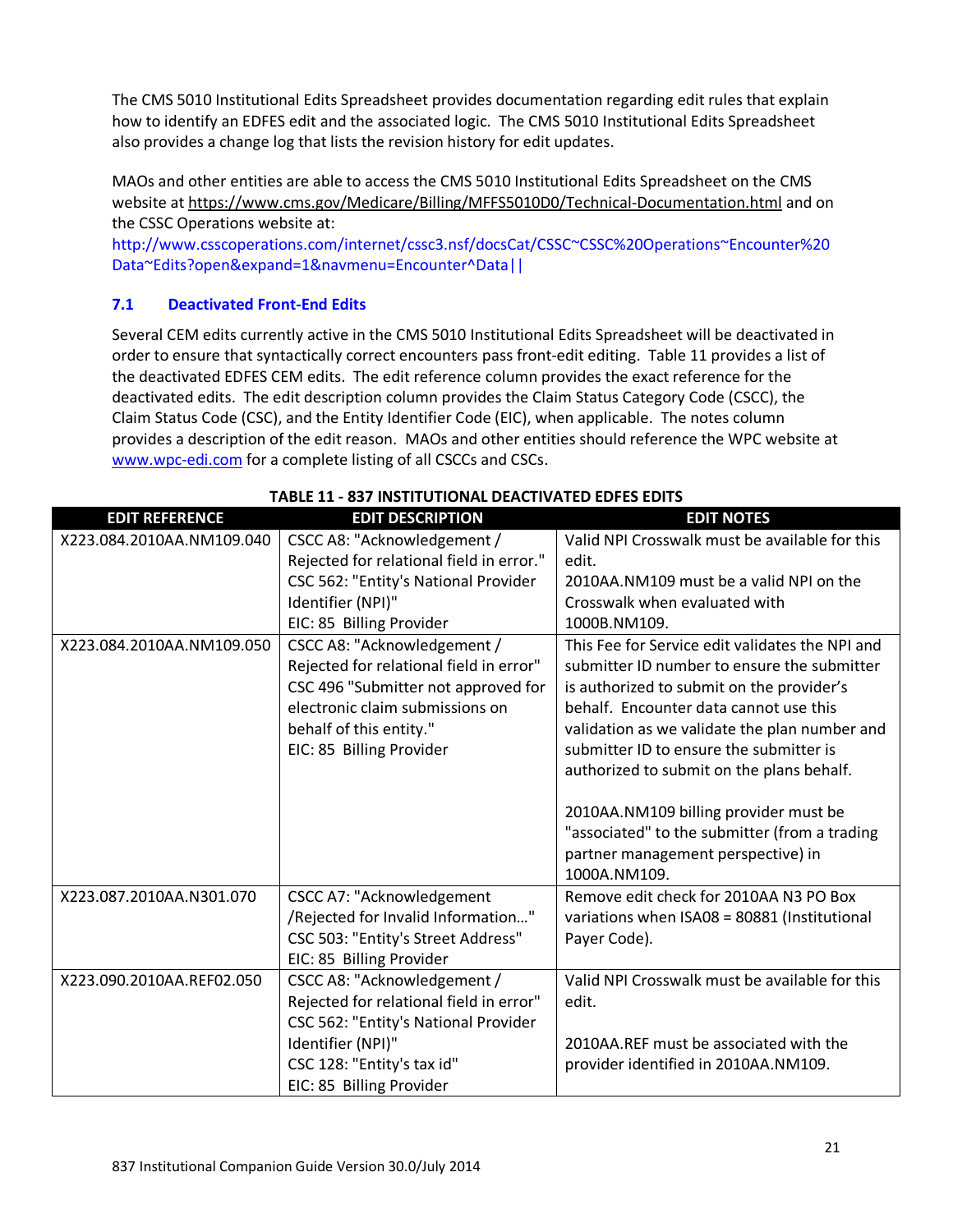The CMS 5010 Institutional Edits Spreadsheet provides documentation regarding edit rules that explain how to identify an EDFES edit and the associated logic. The CMS 5010 Institutional Edits Spreadsheet also provides a change log that lists the revision history for edit updates.

MAOs and other entities are able to access the CMS 5010 Institutional Edits Spreadsheet on the CMS website at https://www.cms.gov/Medicare/Billing/MFFS5010D0/Technical-Documentation.html and on the CSSC Operations website at:
http://www.csscoperations.com/internet/cssc3.nsf/docsCat/CSSC~CSSC%20Operations~Encounter%20Data~Edits?open&expand=1&navmenu=Encounter^Data||

## 7.1 Deactivated Front-End Edits

Several CEM edits currently active in the CMS 5010 Institutional Edits Spreadsheet will be deactivated in order to ensure that syntactically correct encounters pass front-edit editing. Table 11 provides a list of the deactivated EDFES CEM edits. The edit reference column provides the exact reference for the deactivated edits. The edit description column provides the Claim Status Category Code (CSCC), the Claim Status Code (CSC), and the Entity Identifier Code (EIC), when applicable. The notes column provides a description of the edit reason. MAOs and other entities should reference the WPC website at www.wpc-edi.com for a complete listing of all CSCCs and CSCs.

**TABLE 11 - 837 INSTITUTIONAL DEACTIVATED EDFES EDITS**

| EDIT REFERENCE | EDIT DESCRIPTION | EDIT NOTES |
|---|---|---|
| X223.084.2010AA.NM109.040 | CSCC A8: "Acknowledgement / Rejected for relational field in error."<br>CSC 562: "Entity's National Provider Identifier (NPI)"<br>EIC: 85 Billing Provider | Valid NPI Crosswalk must be available for this edit.<br>2010AA.NM109 must be a valid NPI on the Crosswalk when evaluated with 1000B.NM109. |
| X223.084.2010AA.NM109.050 | CSCC A8: "Acknowledgement / Rejected for relational field in error"<br>CSC 496 "Submitter not approved for electronic claim submissions on behalf of this entity."<br>EIC: 85 Billing Provider | This Fee for Service edit validates the NPI and submitter ID number to ensure the submitter is authorized to submit on the provider's behalf. Encounter data cannot use this validation as we validate the plan number and submitter ID to ensure the submitter is authorized to submit on the plans behalf.<br><br>2010AA.NM109 billing provider must be "associated" to the submitter (from a trading partner management perspective) in 1000A.NM109. |
| X223.087.2010AA.N301.070 | CSCC A7: "Acknowledgement /Rejected for Invalid Information…"<br>CSC 503: "Entity's Street Address"<br>EIC: 85 Billing Provider | Remove edit check for 2010AA N3 PO Box variations when ISA08 = 80881 (Institutional Payer Code). |
| X223.090.2010AA.REF02.050 | CSCC A8: "Acknowledgement / Rejected for relational field in error"<br>CSC 562: "Entity's National Provider Identifier (NPI)"<br>CSC 128: "Entity's tax id"<br>EIC: 85 Billing Provider | Valid NPI Crosswalk must be available for this edit.<br><br>2010AA.REF must be associated with the provider identified in 2010AA.NM109. |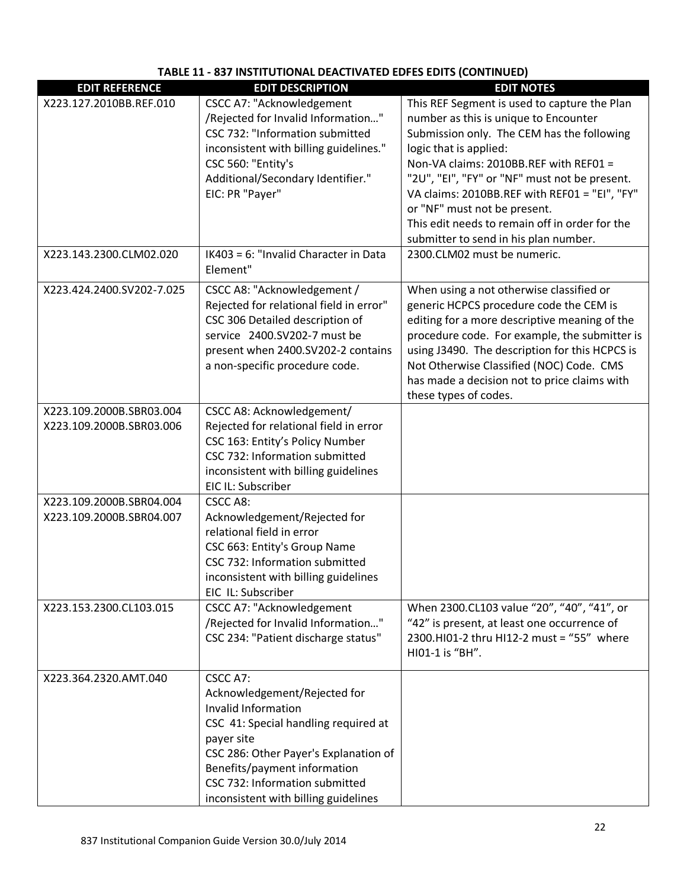**TABLE 11 - 837 INSTITUTIONAL DEACTIVATED EDFES EDITS (CONTINUED)**

| EDIT REFERENCE | EDIT DESCRIPTION | EDIT NOTES |
|---|---|---|
| X223.127.2010BB.REF.010 | CSCC A7: "Acknowledgement /Rejected for Invalid Information…" CSC 732: "Information submitted inconsistent with billing guidelines." CSC 560: "Entity's Additional/Secondary Identifier." EIC: PR "Payer" | This REF Segment is used to capture the Plan number as this is unique to Encounter Submission only. The CEM has the following logic that is applied: Non-VA claims: 2010BB.REF with REF01 = "2U", "EI", "FY" or "NF" must not be present. VA claims: 2010BB.REF with REF01 = "EI", "FY" or "NF" must not be present. This edit needs to remain off in order for the submitter to send in his plan number. |
| X223.143.2300.CLM02.020 | IK403 = 6: "Invalid Character in Data Element" | 2300.CLM02 must be numeric. |
| X223.424.2400.SV202-7.025 | CSCC A8: "Acknowledgement / Rejected for relational field in error" CSC 306 Detailed description of service 2400.SV202-7 must be present when 2400.SV202-2 contains a non-specific procedure code. | When using a not otherwise classified or generic HCPCS procedure code the CEM is editing for a more descriptive meaning of the procedure code. For example, the submitter is using J3490. The description for this HCPCS is Not Otherwise Classified (NOC) Code. CMS has made a decision not to price claims with these types of codes. |
| X223.109.2000B.SBR03.004<br>X223.109.2000B.SBR03.006 | CSCC A8: Acknowledgement/ Rejected for relational field in error CSC 163: Entity's Policy Number CSC 732: Information submitted inconsistent with billing guidelines EIC IL: Subscriber | |
| X223.109.2000B.SBR04.004<br>X223.109.2000B.SBR04.007 | CSCC A8: Acknowledgement/Rejected for relational field in error CSC 663: Entity's Group Name CSC 732: Information submitted inconsistent with billing guidelines EIC IL: Subscriber | |
| X223.153.2300.CL103.015 | CSCC A7: "Acknowledgement /Rejected for Invalid Information…" CSC 234: "Patient discharge status" | When 2300.CL103 value "20", "40", "41", or "42" is present, at least one occurrence of 2300.HI01-2 thru HI12-2 must = "55" where HI01-1 is "BH". |
| X223.364.2320.AMT.040 | CSCC A7: Acknowledgement/Rejected for Invalid Information CSC 41: Special handling required at payer site CSC 286: Other Payer's Explanation of Benefits/payment information CSC 732: Information submitted inconsistent with billing guidelines | |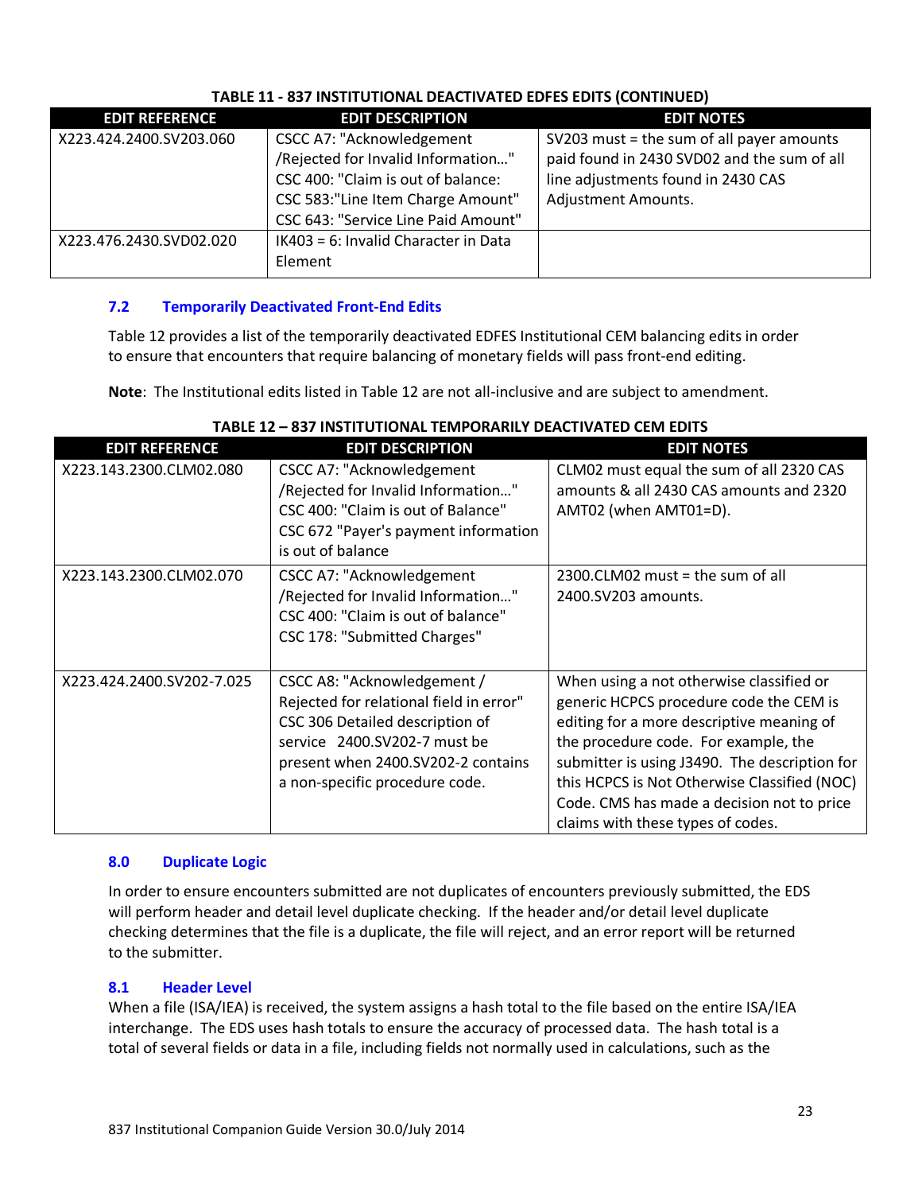**TABLE 11 - 837 INSTITUTIONAL DEACTIVATED EDFES EDITS (CONTINUED)**

| EDIT REFERENCE | EDIT DESCRIPTION | EDIT NOTES |
|---|---|---|
| X223.424.2400.SV203.060 | CSCC A7: "Acknowledgement /Rejected for Invalid Information…" CSC 400: "Claim is out of balance: CSC 583:"Line Item Charge Amount" CSC 643: "Service Line Paid Amount" | SV203 must = the sum of all payer amounts paid found in 2430 SVD02 and the sum of all line adjustments found in 2430 CAS Adjustment Amounts. |
| X223.476.2430.SVD02.020 | IK403 = 6: Invalid Character in Data Element | |

## 7.2 Temporarily Deactivated Front-End Edits

Table 12 provides a list of the temporarily deactivated EDFES Institutional CEM balancing edits in order to ensure that encounters that require balancing of monetary fields will pass front-end editing.

**Note**: The Institutional edits listed in Table 12 are not all-inclusive and are subject to amendment.

**TABLE 12 – 837 INSTITUTIONAL TEMPORARILY DEACTIVATED CEM EDITS**

| EDIT REFERENCE | EDIT DESCRIPTION | EDIT NOTES |
|---|---|---|
| X223.143.2300.CLM02.080 | CSCC A7: "Acknowledgement /Rejected for Invalid Information…" CSC 400: "Claim is out of Balance" CSC 672 "Payer's payment information is out of balance | CLM02 must equal the sum of all 2320 CAS amounts & all 2430 CAS amounts and 2320 AMT02 (when AMT01=D). |
| X223.143.2300.CLM02.070 | CSCC A7: "Acknowledgement /Rejected for Invalid Information…" CSC 400: "Claim is out of balance" CSC 178: "Submitted Charges" | 2300.CLM02 must = the sum of all 2400.SV203 amounts. |
| X223.424.2400.SV202-7.025 | CSCC A8: "Acknowledgement / Rejected for relational field in error" CSC 306 Detailed description of service 2400.SV202-7 must be present when 2400.SV202-2 contains a non-specific procedure code. | When using a not otherwise classified or generic HCPCS procedure code the CEM is editing for a more descriptive meaning of the procedure code. For example, the submitter is using J3490. The description for this HCPCS is Not Otherwise Classified (NOC) Code. CMS has made a decision not to price claims with these types of codes. |

## 8.0 Duplicate Logic

In order to ensure encounters submitted are not duplicates of encounters previously submitted, the EDS will perform header and detail level duplicate checking. If the header and/or detail level duplicate checking determines that the file is a duplicate, the file will reject, and an error report will be returned to the submitter.

## 8.1 Header Level

When a file (ISA/IEA) is received, the system assigns a hash total to the file based on the entire ISA/IEA interchange. The EDS uses hash totals to ensure the accuracy of processed data. The hash total is a total of several fields or data in a file, including fields not normally used in calculations, such as the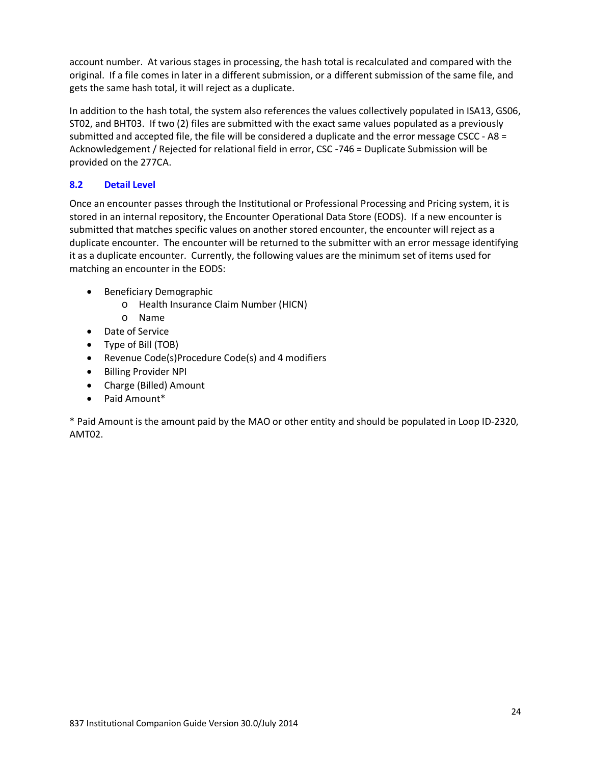account number. At various stages in processing, the hash total is recalculated and compared with the original. If a file comes in later in a different submission, or a different submission of the same file, and gets the same hash total, it will reject as a duplicate.

In addition to the hash total, the system also references the values collectively populated in ISA13, GS06, ST02, and BHT03. If two (2) files are submitted with the exact same values populated as a previously submitted and accepted file, the file will be considered a duplicate and the error message CSCC - A8 = Acknowledgement / Rejected for relational field in error, CSC -746 = Duplicate Submission will be provided on the 277CA.

### 8.2 Detail Level

Once an encounter passes through the Institutional or Professional Processing and Pricing system, it is stored in an internal repository, the Encounter Operational Data Store (EODS). If a new encounter is submitted that matches specific values on another stored encounter, the encounter will reject as a duplicate encounter. The encounter will be returned to the submitter with an error message identifying it as a duplicate encounter. Currently, the following values are the minimum set of items used for matching an encounter in the EODS:

- Beneficiary Demographic
  - Health Insurance Claim Number (HICN)
  - Name
- Date of Service
- Type of Bill (TOB)
- Revenue Code(s)Procedure Code(s) and 4 modifiers
- Billing Provider NPI
- Charge (Billed) Amount
- Paid Amount*

* Paid Amount is the amount paid by the MAO or other entity and should be populated in Loop ID-2320, AMT02.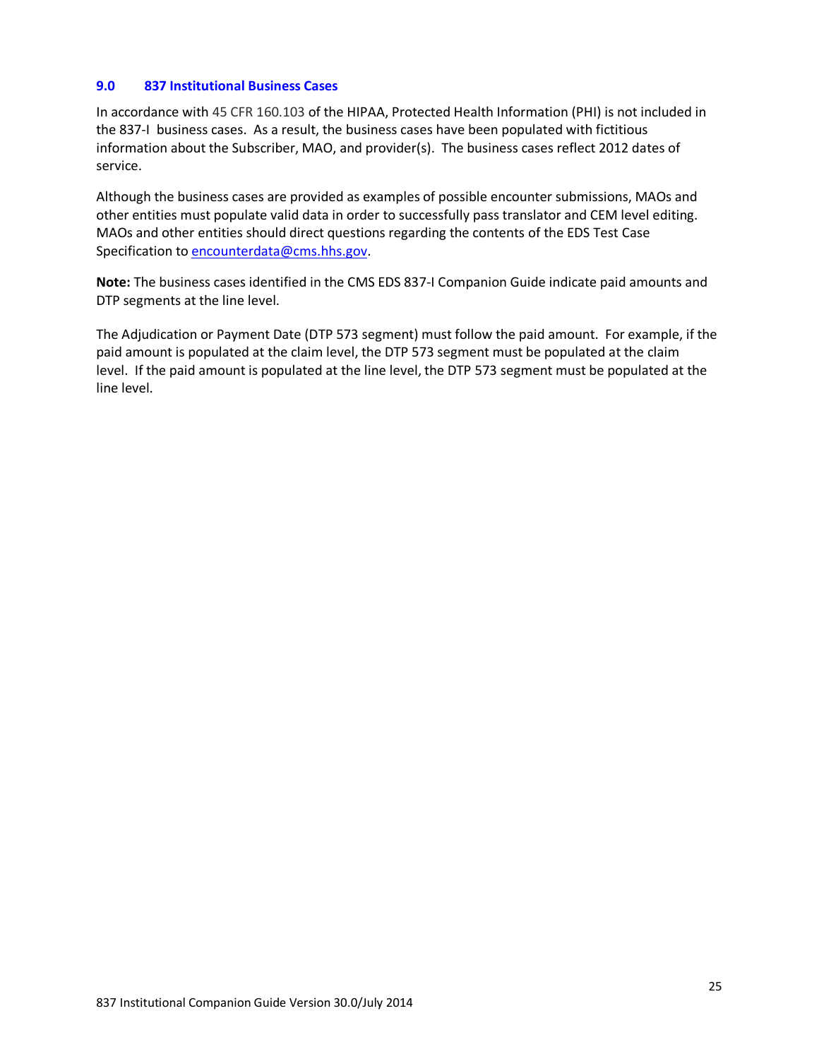## 9.0 837 Institutional Business Cases

In accordance with 45 CFR 160.103 of the HIPAA, Protected Health Information (PHI) is not included in the 837-I business cases. As a result, the business cases have been populated with fictitious information about the Subscriber, MAO, and provider(s). The business cases reflect 2012 dates of service.

Although the business cases are provided as examples of possible encounter submissions, MAOs and other entities must populate valid data in order to successfully pass translator and CEM level editing. MAOs and other entities should direct questions regarding the contents of the EDS Test Case Specification to encounterdata@cms.hhs.gov.

**Note:** The business cases identified in the CMS EDS 837-I Companion Guide indicate paid amounts and DTP segments at the line level.

The Adjudication or Payment Date (DTP 573 segment) must follow the paid amount. For example, if the paid amount is populated at the claim level, the DTP 573 segment must be populated at the claim level. If the paid amount is populated at the line level, the DTP 573 segment must be populated at the line level.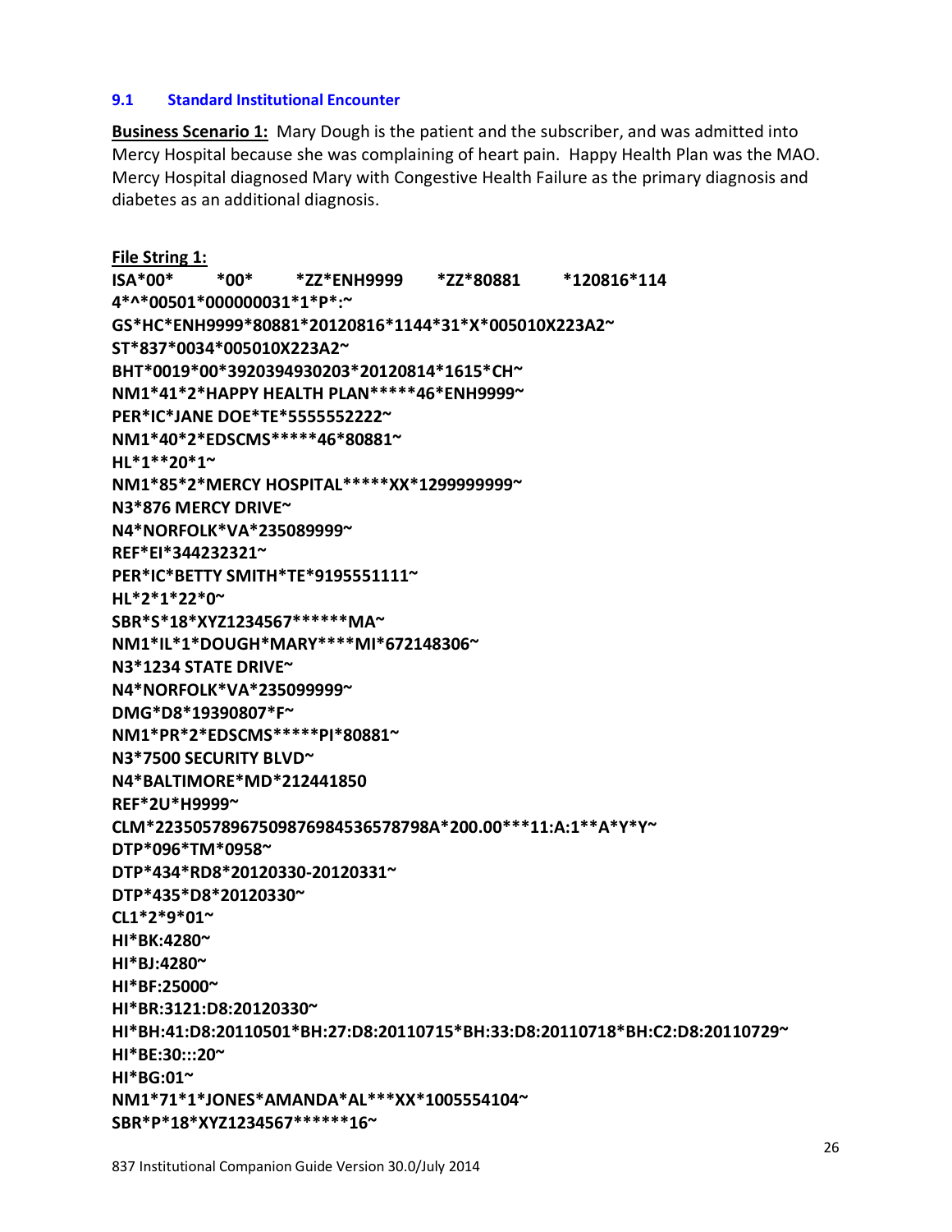### 9.1 Standard Institutional Encounter

**Business Scenario 1:** Mary Dough is the patient and the subscriber, and was admitted into Mercy Hospital because she was complaining of heart pain. Happy Health Plan was the MAO. Mercy Hospital diagnosed Mary with Congestive Health Failure as the primary diagnosis and diabetes as an additional diagnosis.

**File String 1:**

**ISA*00*          *00*          *ZZ*ENH9999          *ZZ*80881          *120816*114
4*^*00501*000000031*1*P*:~
GS*HC*ENH9999*80881*20120816*1144*31*X*005010X223A2~
ST*837*0034*005010X223A2~
BHT*0019*00*3920394930203*20120814*1615*CH~
NM1*41*2*HAPPY HEALTH PLAN*****46*ENH9999~
PER*IC*JANE DOE*TE*5555552222~
NM1*40*2*EDSCMS*****46*80881~
HL*1**20*1~
NM1*85*2*MERCY HOSPITAL*****XX*1299999999~
N3*876 MERCY DRIVE~
N4*NORFOLK*VA*235089999~
REF*EI*344232321~
PER*IC*BETTY SMITH*TE*9195551111~
HL*2*1*22*0~
SBR*S*18*XYZ1234567******MA~
NM1*IL*1*DOUGH*MARY****MI*672148306~
N3*1234 STATE DRIVE~
N4*NORFOLK*VA*235099999~
DMG*D8*19390807*F~
NM1*PR*2*EDSCMS*****PI*80881~
N3*7500 SECURITY BLVD~
N4*BALTIMORE*MD*212441850
REF*2U*H9999~
CLM*22350578967509876984536578798A*200.00***11:A:1**A*Y*Y~
DTP*096*TM*0958~
DTP*434*RD8*20120330-20120331~
DTP*435*D8*20120330~
CL1*2*9*01~
HI*BK:4280~
HI*BJ:4280~
HI*BF:25000~
HI*BR:3121:D8:20120330~
HI*BH:41:D8:20110501*BH:27:D8:20110715*BH:33:D8:20110718*BH:C2:D8:20110729~
HI*BE:30:::20~
HI*BG:01~
NM1*71*1*JONES*AMANDA*AL***XX*1005554104~
SBR*P*18*XYZ1234567******16~**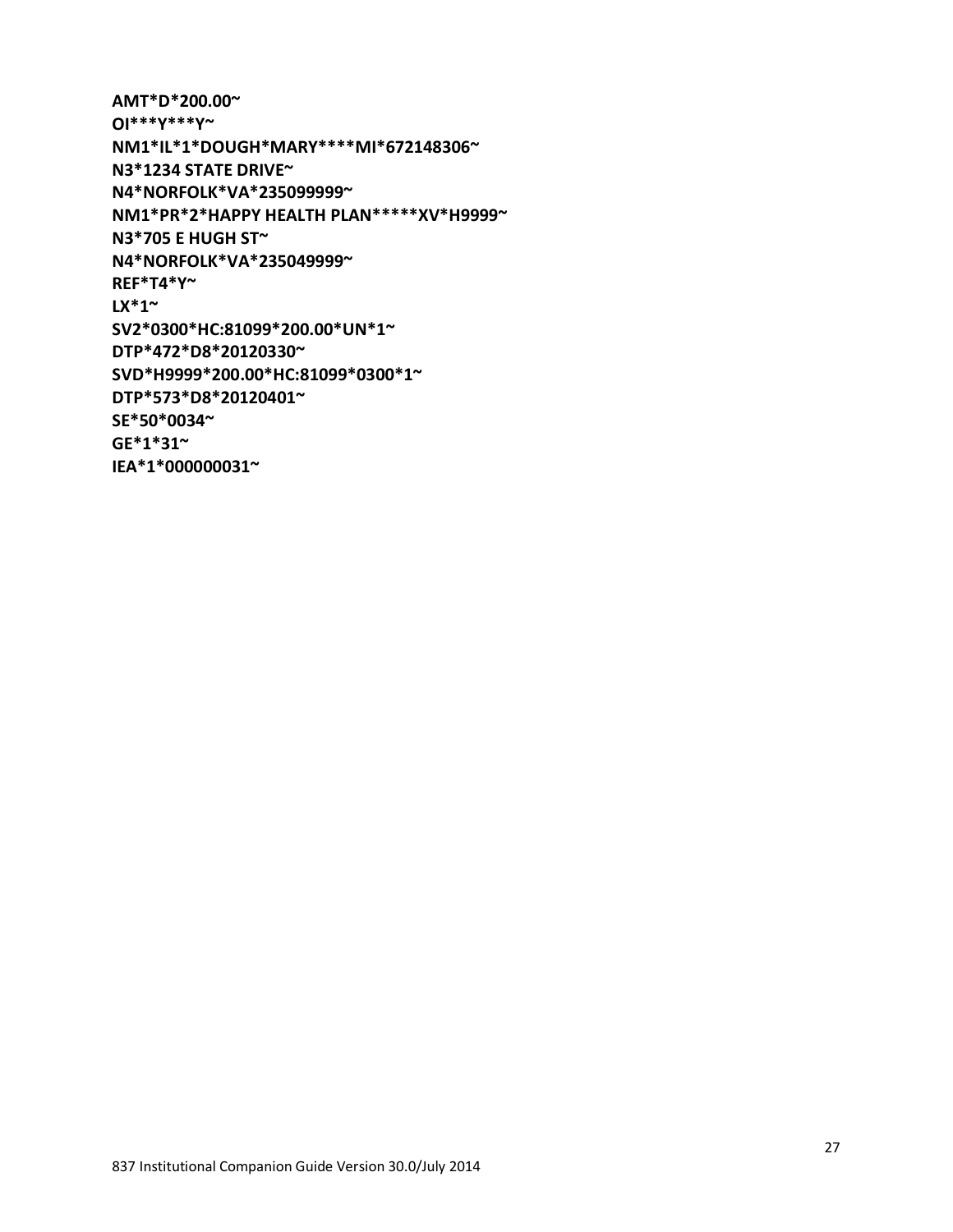**AMT*D*200.00~**
**OI***Y***Y~**
**NM1*IL*1*DOUGH*MARY****MI*672148306~**
**N3*1234 STATE DRIVE~**
**N4*NORFOLK*VA*235099999~**
**NM1*PR*2*HAPPY HEALTH PLAN*****XV*H9999~**
**N3*705 E HUGH ST~**
**N4*NORFOLK*VA*235049999~**
**REF*T4*Y~**
**LX*1~**
**SV2*0300*HC:81099*200.00*UN*1~**
**DTP*472*D8*20120330~**
**SVD*H9999*200.00*HC:81099*0300*1~**
**DTP*573*D8*20120401~**
**SE*50*0034~**
**GE*1*31~**
**IEA*1*000000031~**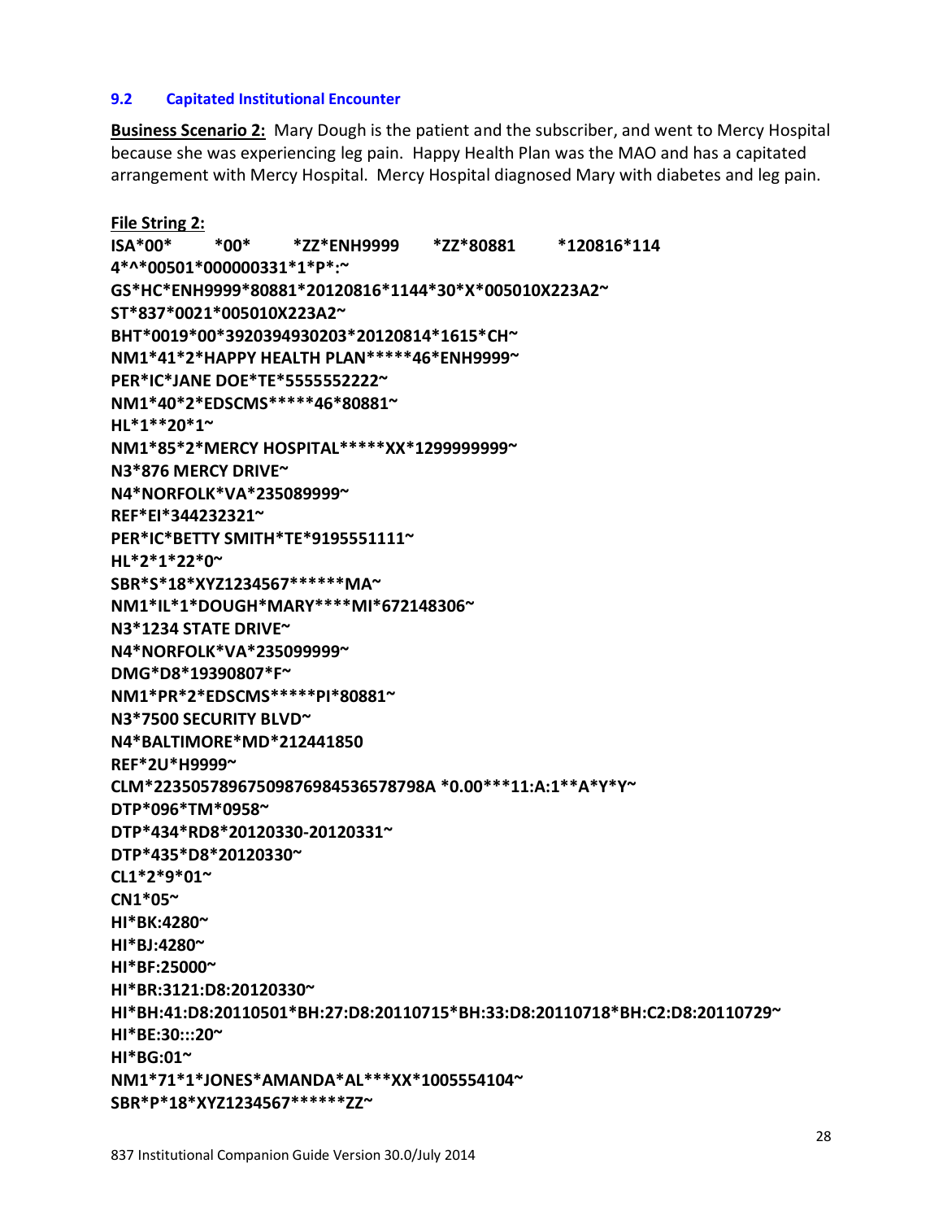### 9.2 Capitated Institutional Encounter

**Business Scenario 2:** Mary Dough is the patient and the subscriber, and went to Mercy Hospital because she was experiencing leg pain. Happy Health Plan was the MAO and has a capitated arrangement with Mercy Hospital. Mercy Hospital diagnosed Mary with diabetes and leg pain.

**File String 2:**

**ISA*00*          *00*          *ZZ*ENH9999       *ZZ*80881          *120816*1144*^*00501*000000331*1*P*:~**
**GS*HC*ENH9999*80881*20120816*1144*30*X*005010X223A2~**
**ST*837*0021*005010X223A2~**
**BHT*0019*00*3920394930203*20120814*1615*CH~**
**NM1*41*2*HAPPY HEALTH PLAN*****46*ENH9999~**
**PER*IC*JANE DOE*TE*5555552222~**
**NM1*40*2*EDSCMS*****46*80881~**
**HL*1**20*1~**
**NM1*85*2*MERCY HOSPITAL*****XX*1299999999~**
**N3*876 MERCY DRIVE~**
**N4*NORFOLK*VA*235089999~**
**REF*EI*344232321~**
**PER*IC*BETTY SMITH*TE*9195551111~**
**HL*2*1*22*0~**
**SBR*S*18*XYZ1234567******MA~**
**NM1*IL*1*DOUGH*MARY****MI*672148306~**
**N3*1234 STATE DRIVE~**
**N4*NORFOLK*VA*235099999~**
**DMG*D8*19390807*F~**
**NM1*PR*2*EDSCMS*****PI*80881~**
**N3*7500 SECURITY BLVD~**
**N4*BALTIMORE*MD*212441850**
**REF*2U*H9999~**
**CLM*22350578967509876984536578798A *0.00***11:A:1**A*Y*Y~**
**DTP*096*TM*0958~**
**DTP*434*RD8*20120330-20120331~**
**DTP*435*D8*20120330~**
**CL1*2*9*01~**
**CN1*05~**
**HI*BK:4280~**
**HI*BJ:4280~**
**HI*BF:25000~**
**HI*BR:3121:D8:20120330~**
**HI*BH:41:D8:20110501*BH:27:D8:20110715*BH:33:D8:20110718*BH:C2:D8:20110729~**
**HI*BE:30:::20~**
**HI*BG:01~**
**NM1*71*1*JONES*AMANDA*AL***XX*1005554104~**
**SBR*P*18*XYZ1234567******ZZ~**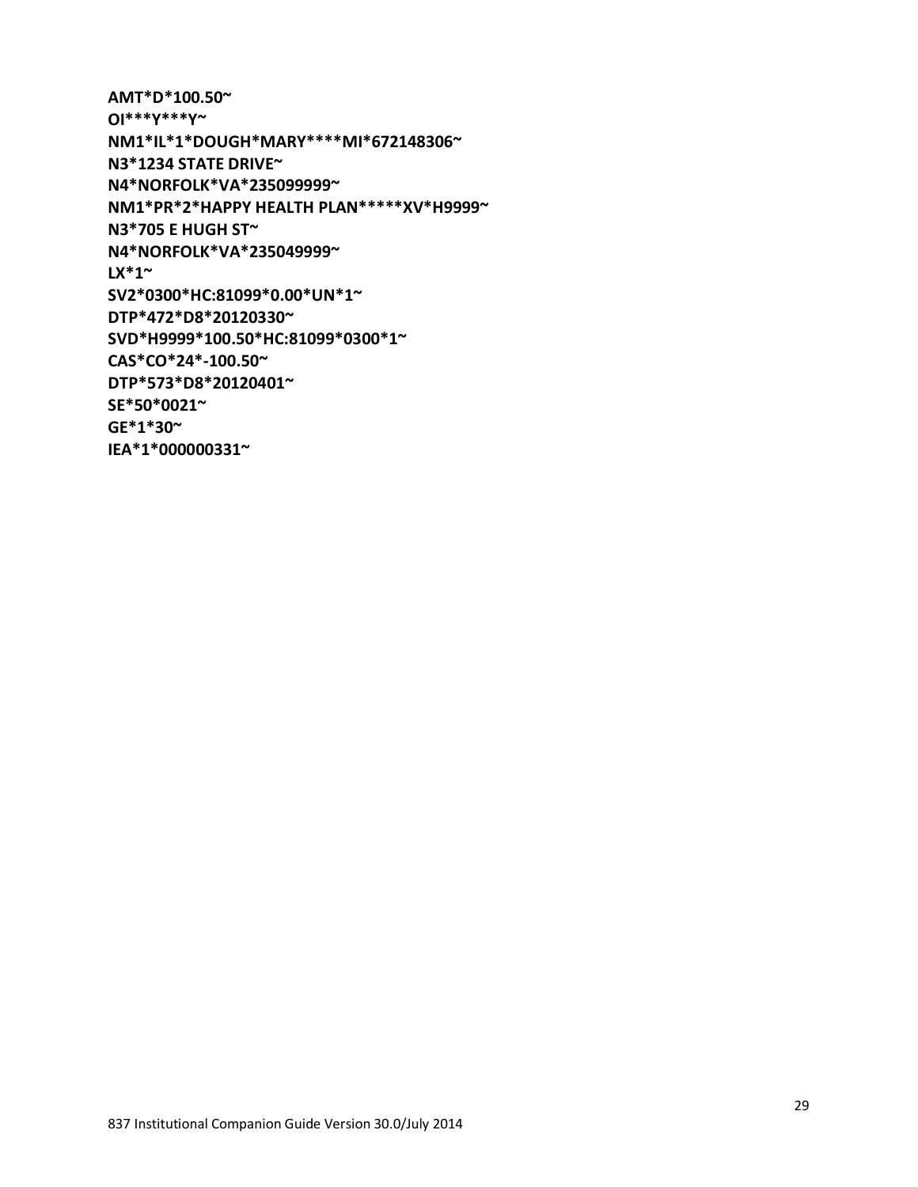```
AMT*D*100.50~
OI***Y***Y~
NM1*IL*1*DOUGH*MARY****MI*672148306~
N3*1234 STATE DRIVE~
N4*NORFOLK*VA*235099999~
NM1*PR*2*HAPPY HEALTH PLAN*****XV*H9999~
N3*705 E HUGH ST~
N4*NORFOLK*VA*235049999~
LX*1~
SV2*0300*HC:81099*0.00*UN*1~
DTP*472*D8*20120330~
SVD*H9999*100.50*HC:81099*0300*1~
CAS*CO*24*-100.50~
DTP*573*D8*20120401~
SE*50*0021~
GE*1*30~
IEA*1*000000331~
```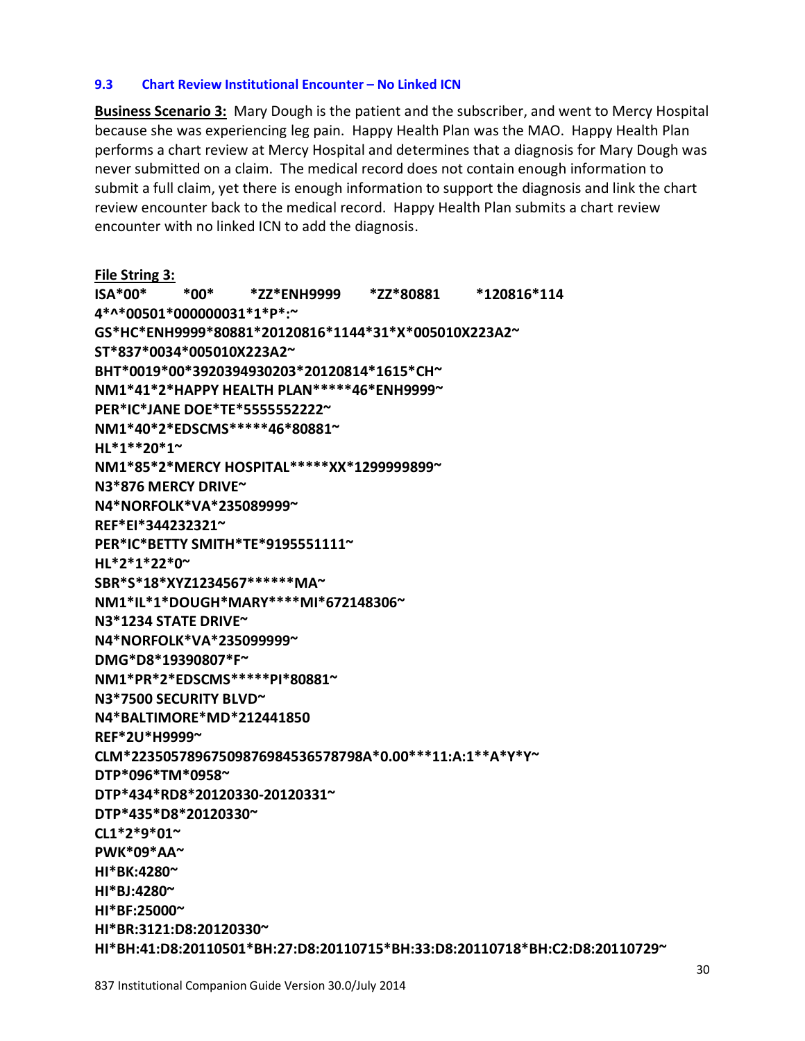### 9.3 Chart Review Institutional Encounter – No Linked ICN

**Business Scenario 3:** Mary Dough is the patient and the subscriber, and went to Mercy Hospital because she was experiencing leg pain. Happy Health Plan was the MAO. Happy Health Plan performs a chart review at Mercy Hospital and determines that a diagnosis for Mary Dough was never submitted on a claim. The medical record does not contain enough information to submit a full claim, yet there is enough information to support the diagnosis and link the chart review encounter back to the medical record. Happy Health Plan submits a chart review encounter with no linked ICN to add the diagnosis.

**File String 3:**

```
ISA*00*          *00*          *ZZ*ENH9999        *ZZ*80881          *120816*114
4*^*00501*000000031*1*P*:~
GS*HC*ENH9999*80881*20120816*1144*31*X*005010X223A2~
ST*837*0034*005010X223A2~
BHT*0019*00*3920394930203*20120814*1615*CH~
NM1*41*2*HAPPY HEALTH PLAN*****46*ENH9999~
PER*IC*JANE DOE*TE*5555552222~
NM1*40*2*EDSCMS*****46*80881~
HL*1**20*1~
NM1*85*2*MERCY HOSPITAL*****XX*1299999899~
N3*876 MERCY DRIVE~
N4*NORFOLK*VA*235089999~
REF*EI*344232321~
PER*IC*BETTY SMITH*TE*9195551111~
HL*2*1*22*0~
SBR*S*18*XYZ1234567******MA~
NM1*IL*1*DOUGH*MARY****MI*672148306~
N3*1234 STATE DRIVE~
N4*NORFOLK*VA*235099999~
DMG*D8*19390807*F~
NM1*PR*2*EDSCMS*****PI*80881~
N3*7500 SECURITY BLVD~
N4*BALTIMORE*MD*212441850
REF*2U*H9999~
CLM*22350578967509876984536578798A*0.00***11:A:1**A*Y*Y~
DTP*096*TM*0958~
DTP*434*RD8*20120330-20120331~
DTP*435*D8*20120330~
CL1*2*9*01~
PWK*09*AA~
HI*BK:4280~
HI*BJ:4280~
HI*BF:25000~
HI*BR:3121:D8:20120330~
HI*BH:41:D8:20110501*BH:27:D8:20110715*BH:33:D8:20110718*BH:C2:D8:20110729~
```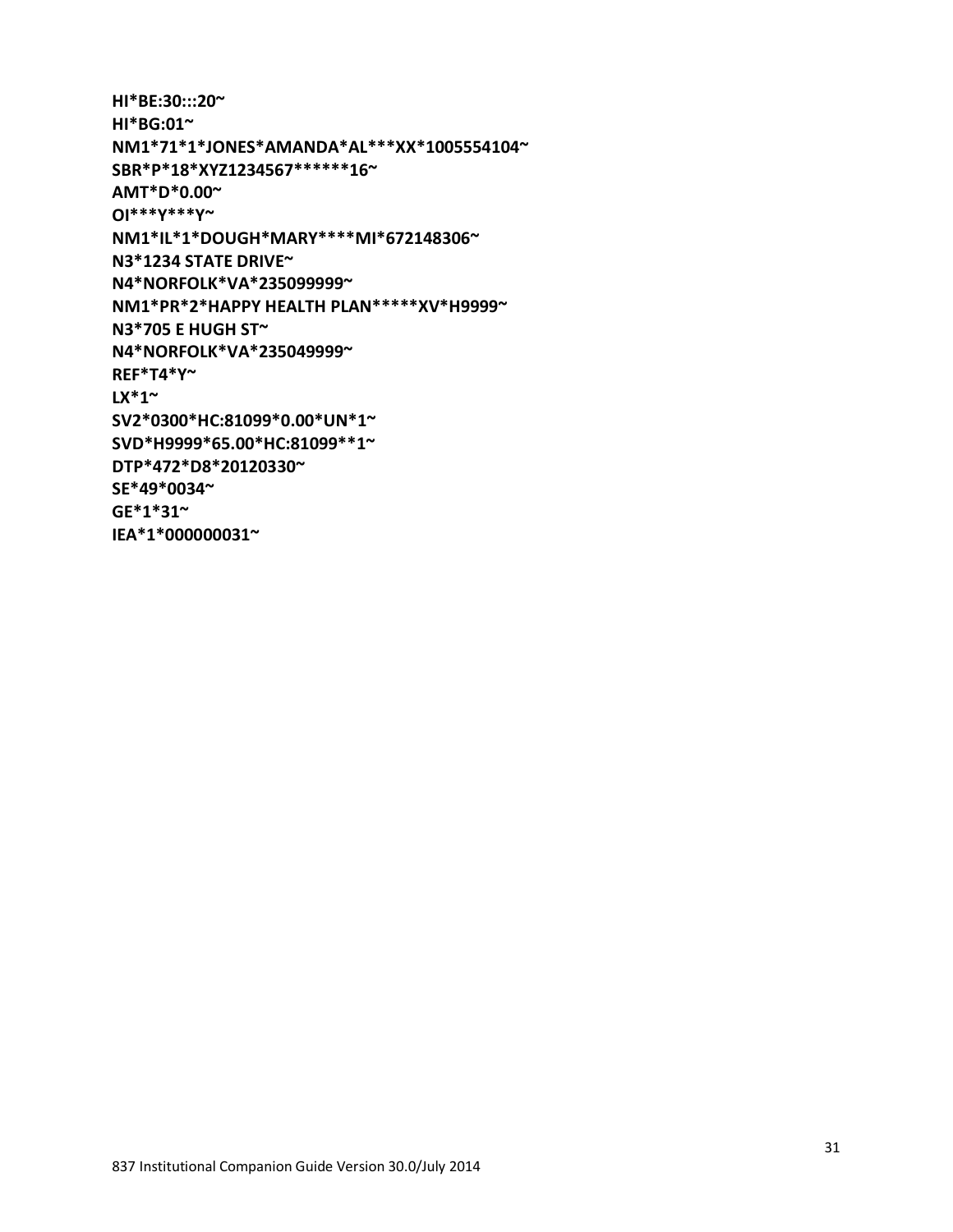**HI*BE:30:::20~**
**HI*BG:01~**
**NM1*71*1*JONES*AMANDA*AL***XX*1005554104~**
**SBR*P*18*XYZ1234567******16~**
**AMT*D*0.00~**
**OI***Y***Y~**
**NM1*IL*1*DOUGH*MARY****MI*672148306~**
**N3*1234 STATE DRIVE~**
**N4*NORFOLK*VA*235099999~**
**NM1*PR*2*HAPPY HEALTH PLAN*****XV*H9999~**
**N3*705 E HUGH ST~**
**N4*NORFOLK*VA*235049999~**
**REF*T4*Y~**
**LX*1~**
**SV2*0300*HC:81099*0.00*UN*1~**
**SVD*H9999*65.00*HC:81099**1~**
**DTP*472*D8*20120330~**
**SE*49*0034~**
**GE*1*31~**
**IEA*1*000000031~**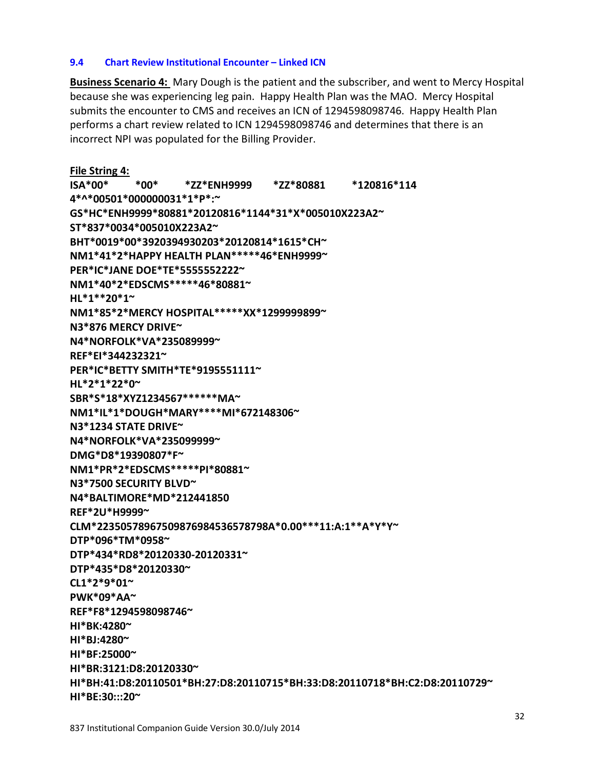### 9.4 Chart Review Institutional Encounter – Linked ICN

**Business Scenario 4:** Mary Dough is the patient and the subscriber, and went to Mercy Hospital because she was experiencing leg pain. Happy Health Plan was the MAO. Mercy Hospital submits the encounter to CMS and receives an ICN of 1294598098746. Happy Health Plan performs a chart review related to ICN 1294598098746 and determines that there is an incorrect NPI was populated for the Billing Provider.

**File String 4:**

```
ISA*00*          *00*          *ZZ*ENH9999          *ZZ*80881          *120816*114
4*^*00501*000000031*1*P*:~
GS*HC*ENH9999*80881*20120816*1144*31*X*005010X223A2~
ST*837*0034*005010X223A2~
BHT*0019*00*3920394930203*20120814*1615*CH~
NM1*41*2*HAPPY HEALTH PLAN*****46*ENH9999~
PER*IC*JANE DOE*TE*5555552222~
NM1*40*2*EDSCMS*****46*80881~
HL*1**20*1~
NM1*85*2*MERCY HOSPITAL*****XX*1299999899~
N3*876 MERCY DRIVE~
N4*NORFOLK*VA*235089999~
REF*EI*344232321~
PER*IC*BETTY SMITH*TE*9195551111~
HL*2*1*22*0~
SBR*S*18*XYZ1234567******MA~
NM1*IL*1*DOUGH*MARY****MI*672148306~
N3*1234 STATE DRIVE~
N4*NORFOLK*VA*235099999~
DMG*D8*19390807*F~
NM1*PR*2*EDSCMS*****PI*80881~
N3*7500 SECURITY BLVD~
N4*BALTIMORE*MD*212441850
REF*2U*H9999~
CLM*22350578967509876984536578798A*0.00***11:A:1**A*Y*Y~
DTP*096*TM*0958~
DTP*434*RD8*20120330-20120331~
DTP*435*D8*20120330~
CL1*2*9*01~
PWK*09*AA~
REF*F8*1294598098746~
HI*BK:4280~
HI*BJ:4280~
HI*BF:25000~
HI*BR:3121:D8:20120330~
HI*BH:41:D8:20110501*BH:27:D8:20110715*BH:33:D8:20110718*BH:C2:D8:20110729~
HI*BE:30:::20~
```

837 Institutional Companion Guide Version 30.0/July 2014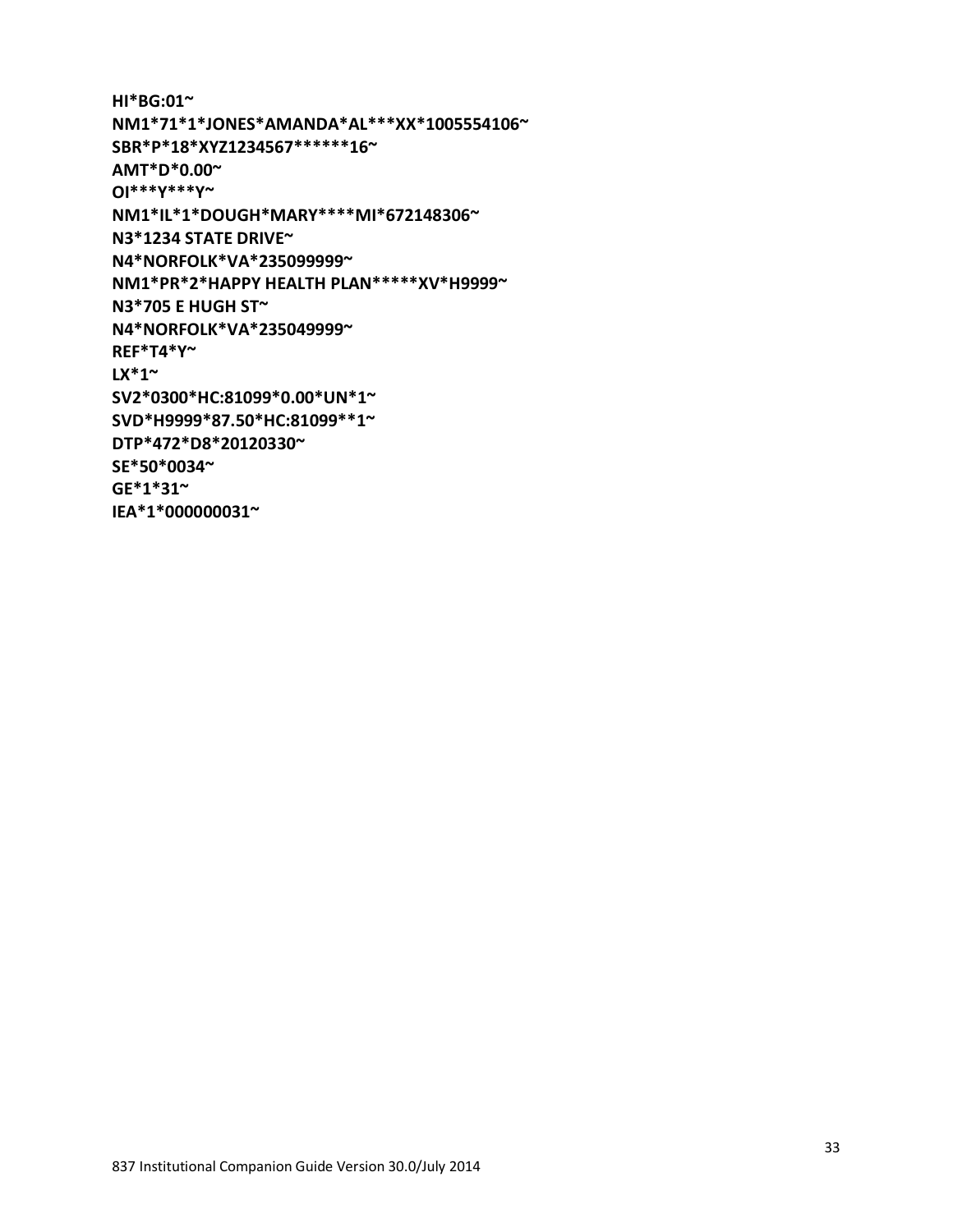```
HI*BG:01~
NM1*71*1*JONES*AMANDA*AL***XX*1005554106~
SBR*P*18*XYZ1234567******16~
AMT*D*0.00~
OI***Y***Y~
NM1*IL*1*DOUGH*MARY****MI*672148306~
N3*1234 STATE DRIVE~
N4*NORFOLK*VA*235099999~
NM1*PR*2*HAPPY HEALTH PLAN*****XV*H9999~
N3*705 E HUGH ST~
N4*NORFOLK*VA*235049999~
REF*T4*Y~
LX*1~
SV2*0300*HC:81099*0.00*UN*1~
SVD*H9999*87.50*HC:81099**1~
DTP*472*D8*20120330~
SE*50*0034~
GE*1*31~
IEA*1*000000031~
```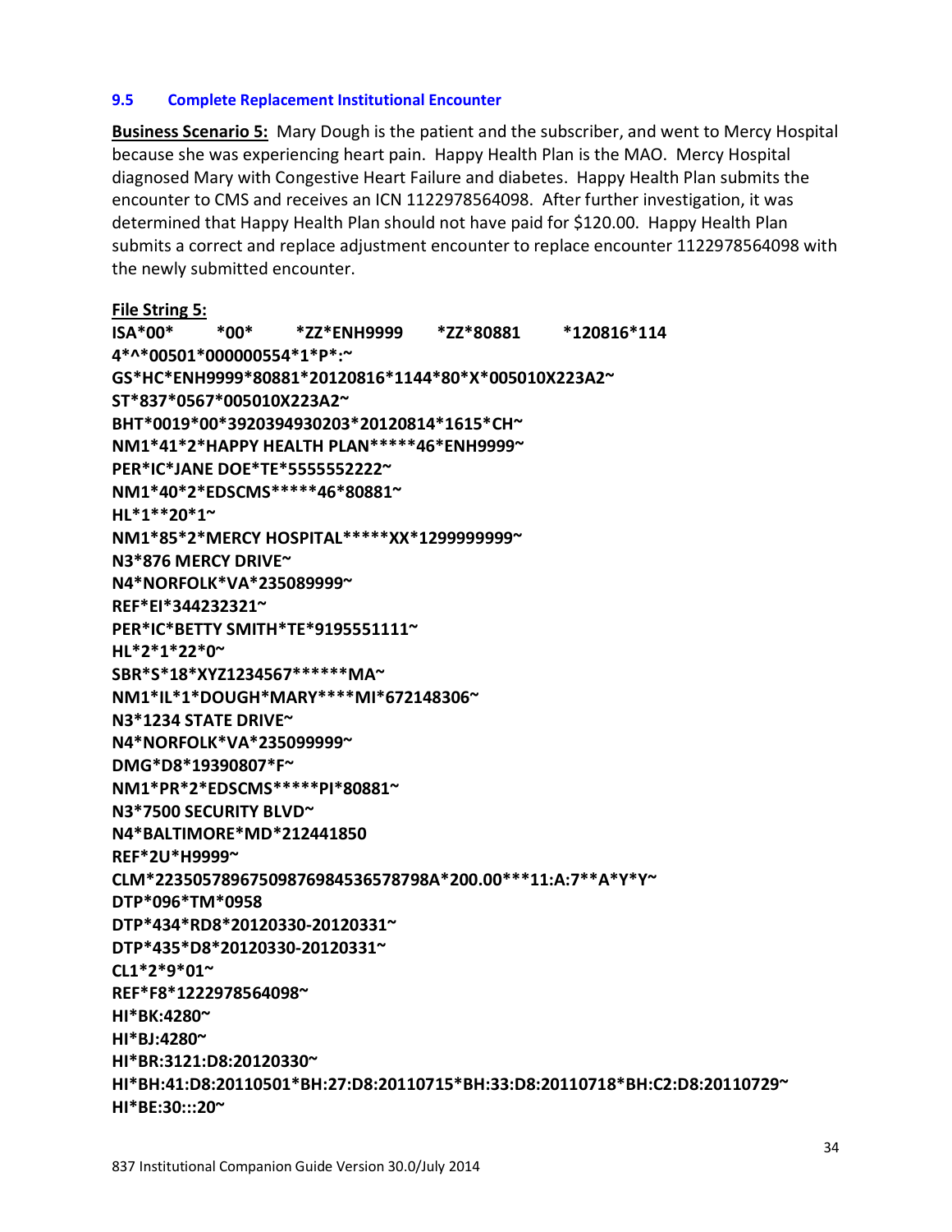### 9.5 Complete Replacement Institutional Encounter

**Business Scenario 5:** Mary Dough is the patient and the subscriber, and went to Mercy Hospital because she was experiencing heart pain. Happy Health Plan is the MAO. Mercy Hospital diagnosed Mary with Congestive Heart Failure and diabetes. Happy Health Plan submits the encounter to CMS and receives an ICN 1122978564098. After further investigation, it was determined that Happy Health Plan should not have paid for $120.00. Happy Health Plan submits a correct and replace adjustment encounter to replace encounter 1122978564098 with the newly submitted encounter.

**File String 5:**

```
ISA*00*          *00*          *ZZ*ENH9999        *ZZ*80881          *120816*114
4*^*00501*000000554*1*P*:~
GS*HC*ENH9999*80881*20120816*1144*80*X*005010X223A2~
ST*837*0567*005010X223A2~
BHT*0019*00*3920394930203*20120814*1615*CH~
NM1*41*2*HAPPY HEALTH PLAN*****46*ENH9999~
PER*IC*JANE DOE*TE*5555552222~
NM1*40*2*EDSCMS*****46*80881~
HL*1**20*1~
NM1*85*2*MERCY HOSPITAL*****XX*1299999999~
N3*876 MERCY DRIVE~
N4*NORFOLK*VA*235089999~
REF*EI*344232321~
PER*IC*BETTY SMITH*TE*9195551111~
HL*2*1*22*0~
SBR*S*18*XYZ1234567******MA~
NM1*IL*1*DOUGH*MARY****MI*672148306~
N3*1234 STATE DRIVE~
N4*NORFOLK*VA*235099999~
DMG*D8*19390807*F~
NM1*PR*2*EDSCMS*****PI*80881~
N3*7500 SECURITY BLVD~
N4*BALTIMORE*MD*212441850
REF*2U*H9999~
CLM*22350578967509876984536578798A*200.00***11:A:7**A*Y*Y~
DTP*096*TM*0958
DTP*434*RD8*20120330-20120331~
DTP*435*D8*20120330-20120331~
CL1*2*9*01~
REF*F8*1222978564098~
HI*BK:4280~
HI*BJ:4280~
HI*BR:3121:D8:20120330~
HI*BH:41:D8:20110501*BH:27:D8:20110715*BH:33:D8:20110718*BH:C2:D8:20110729~
HI*BE:30:::20~
```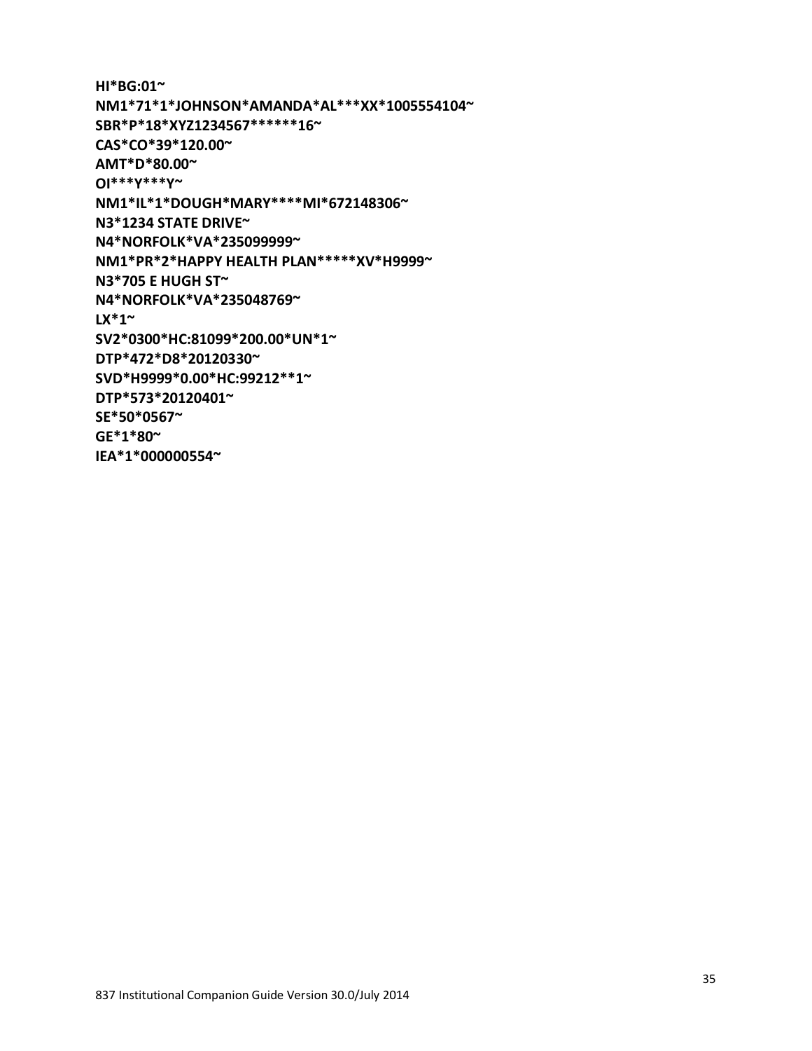**HI*BG:01~**
**NM1*71*1*JOHNSON*AMANDA*AL***XX*1005554104~**
**SBR*P*18*XYZ1234567******16~**
**CAS*CO*39*120.00~**
**AMT*D*80.00~**
**OI***Y***Y~**
**NM1*IL*1*DOUGH*MARY****MI*672148306~**
**N3*1234 STATE DRIVE~**
**N4*NORFOLK*VA*235099999~**
**NM1*PR*2*HAPPY HEALTH PLAN*****XV*H9999~**
**N3*705 E HUGH ST~**
**N4*NORFOLK*VA*235048769~**
**LX*1~**
**SV2*0300*HC:81099*200.00*UN*1~**
**DTP*472*D8*20120330~**
**SVD*H9999*0.00*HC:99212**1~**
**DTP*573*20120401~**
**SE*50*0567~**
**GE*1*80~**
**IEA*1*000000554~**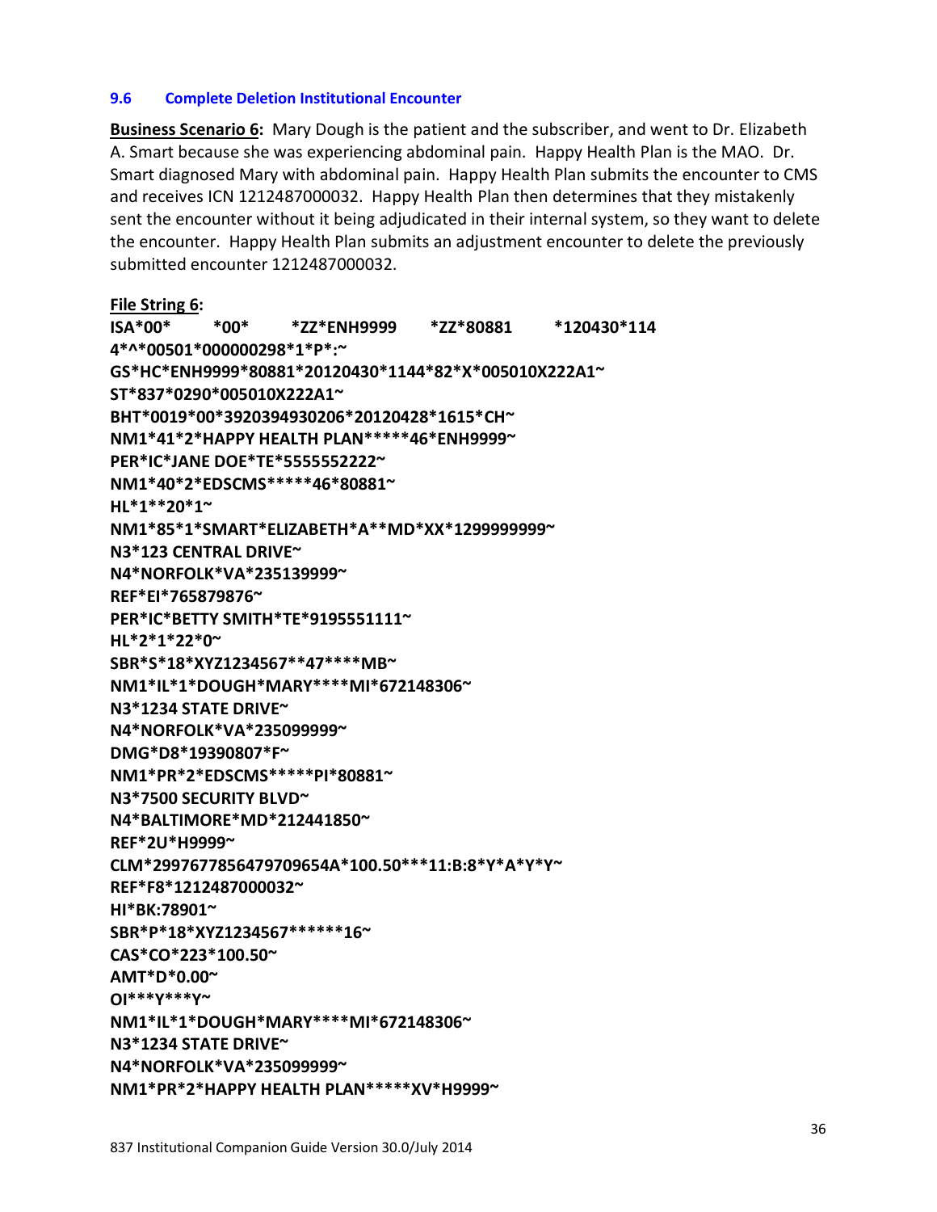### 9.6 Complete Deletion Institutional Encounter

**Business Scenario 6:** Mary Dough is the patient and the subscriber, and went to Dr. Elizabeth A. Smart because she was experiencing abdominal pain. Happy Health Plan is the MAO. Dr. Smart diagnosed Mary with abdominal pain. Happy Health Plan submits the encounter to CMS and receives ICN 1212487000032. Happy Health Plan then determines that they mistakenly sent the encounter without it being adjudicated in their internal system, so they want to delete the encounter. Happy Health Plan submits an adjustment encounter to delete the previously submitted encounter 1212487000032.

**File String 6:**

```
ISA*00*        *00*        *ZZ*ENH9999      *ZZ*80881        *120430*114
4*^*00501*000000298*1*P*:~
GS*HC*ENH9999*80881*20120430*1144*82*X*005010X222A1~
ST*837*0290*005010X222A1~
BHT*0019*00*3920394930206*20120428*1615*CH~
NM1*41*2*HAPPY HEALTH PLAN*****46*ENH9999~
PER*IC*JANE DOE*TE*5555552222~
NM1*40*2*EDSCMS*****46*80881~
HL*1**20*1~
NM1*85*1*SMART*ELIZABETH*A**MD*XX*1299999999~
N3*123 CENTRAL DRIVE~
N4*NORFOLK*VA*235139999~
REF*EI*765879876~
PER*IC*BETTY SMITH*TE*9195551111~
HL*2*1*22*0~
SBR*S*18*XYZ1234567**47****MB~
NM1*IL*1*DOUGH*MARY****MI*672148306~
N3*1234 STATE DRIVE~
N4*NORFOLK*VA*235099999~
DMG*D8*19390807*F~
NM1*PR*2*EDSCMS*****PI*80881~
N3*7500 SECURITY BLVD~
N4*BALTIMORE*MD*212441850~
REF*2U*H9999~
CLM*2997677856479709654A*100.50***11:B:8*Y*A*Y*Y~
REF*F8*1212487000032~
HI*BK:78901~
SBR*P*18*XYZ1234567******16~
CAS*CO*223*100.50~
AMT*D*0.00~
OI***Y***Y~
NM1*IL*1*DOUGH*MARY****MI*672148306~
N3*1234 STATE DRIVE~
N4*NORFOLK*VA*235099999~
NM1*PR*2*HAPPY HEALTH PLAN*****XV*H9999~
```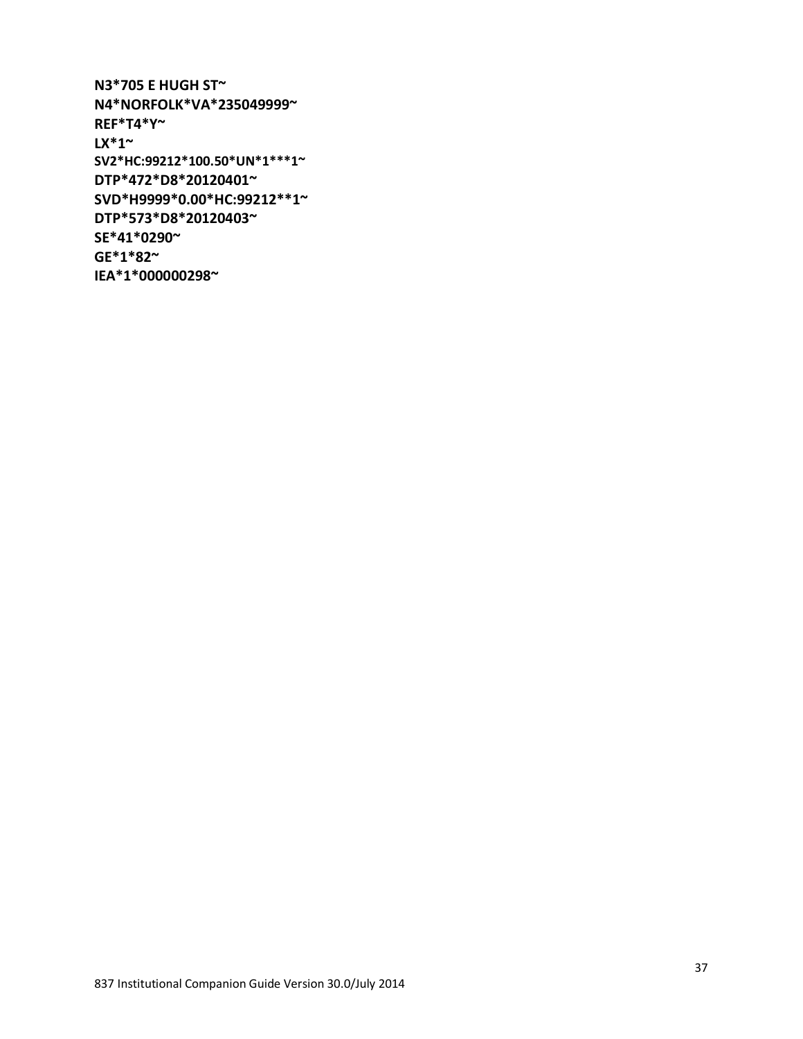**N3*705 E HUGH ST~**
**N4*NORFOLK*VA*235049999~**
**REF*T4*Y~**
**LX*1~**
**SV2*HC:99212*100.50*UN*1***1~**
**DTP*472*D8*20120401~**
**SVD*H9999*0.00*HC:99212**1~**
**DTP*573*D8*20120403~**
**SE*41*0290~**
**GE*1*82~**
**IEA*1*000000298~**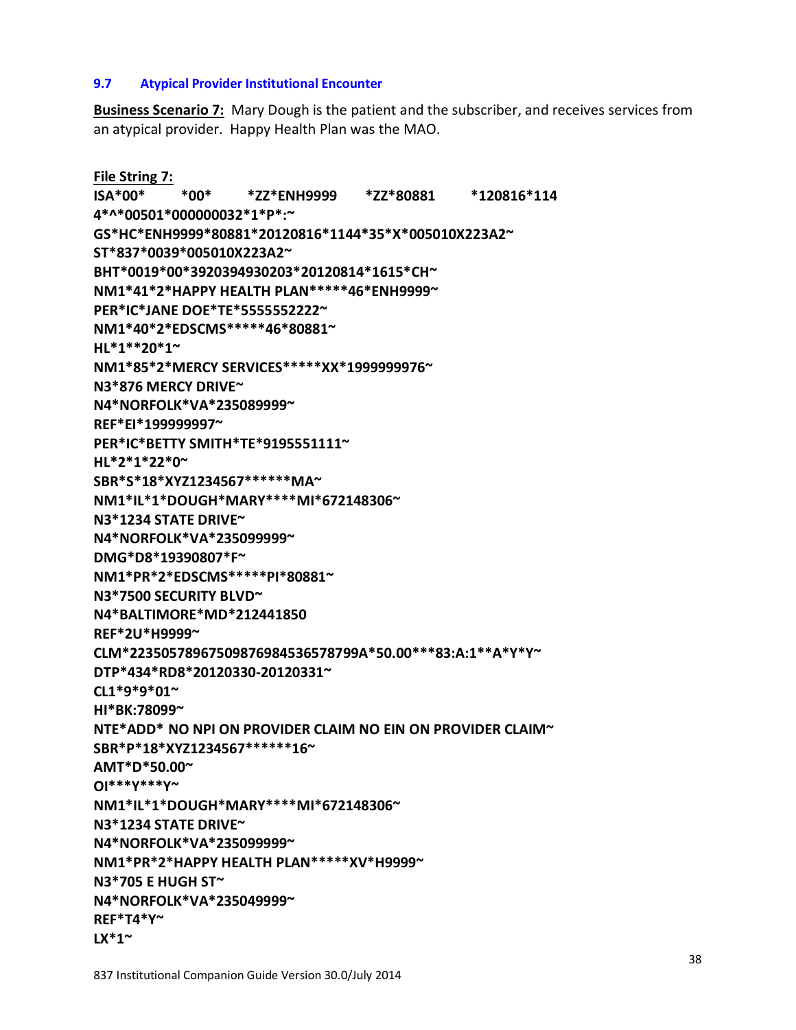### 9.7 Atypical Provider Institutional Encounter

**Business Scenario 7:** Mary Dough is the patient and the subscriber, and receives services from an atypical provider. Happy Health Plan was the MAO.

**File String 7:**

```
ISA*00*          *00*          *ZZ*ENH9999        *ZZ*80881          *120816*114
4*^*00501*000000032*1*P*:~
GS*HC*ENH9999*80881*20120816*1144*35*X*005010X223A2~
ST*837*0039*005010X223A2~
BHT*0019*00*3920394930203*20120814*1615*CH~
NM1*41*2*HAPPY HEALTH PLAN*****46*ENH9999~
PER*IC*JANE DOE*TE*5555552222~
NM1*40*2*EDSCMS*****46*80881~
HL*1**20*1~
NM1*85*2*MERCY SERVICES*****XX*1999999976~
N3*876 MERCY DRIVE~
N4*NORFOLK*VA*235089999~
REF*EI*199999997~
PER*IC*BETTY SMITH*TE*9195551111~
HL*2*1*22*0~
SBR*S*18*XYZ1234567******MA~
NM1*IL*1*DOUGH*MARY****MI*672148306~
N3*1234 STATE DRIVE~
N4*NORFOLK*VA*235099999~
DMG*D8*19390807*F~
NM1*PR*2*EDSCMS*****PI*80881~
N3*7500 SECURITY BLVD~
N4*BALTIMORE*MD*212441850
REF*2U*H9999~
CLM*22350578967509876984536578799A*50.00***83:A:1**A*Y*Y~
DTP*434*RD8*20120330-20120331~
CL1*9*9*01~
HI*BK:78099~
NTE*ADD* NO NPI ON PROVIDER CLAIM NO EIN ON PROVIDER CLAIM~
SBR*P*18*XYZ1234567******16~
AMT*D*50.00~
OI***Y***Y~
NM1*IL*1*DOUGH*MARY****MI*672148306~
N3*1234 STATE DRIVE~
N4*NORFOLK*VA*235099999~
NM1*PR*2*HAPPY HEALTH PLAN*****XV*H9999~
N3*705 E HUGH ST~
N4*NORFOLK*VA*235049999~
REF*T4*Y~
LX*1~
```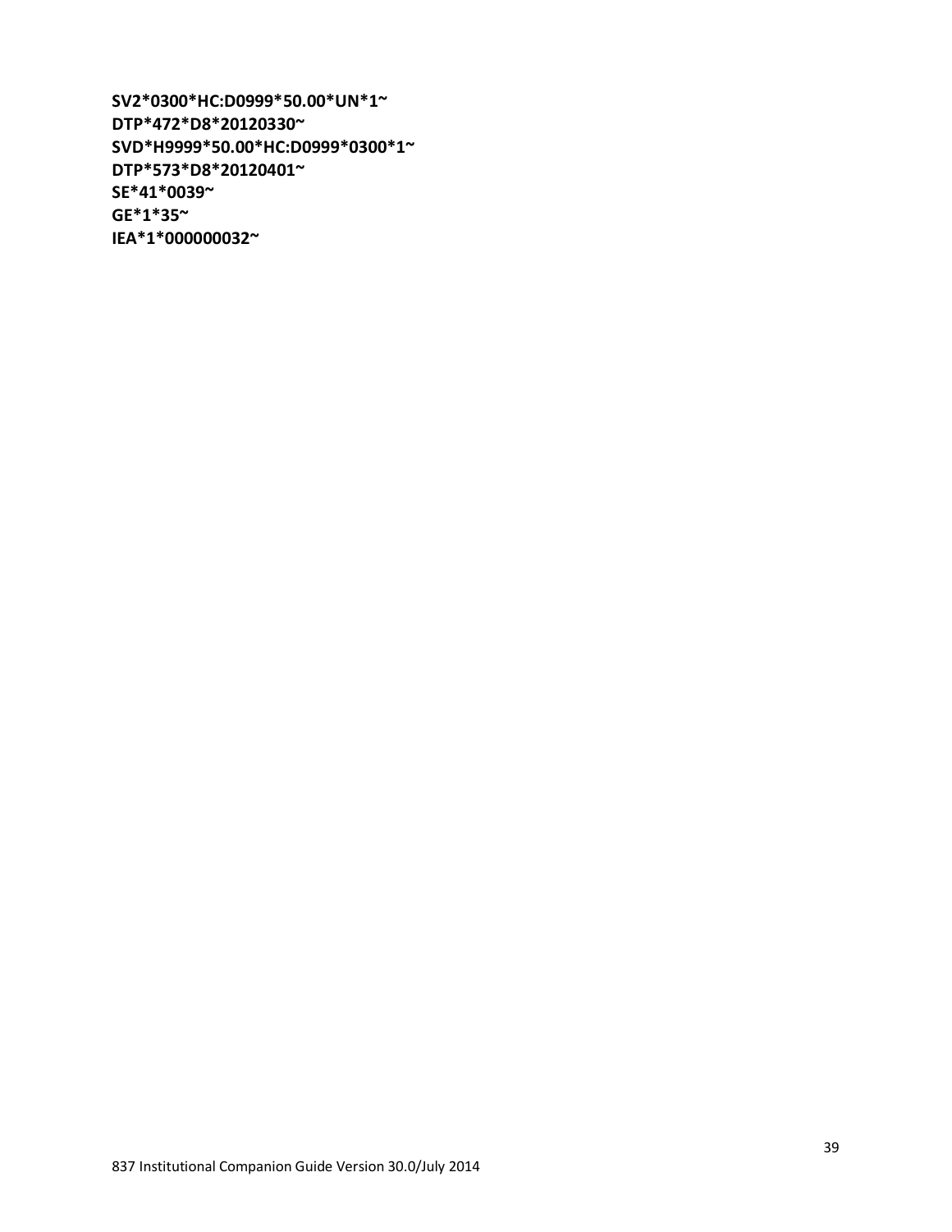**SV2*0300*HC:D0999*50.00*UN*1~**
**DTP*472*D8*20120330~**
**SVD*H9999*50.00*HC:D0999*0300*1~**
**DTP*573*D8*20120401~**
**SE*41*0039~**
**GE*1*35~**
**IEA*1*000000032~**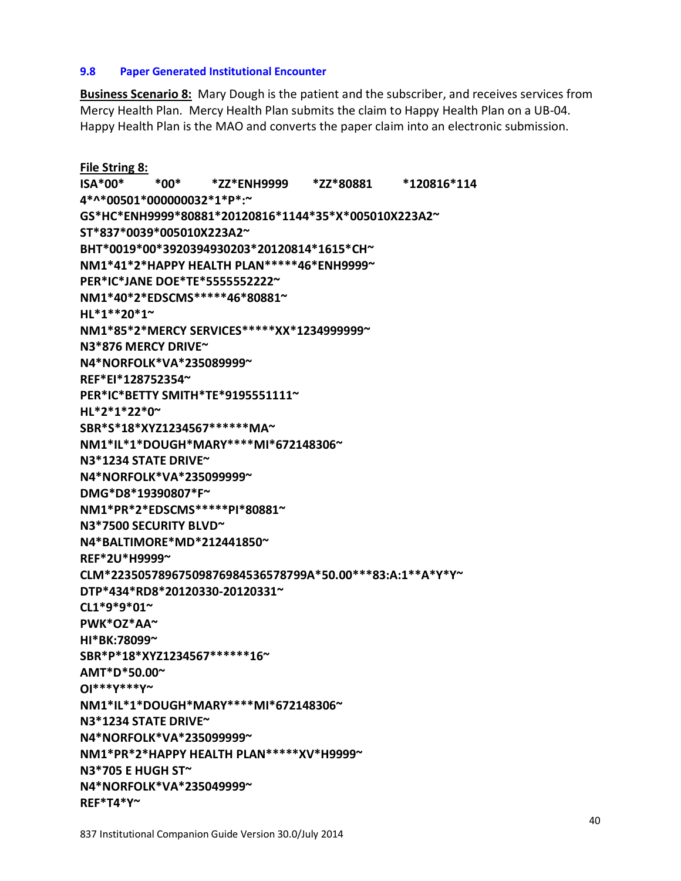### 9.8 Paper Generated Institutional Encounter

**Business Scenario 8:** Mary Dough is the patient and the subscriber, and receives services from Mercy Health Plan. Mercy Health Plan submits the claim to Happy Health Plan on a UB-04. Happy Health Plan is the MAO and converts the paper claim into an electronic submission.

**File String 8:**

```
ISA*00*          *00*          *ZZ*ENH9999        *ZZ*80881          *120816*1144*^*00501*000000032*1*P*:~
GS*HC*ENH9999*80881*20120816*1144*35*X*005010X223A2~
ST*837*0039*005010X223A2~
BHT*0019*00*3920394930203*20120814*1615*CH~
NM1*41*2*HAPPY HEALTH PLAN*****46*ENH9999~
PER*IC*JANE DOE*TE*5555552222~
NM1*40*2*EDSCMS*****46*80881~
HL*1**20*1~
NM1*85*2*MERCY SERVICES*****XX*1234999999~
N3*876 MERCY DRIVE~
N4*NORFOLK*VA*235089999~
REF*EI*128752354~
PER*IC*BETTY SMITH*TE*9195551111~
HL*2*1*22*0~
SBR*S*18*XYZ1234567******MA~
NM1*IL*1*DOUGH*MARY****MI*672148306~
N3*1234 STATE DRIVE~
N4*NORFOLK*VA*235099999~
DMG*D8*19390807*F~
NM1*PR*2*EDSCMS*****PI*80881~
N3*7500 SECURITY BLVD~
N4*BALTIMORE*MD*212441850~
REF*2U*H9999~
CLM*22350578967509876984536578799A*50.00***83:A:1**A*Y*Y~
DTP*434*RD8*20120330-20120331~
CL1*9*9*01~
PWK*OZ*AA~
HI*BK:78099~
SBR*P*18*XYZ1234567******16~
AMT*D*50.00~
OI***Y***Y~
NM1*IL*1*DOUGH*MARY****MI*672148306~
N3*1234 STATE DRIVE~
N4*NORFOLK*VA*235099999~
NM1*PR*2*HAPPY HEALTH PLAN*****XV*H9999~
N3*705 E HUGH ST~
N4*NORFOLK*VA*235049999~
REF*T4*Y~
```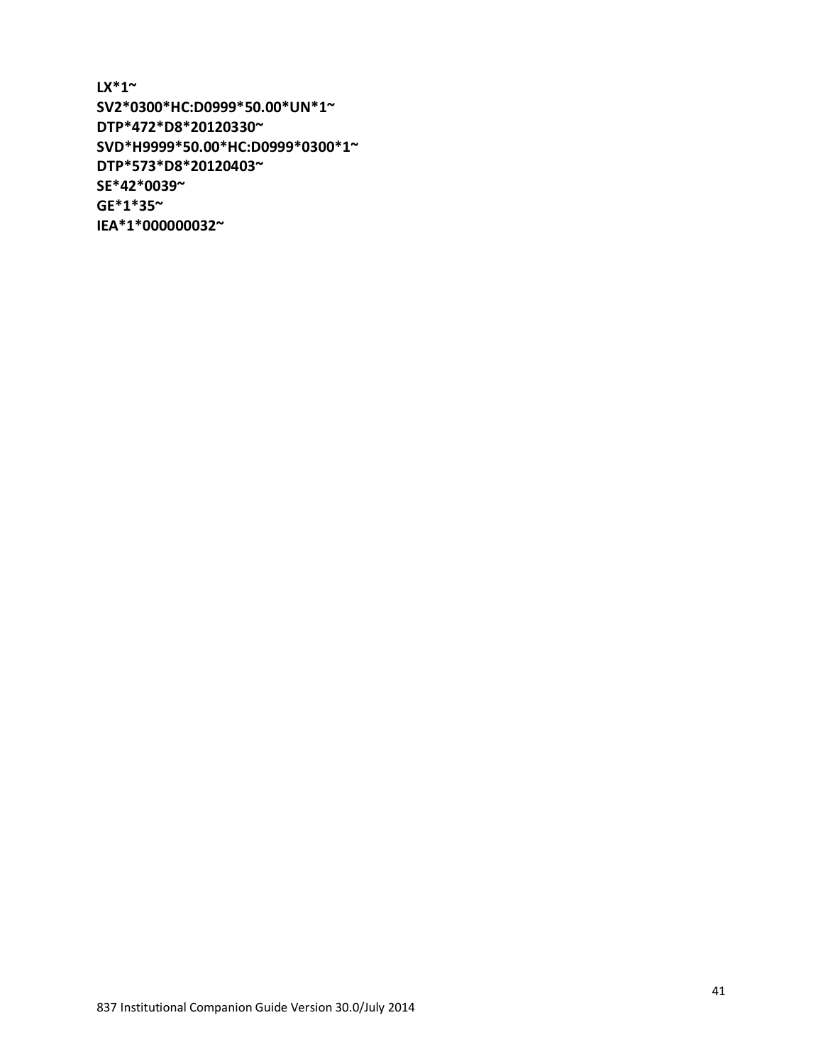**LX*1~**
**SV2*0300*HC:D0999*50.00*UN*1~**
**DTP*472*D8*20120330~**
**SVD*H9999*50.00*HC:D0999*0300*1~**
**DTP*573*D8*20120403~**
**SE*42*0039~**
**GE*1*35~**
**IEA*1*000000032~**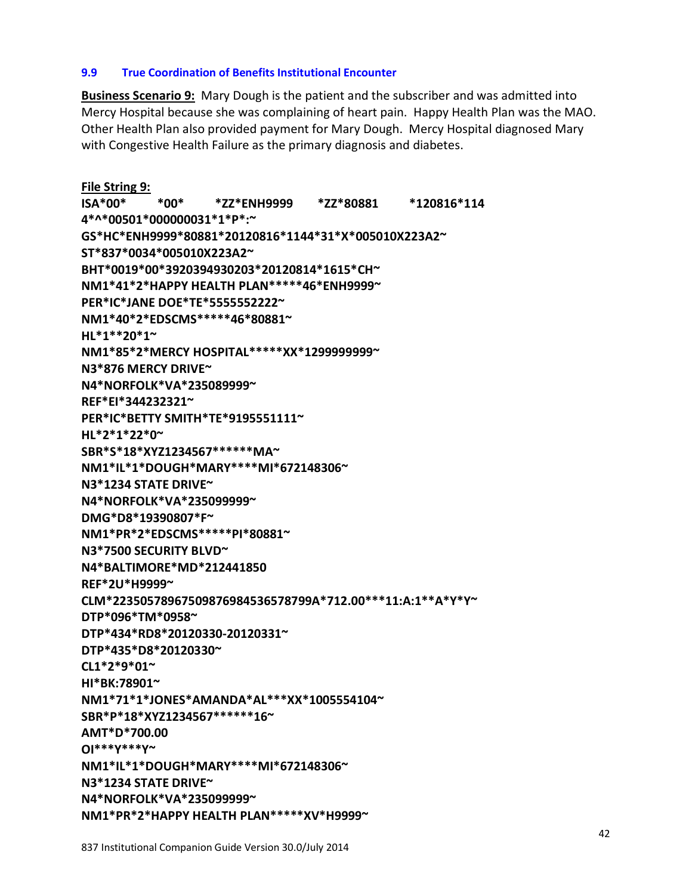### 9.9 True Coordination of Benefits Institutional Encounter

**Business Scenario 9:** Mary Dough is the patient and the subscriber and was admitted into Mercy Hospital because she was complaining of heart pain. Happy Health Plan was the MAO. Other Health Plan also provided payment for Mary Dough. Mercy Hospital diagnosed Mary with Congestive Health Failure as the primary diagnosis and diabetes.

**File String 9:**

```
ISA*00*          *00*          *ZZ*ENH9999        *ZZ*80881          *120816*114
4*^*00501*000000031*1*P*:~
GS*HC*ENH9999*80881*20120816*1144*31*X*005010X223A2~
ST*837*0034*005010X223A2~
BHT*0019*00*3920394930203*20120814*1615*CH~
NM1*41*2*HAPPY HEALTH PLAN*****46*ENH9999~
PER*IC*JANE DOE*TE*5555552222~
NM1*40*2*EDSCMS*****46*80881~
HL*1**20*1~
NM1*85*2*MERCY HOSPITAL*****XX*1299999999~
N3*876 MERCY DRIVE~
N4*NORFOLK*VA*235089999~
REF*EI*344232321~
PER*IC*BETTY SMITH*TE*9195551111~
HL*2*1*22*0~
SBR*S*18*XYZ1234567******MA~
NM1*IL*1*DOUGH*MARY****MI*672148306~
N3*1234 STATE DRIVE~
N4*NORFOLK*VA*235099999~
DMG*D8*19390807*F~
NM1*PR*2*EDSCMS*****PI*80881~
N3*7500 SECURITY BLVD~
N4*BALTIMORE*MD*212441850
REF*2U*H9999~
CLM*2235057896750987698453657879 9A*712.00***11:A:1**A*Y*Y~
DTP*096*TM*0958~
DTP*434*RD8*20120330-20120331~
DTP*435*D8*20120330~
CL1*2*9*01~
HI*BK:78901~
NM1*71*1*JONES*AMANDA*AL***XX*1005554104~
SBR*P*18*XYZ1234567******16~
AMT*D*700.00
OI***Y***Y~
NM1*IL*1*DOUGH*MARY****MI*672148306~
N3*1234 STATE DRIVE~
N4*NORFOLK*VA*235099999~
NM1*PR*2*HAPPY HEALTH PLAN*****XV*H9999~
```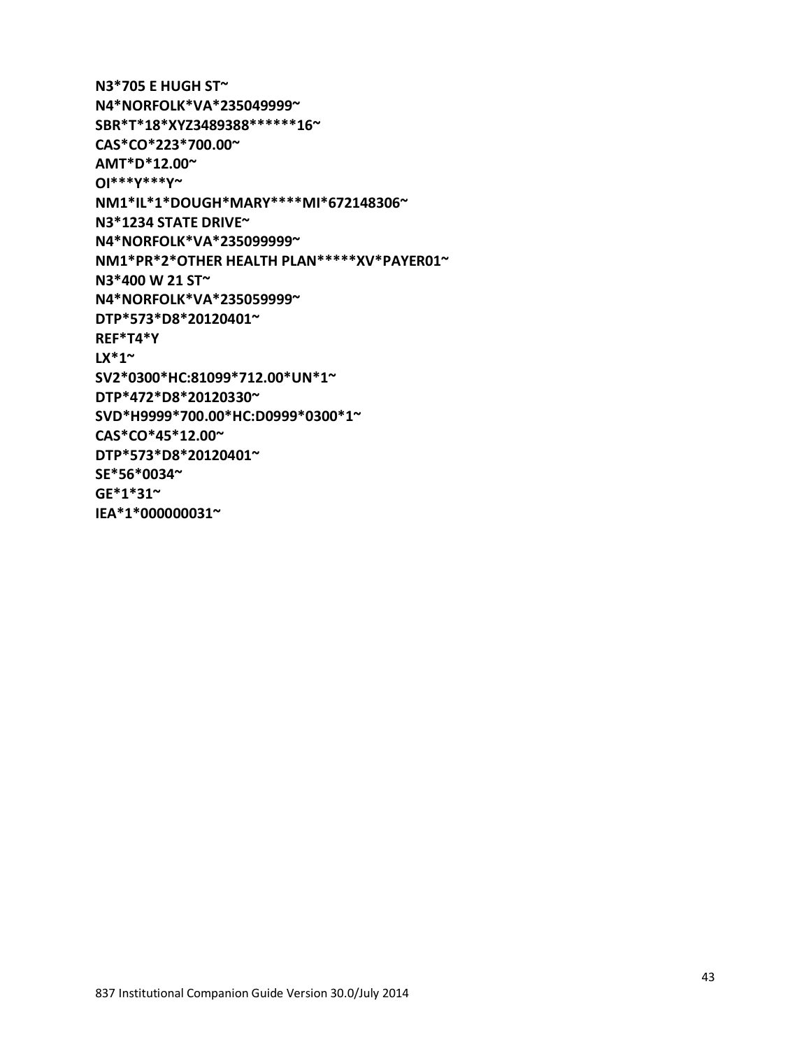```
N3*705 E HUGH ST~
N4*NORFOLK*VA*235049999~
SBR*T*18*XYZ3489388******16~
CAS*CO*223*700.00~
AMT*D*12.00~
OI***Y***Y~
NM1*IL*1*DOUGH*MARY****MI*672148306~
N3*1234 STATE DRIVE~
N4*NORFOLK*VA*235099999~
NM1*PR*2*OTHER HEALTH PLAN*****XV*PAYER01~
N3*400 W 21 ST~
N4*NORFOLK*VA*235059999~
DTP*573*D8*20120401~
REF*T4*Y
LX*1~
SV2*0300*HC:81099*712.00*UN*1~
DTP*472*D8*20120330~
SVD*H9999*700.00*HC:D0999*0300*1~
CAS*CO*45*12.00~
DTP*573*D8*20120401~
SE*56*0034~
GE*1*31~
IEA*1*000000031~
```

837 Institutional Companion Guide Version 30.0/July 2014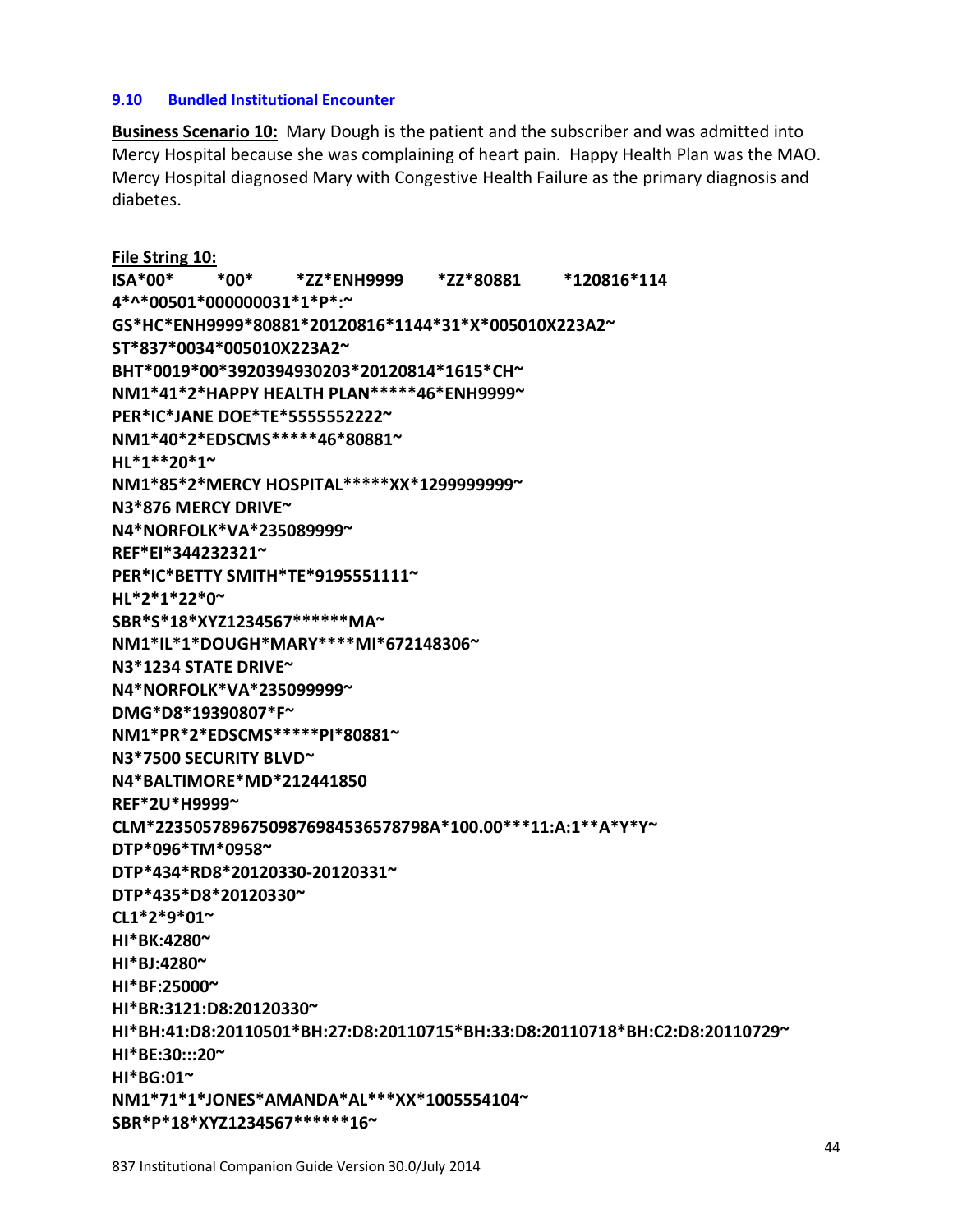### 9.10 Bundled Institutional Encounter

**Business Scenario 10:** Mary Dough is the patient and the subscriber and was admitted into Mercy Hospital because she was complaining of heart pain. Happy Health Plan was the MAO. Mercy Hospital diagnosed Mary with Congestive Health Failure as the primary diagnosis and diabetes.

**File String 10:**

```
ISA*00*          *00*          *ZZ*ENH9999       *ZZ*80881         *120816*114
4*^*00501*000000031*1*P*:~
GS*HC*ENH9999*80881*20120816*1144*31*X*005010X223A2~
ST*837*0034*005010X223A2~
BHT*0019*00*3920394930203*20120814*1615*CH~
NM1*41*2*HAPPY HEALTH PLAN*****46*ENH9999~
PER*IC*JANE DOE*TE*5555552222~
NM1*40*2*EDSCMS*****46*80881~
HL*1**20*1~
NM1*85*2*MERCY HOSPITAL*****XX*1299999999~
N3*876 MERCY DRIVE~
N4*NORFOLK*VA*235089999~
REF*EI*344232321~
PER*IC*BETTY SMITH*TE*9195551111~
HL*2*1*22*0~
SBR*S*18*XYZ1234567******MA~
NM1*IL*1*DOUGH*MARY****MI*672148306~
N3*1234 STATE DRIVE~
N4*NORFOLK*VA*235099999~
DMG*D8*19390807*F~
NM1*PR*2*EDSCMS*****PI*80881~
N3*7500 SECURITY BLVD~
N4*BALTIMORE*MD*212441850
REF*2U*H9999~
CLM*2235057896750987698453657879​8A*100.00***11:A:1**A*Y*Y~
DTP*096*TM*0958~
DTP*434*RD8*20120330-20120331~
DTP*435*D8*20120330~
CL1*2*9*01~
HI*BK:4280~
HI*BJ:4280~
HI*BF:25000~
HI*BR:3121:D8:20120330~
HI*BH:41:D8:20110501*BH:27:D8:20110715*BH:33:D8:20110718*BH:C2:D8:20110729~
HI*BE:30:::20~
HI*BG:01~
NM1*71*1*JONES*AMANDA*AL***XX*1005554104~
SBR*P*18*XYZ1234567******16~
```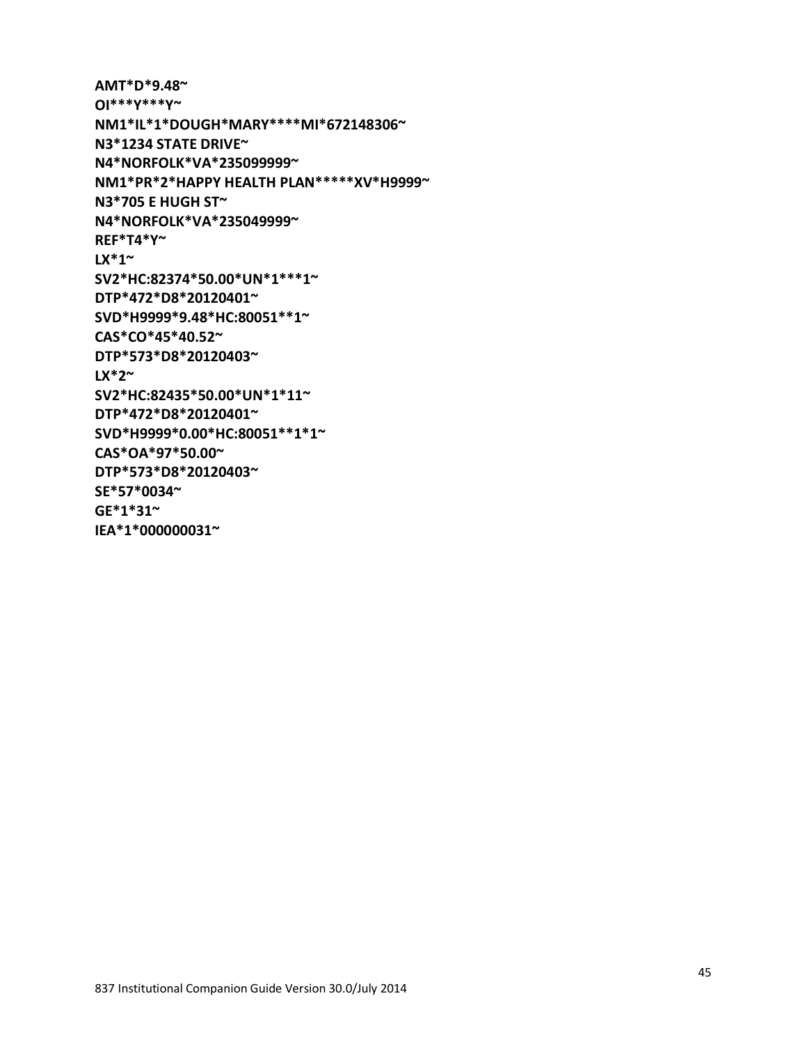```
AMT*D*9.48~
OI***Y***Y~
NM1*IL*1*DOUGH*MARY****MI*672148306~
N3*1234 STATE DRIVE~
N4*NORFOLK*VA*235099999~
NM1*PR*2*HAPPY HEALTH PLAN*****XV*H9999~
N3*705 E HUGH ST~
N4*NORFOLK*VA*235049999~
REF*T4*Y~
LX*1~
SV2*HC:82374*50.00*UN*1***1~
DTP*472*D8*20120401~
SVD*H9999*9.48*HC:80051**1~
CAS*CO*45*40.52~
DTP*573*D8*20120403~
LX*2~
SV2*HC:82435*50.00*UN*1*11~
DTP*472*D8*20120401~
SVD*H9999*0.00*HC:80051**1*1~
CAS*OA*97*50.00~
DTP*573*D8*20120403~
SE*57*0034~
GE*1*31~
IEA*1*000000031~
```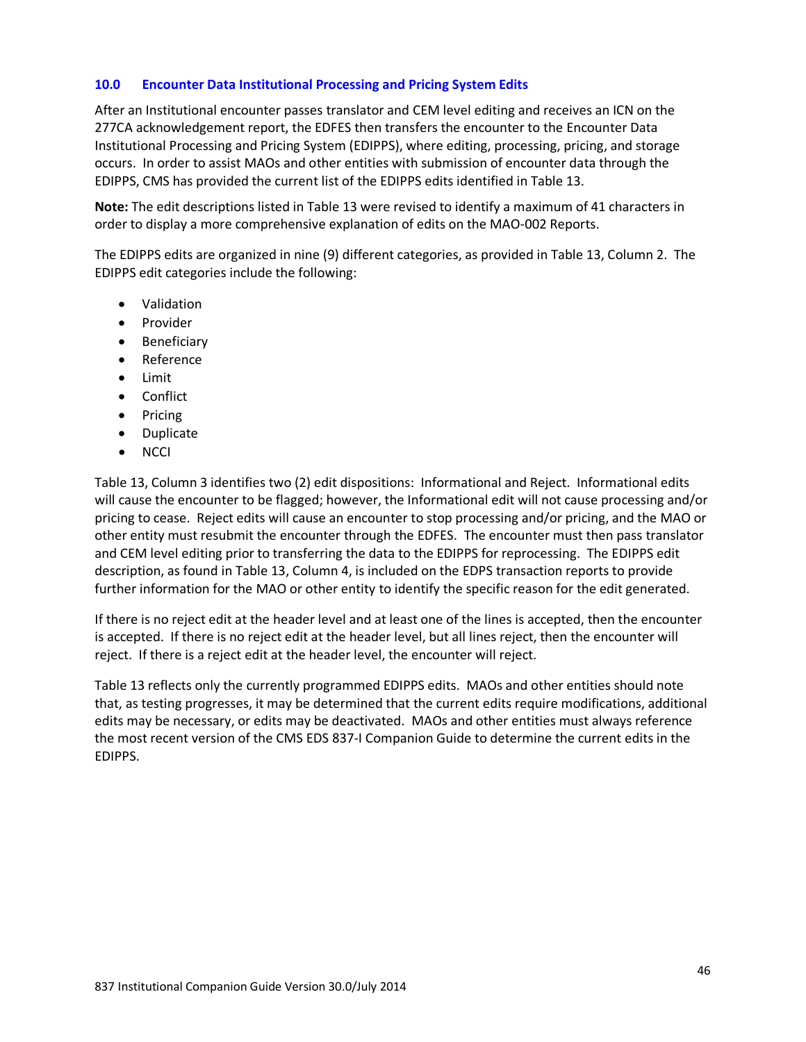## 10.0 Encounter Data Institutional Processing and Pricing System Edits

After an Institutional encounter passes translator and CEM level editing and receives an ICN on the 277CA acknowledgement report, the EDFES then transfers the encounter to the Encounter Data Institutional Processing and Pricing System (EDIPPS), where editing, processing, pricing, and storage occurs. In order to assist MAOs and other entities with submission of encounter data through the EDIPPS, CMS has provided the current list of the EDIPPS edits identified in Table 13.

**Note:** The edit descriptions listed in Table 13 were revised to identify a maximum of 41 characters in order to display a more comprehensive explanation of edits on the MAO-002 Reports.

The EDIPPS edits are organized in nine (9) different categories, as provided in Table 13, Column 2. The EDIPPS edit categories include the following:

- Validation
- Provider
- Beneficiary
- Reference
- Limit
- Conflict
- Pricing
- Duplicate
- NCCI

Table 13, Column 3 identifies two (2) edit dispositions: Informational and Reject. Informational edits will cause the encounter to be flagged; however, the Informational edit will not cause processing and/or pricing to cease. Reject edits will cause an encounter to stop processing and/or pricing, and the MAO or other entity must resubmit the encounter through the EDFES. The encounter must then pass translator and CEM level editing prior to transferring the data to the EDIPPS for reprocessing. The EDIPPS edit description, as found in Table 13, Column 4, is included on the EDPS transaction reports to provide further information for the MAO or other entity to identify the specific reason for the edit generated.

If there is no reject edit at the header level and at least one of the lines is accepted, then the encounter is accepted. If there is no reject edit at the header level, but all lines reject, then the encounter will reject. If there is a reject edit at the header level, the encounter will reject.

Table 13 reflects only the currently programmed EDIPPS edits. MAOs and other entities should note that, as testing progresses, it may be determined that the current edits require modifications, additional edits may be necessary, or edits may be deactivated. MAOs and other entities must always reference the most recent version of the CMS EDS 837-I Companion Guide to determine the current edits in the EDIPPS.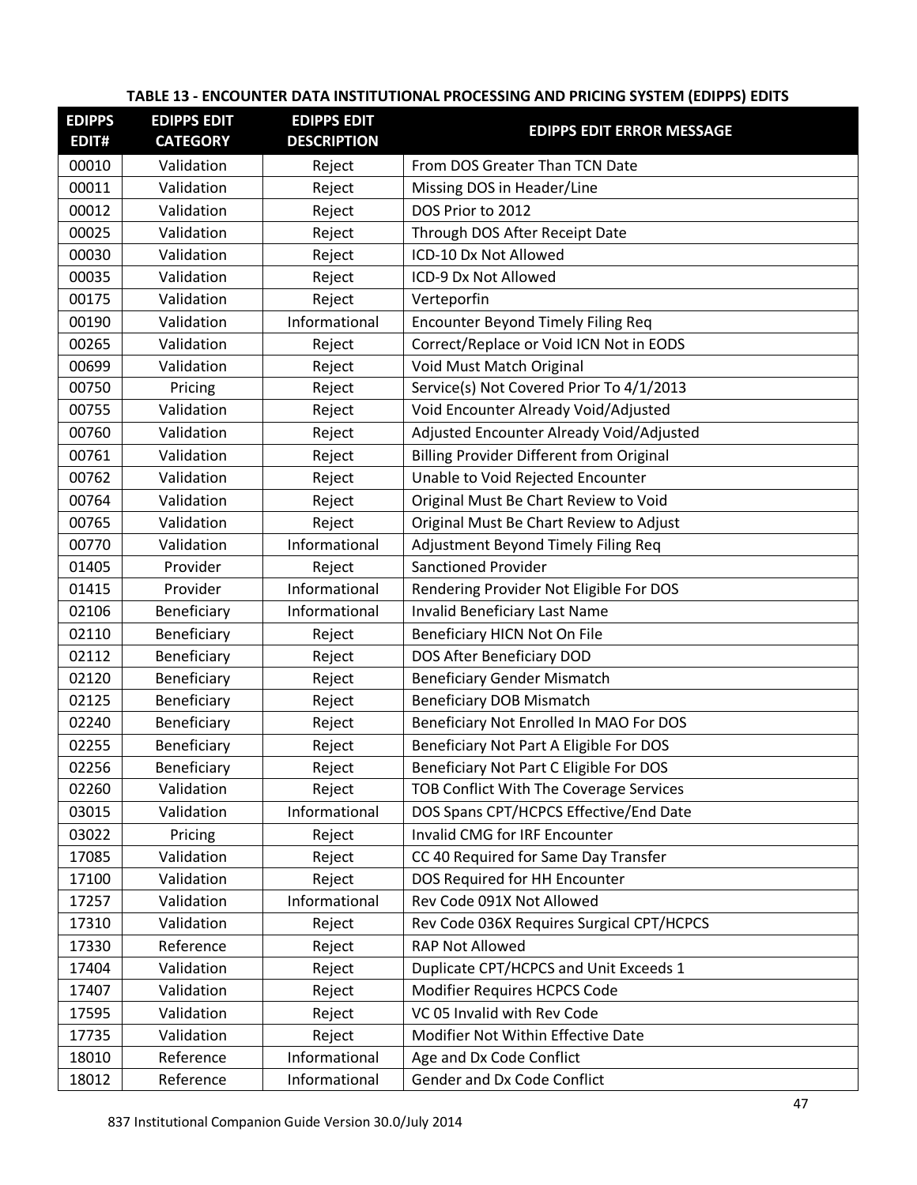**TABLE 13 - ENCOUNTER DATA INSTITUTIONAL PROCESSING AND PRICING SYSTEM (EDIPPS) EDITS**

| EDIPPS EDIT# | EDIPPS EDIT CATEGORY | EDIPPS EDIT DESCRIPTION | EDIPPS EDIT ERROR MESSAGE |
|---|---|---|---|
| 00010 | Validation | Reject | From DOS Greater Than TCN Date |
| 00011 | Validation | Reject | Missing DOS in Header/Line |
| 00012 | Validation | Reject | DOS Prior to 2012 |
| 00025 | Validation | Reject | Through DOS After Receipt Date |
| 00030 | Validation | Reject | ICD-10 Dx Not Allowed |
| 00035 | Validation | Reject | ICD-9 Dx Not Allowed |
| 00175 | Validation | Reject | Verteporfin |
| 00190 | Validation | Informational | Encounter Beyond Timely Filing Req |
| 00265 | Validation | Reject | Correct/Replace or Void ICN Not in EODS |
| 00699 | Validation | Reject | Void Must Match Original |
| 00750 | Pricing | Reject | Service(s) Not Covered Prior To 4/1/2013 |
| 00755 | Validation | Reject | Void Encounter Already Void/Adjusted |
| 00760 | Validation | Reject | Adjusted Encounter Already Void/Adjusted |
| 00761 | Validation | Reject | Billing Provider Different from Original |
| 00762 | Validation | Reject | Unable to Void Rejected Encounter |
| 00764 | Validation | Reject | Original Must Be Chart Review to Void |
| 00765 | Validation | Reject | Original Must Be Chart Review to Adjust |
| 00770 | Validation | Informational | Adjustment Beyond Timely Filing Req |
| 01405 | Provider | Reject | Sanctioned Provider |
| 01415 | Provider | Informational | Rendering Provider Not Eligible For DOS |
| 02106 | Beneficiary | Informational | Invalid Beneficiary Last Name |
| 02110 | Beneficiary | Reject | Beneficiary HICN Not On File |
| 02112 | Beneficiary | Reject | DOS After Beneficiary DOD |
| 02120 | Beneficiary | Reject | Beneficiary Gender Mismatch |
| 02125 | Beneficiary | Reject | Beneficiary DOB Mismatch |
| 02240 | Beneficiary | Reject | Beneficiary Not Enrolled In MAO For DOS |
| 02255 | Beneficiary | Reject | Beneficiary Not Part A Eligible For DOS |
| 02256 | Beneficiary | Reject | Beneficiary Not Part C Eligible For DOS |
| 02260 | Validation | Reject | TOB Conflict With The Coverage Services |
| 03015 | Validation | Informational | DOS Spans CPT/HCPCS Effective/End Date |
| 03022 | Pricing | Reject | Invalid CMG for IRF Encounter |
| 17085 | Validation | Reject | CC 40 Required for Same Day Transfer |
| 17100 | Validation | Reject | DOS Required for HH Encounter |
| 17257 | Validation | Informational | Rev Code 091X Not Allowed |
| 17310 | Validation | Reject | Rev Code 036X Requires Surgical CPT/HCPCS |
| 17330 | Reference | Reject | RAP Not Allowed |
| 17404 | Validation | Reject | Duplicate CPT/HCPCS and Unit Exceeds 1 |
| 17407 | Validation | Reject | Modifier Requires HCPCS Code |
| 17595 | Validation | Reject | VC 05 Invalid with Rev Code |
| 17735 | Validation | Reject | Modifier Not Within Effective Date |
| 18010 | Reference | Informational | Age and Dx Code Conflict |
| 18012 | Reference | Informational | Gender and Dx Code Conflict |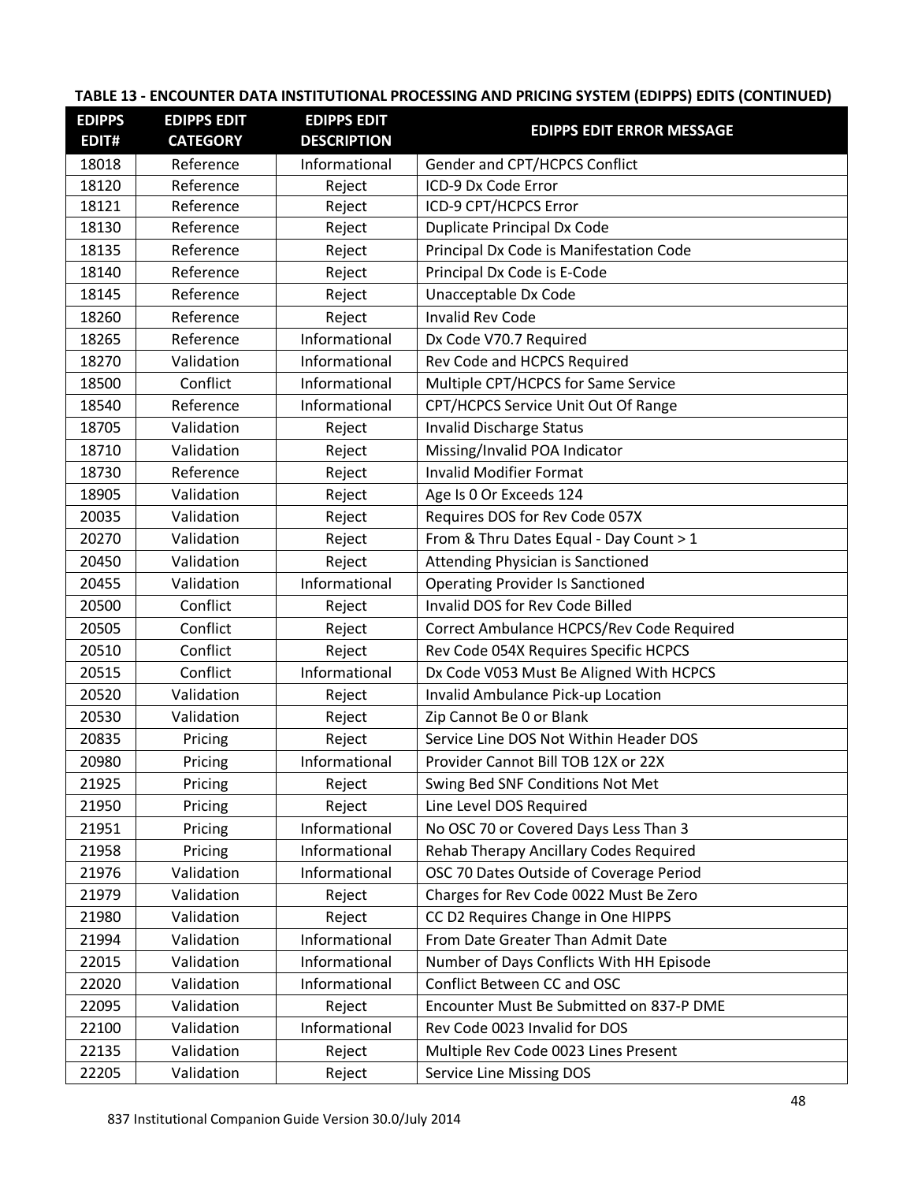**TABLE 13 - ENCOUNTER DATA INSTITUTIONAL PROCESSING AND PRICING SYSTEM (EDIPPS) EDITS (CONTINUED)**

| EDIPPS EDIT# | EDIPPS EDIT CATEGORY | EDIPPS EDIT DESCRIPTION | EDIPPS EDIT ERROR MESSAGE |
|---|---|---|---|
| 18018 | Reference | Informational | Gender and CPT/HCPCS Conflict |
| 18120 | Reference | Reject | ICD-9 Dx Code Error |
| 18121 | Reference | Reject | ICD-9 CPT/HCPCS Error |
| 18130 | Reference | Reject | Duplicate Principal Dx Code |
| 18135 | Reference | Reject | Principal Dx Code is Manifestation Code |
| 18140 | Reference | Reject | Principal Dx Code is E-Code |
| 18145 | Reference | Reject | Unacceptable Dx Code |
| 18260 | Reference | Reject | Invalid Rev Code |
| 18265 | Reference | Informational | Dx Code V70.7 Required |
| 18270 | Validation | Informational | Rev Code and HCPCS Required |
| 18500 | Conflict | Informational | Multiple CPT/HCPCS for Same Service |
| 18540 | Reference | Informational | CPT/HCPCS Service Unit Out Of Range |
| 18705 | Validation | Reject | Invalid Discharge Status |
| 18710 | Validation | Reject | Missing/Invalid POA Indicator |
| 18730 | Reference | Reject | Invalid Modifier Format |
| 18905 | Validation | Reject | Age Is 0 Or Exceeds 124 |
| 20035 | Validation | Reject | Requires DOS for Rev Code 057X |
| 20270 | Validation | Reject | From & Thru Dates Equal - Day Count > 1 |
| 20450 | Validation | Reject | Attending Physician is Sanctioned |
| 20455 | Validation | Informational | Operating Provider Is Sanctioned |
| 20500 | Conflict | Reject | Invalid DOS for Rev Code Billed |
| 20505 | Conflict | Reject | Correct Ambulance HCPCS/Rev Code Required |
| 20510 | Conflict | Reject | Rev Code 054X Requires Specific HCPCS |
| 20515 | Conflict | Informational | Dx Code V053 Must Be Aligned With HCPCS |
| 20520 | Validation | Reject | Invalid Ambulance Pick-up Location |
| 20530 | Validation | Reject | Zip Cannot Be 0 or Blank |
| 20835 | Pricing | Reject | Service Line DOS Not Within Header DOS |
| 20980 | Pricing | Informational | Provider Cannot Bill TOB 12X or 22X |
| 21925 | Pricing | Reject | Swing Bed SNF Conditions Not Met |
| 21950 | Pricing | Reject | Line Level DOS Required |
| 21951 | Pricing | Informational | No OSC 70 or Covered Days Less Than 3 |
| 21958 | Pricing | Informational | Rehab Therapy Ancillary Codes Required |
| 21976 | Validation | Informational | OSC 70 Dates Outside of Coverage Period |
| 21979 | Validation | Reject | Charges for Rev Code 0022 Must Be Zero |
| 21980 | Validation | Reject | CC D2 Requires Change in One HIPPS |
| 21994 | Validation | Informational | From Date Greater Than Admit Date |
| 22015 | Validation | Informational | Number of Days Conflicts With HH Episode |
| 22020 | Validation | Informational | Conflict Between CC and OSC |
| 22095 | Validation | Reject | Encounter Must Be Submitted on 837-P DME |
| 22100 | Validation | Informational | Rev Code 0023 Invalid for DOS |
| 22135 | Validation | Reject | Multiple Rev Code 0023 Lines Present |
| 22205 | Validation | Reject | Service Line Missing DOS |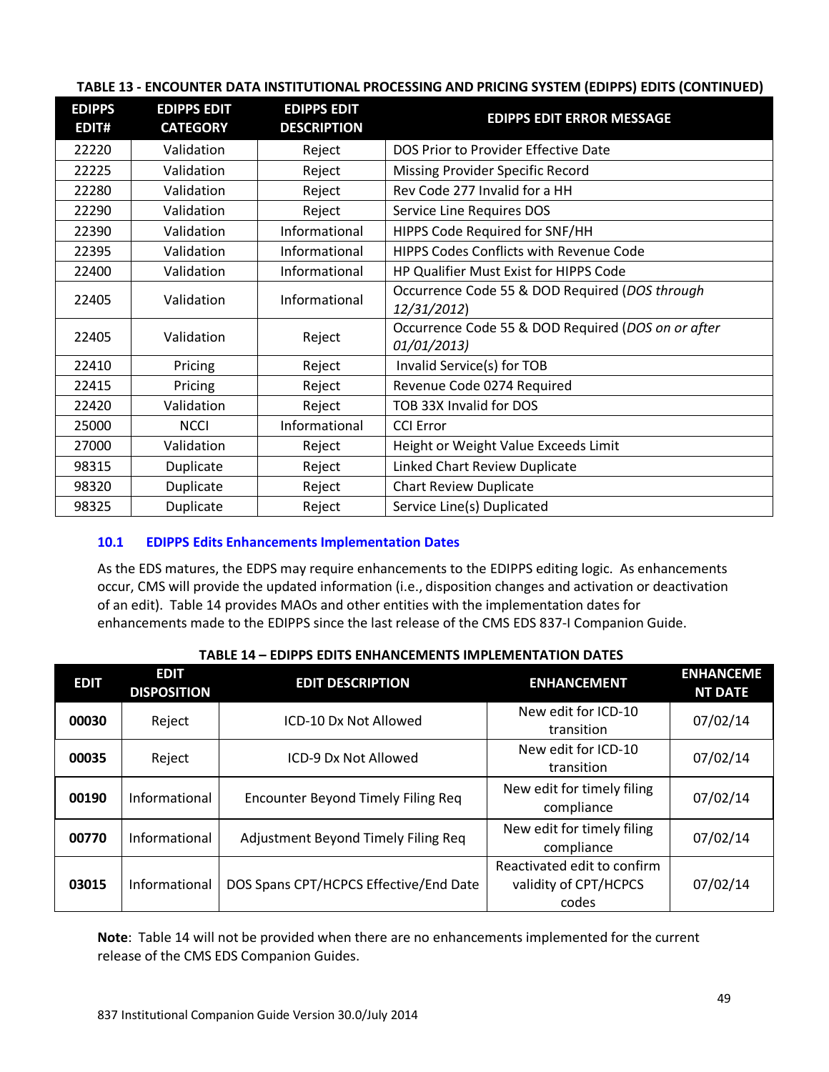**TABLE 13 - ENCOUNTER DATA INSTITUTIONAL PROCESSING AND PRICING SYSTEM (EDIPPS) EDITS (CONTINUED)**

| EDIPPS EDIT# | EDIPPS EDIT CATEGORY | EDIPPS EDIT DESCRIPTION | EDIPPS EDIT ERROR MESSAGE |
|---|---|---|---|
| 22220 | Validation | Reject | DOS Prior to Provider Effective Date |
| 22225 | Validation | Reject | Missing Provider Specific Record |
| 22280 | Validation | Reject | Rev Code 277 Invalid for a HH |
| 22290 | Validation | Reject | Service Line Requires DOS |
| 22390 | Validation | Informational | HIPPS Code Required for SNF/HH |
| 22395 | Validation | Informational | HIPPS Codes Conflicts with Revenue Code |
| 22400 | Validation | Informational | HP Qualifier Must Exist for HIPPS Code |
| 22405 | Validation | Informational | Occurrence Code 55 & DOD Required (*DOS through 12/31/2012*) |
| 22405 | Validation | Reject | Occurrence Code 55 & DOD Required (*DOS on or after 01/01/2013)* |
| 22410 | Pricing | Reject | Invalid Service(s) for TOB |
| 22415 | Pricing | Reject | Revenue Code 0274 Required |
| 22420 | Validation | Reject | TOB 33X Invalid for DOS |
| 25000 | NCCI | Informational | CCI Error |
| 27000 | Validation | Reject | Height or Weight Value Exceeds Limit |
| 98315 | Duplicate | Reject | Linked Chart Review Duplicate |
| 98320 | Duplicate | Reject | Chart Review Duplicate |
| 98325 | Duplicate | Reject | Service Line(s) Duplicated |

## 10.1 EDIPPS Edits Enhancements Implementation Dates

As the EDS matures, the EDPS may require enhancements to the EDIPPS editing logic. As enhancements occur, CMS will provide the updated information (i.e., disposition changes and activation or deactivation of an edit). Table 14 provides MAOs and other entities with the implementation dates for enhancements made to the EDIPPS since the last release of the CMS EDS 837-I Companion Guide.

**TABLE 14 – EDIPPS EDITS ENHANCEMENTS IMPLEMENTATION DATES**

| EDIT | EDIT DISPOSITION | EDIT DESCRIPTION | ENHANCEMENT | ENHANCEMENT DATE |
|---|---|---|---|---|
| **00030** | Reject | ICD-10 Dx Not Allowed | New edit for ICD-10 transition | 07/02/14 |
| **00035** | Reject | ICD-9 Dx Not Allowed | New edit for ICD-10 transition | 07/02/14 |
| **00190** | Informational | Encounter Beyond Timely Filing Req | New edit for timely filing compliance | 07/02/14 |
| **00770** | Informational | Adjustment Beyond Timely Filing Req | New edit for timely filing compliance | 07/02/14 |
| **03015** | Informational | DOS Spans CPT/HCPCS Effective/End Date | Reactivated edit to confirm validity of CPT/HCPCS codes | 07/02/14 |

**Note**: Table 14 will not be provided when there are no enhancements implemented for the current release of the CMS EDS Companion Guides.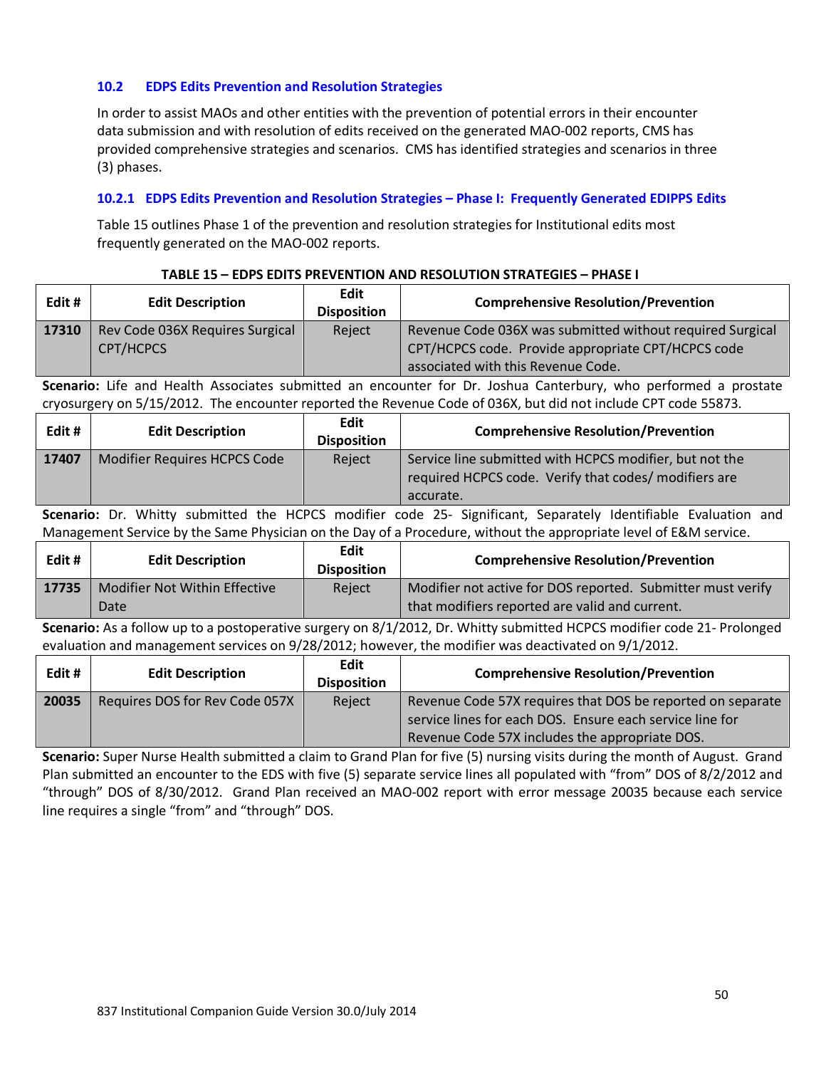### 10.2 EDPS Edits Prevention and Resolution Strategies

In order to assist MAOs and other entities with the prevention of potential errors in their encounter data submission and with resolution of edits received on the generated MAO-002 reports, CMS has provided comprehensive strategies and scenarios. CMS has identified strategies and scenarios in three (3) phases.

#### 10.2.1 EDPS Edits Prevention and Resolution Strategies – Phase I: Frequently Generated EDIPPS Edits

Table 15 outlines Phase 1 of the prevention and resolution strategies for Institutional edits most frequently generated on the MAO-002 reports.

**TABLE 15 – EDPS EDITS PREVENTION AND RESOLUTION STRATEGIES – PHASE I**

| Edit # | Edit Description | Edit Disposition | Comprehensive Resolution/Prevention |
|---|---|---|---|
| **17310** | Rev Code 036X Requires Surgical CPT/HCPCS | Reject | Revenue Code 036X was submitted without required Surgical CPT/HCPCS code. Provide appropriate CPT/HCPCS code associated with this Revenue Code. |

**Scenario:** Life and Health Associates submitted an encounter for Dr. Joshua Canterbury, who performed a prostate cryosurgery on 5/15/2012. The encounter reported the Revenue Code of 036X, but did not include CPT code 55873.

| Edit # | Edit Description | Edit Disposition | Comprehensive Resolution/Prevention |
|---|---|---|---|
| **17407** | Modifier Requires HCPCS Code | Reject | Service line submitted with HCPCS modifier, but not the required HCPCS code. Verify that codes/ modifiers are accurate. |

**Scenario:** Dr. Whitty submitted the HCPCS modifier code 25- Significant, Separately Identifiable Evaluation and Management Service by the Same Physician on the Day of a Procedure, without the appropriate level of E&M service.

| Edit # | Edit Description | Edit Disposition | Comprehensive Resolution/Prevention |
|---|---|---|---|
| **17735** | Modifier Not Within Effective Date | Reject | Modifier not active for DOS reported. Submitter must verify that modifiers reported are valid and current. |

**Scenario:** As a follow up to a postoperative surgery on 8/1/2012, Dr. Whitty submitted HCPCS modifier code 21- Prolonged evaluation and management services on 9/28/2012; however, the modifier was deactivated on 9/1/2012.

| Edit # | Edit Description | Edit Disposition | Comprehensive Resolution/Prevention |
|---|---|---|---|
| **20035** | Requires DOS for Rev Code 057X | Reject | Revenue Code 57X requires that DOS be reported on separate service lines for each DOS. Ensure each service line for Revenue Code 57X includes the appropriate DOS. |

**Scenario:** Super Nurse Health submitted a claim to Grand Plan for five (5) nursing visits during the month of August. Grand Plan submitted an encounter to the EDS with five (5) separate service lines all populated with "from" DOS of 8/2/2012 and "through" DOS of 8/30/2012. Grand Plan received an MAO-002 report with error message 20035 because each service line requires a single "from" and "through" DOS.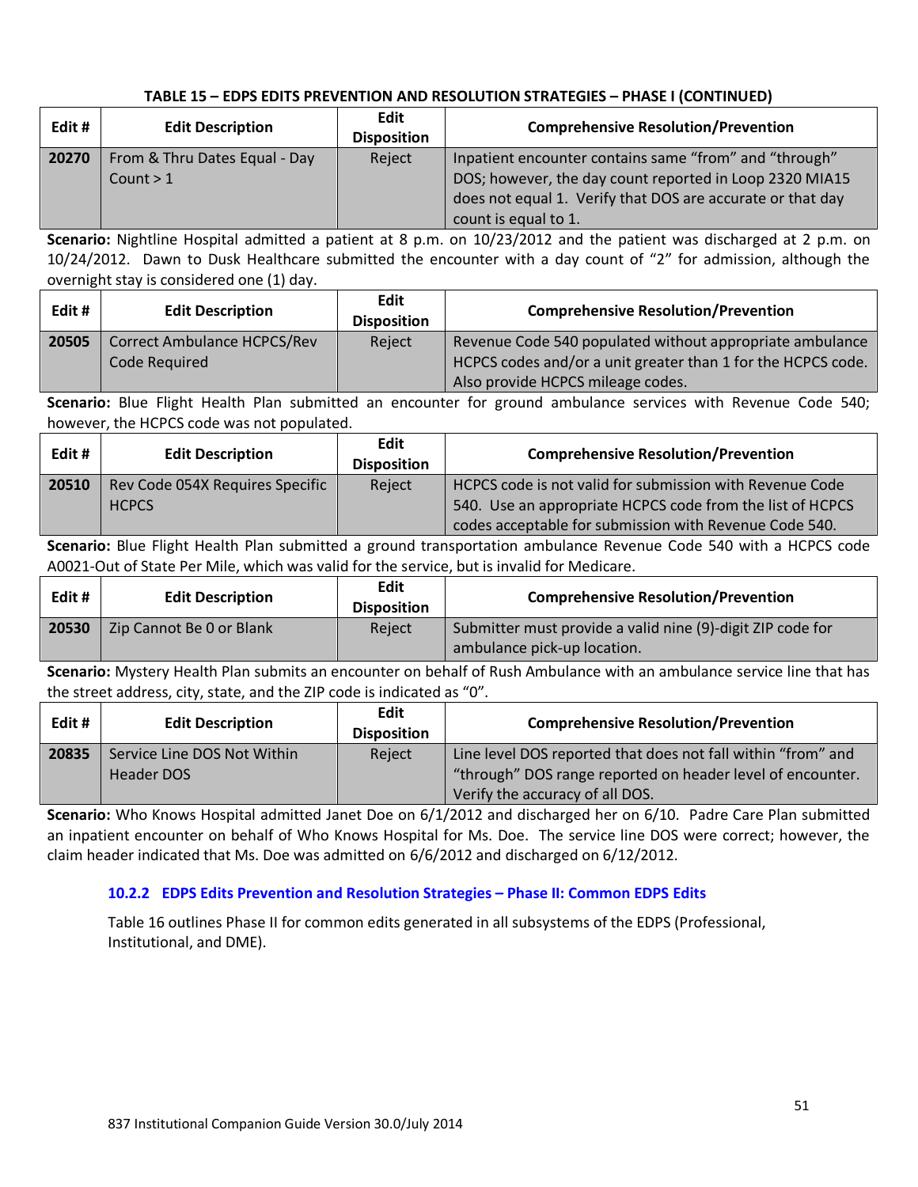**TABLE 15 – EDPS EDITS PREVENTION AND RESOLUTION STRATEGIES – PHASE I (CONTINUED)**

| Edit # | Edit Description | Edit Disposition | Comprehensive Resolution/Prevention |
|---|---|---|---|
| 20270 | From & Thru Dates Equal - Day Count > 1 | Reject | Inpatient encounter contains same "from" and "through" DOS; however, the day count reported in Loop 2320 MIA15 does not equal 1. Verify that DOS are accurate or that day count is equal to 1. |

**Scenario:** Nightline Hospital admitted a patient at 8 p.m. on 10/23/2012 and the patient was discharged at 2 p.m. on 10/24/2012. Dawn to Dusk Healthcare submitted the encounter with a day count of "2" for admission, although the overnight stay is considered one (1) day.

| Edit # | Edit Description | Edit Disposition | Comprehensive Resolution/Prevention |
|---|---|---|---|
| 20505 | Correct Ambulance HCPCS/Rev Code Required | Reject | Revenue Code 540 populated without appropriate ambulance HCPCS codes and/or a unit greater than 1 for the HCPCS code. Also provide HCPCS mileage codes. |

**Scenario:** Blue Flight Health Plan submitted an encounter for ground ambulance services with Revenue Code 540; however, the HCPCS code was not populated.

| Edit # | Edit Description | Edit Disposition | Comprehensive Resolution/Prevention |
|---|---|---|---|
| 20510 | Rev Code 054X Requires Specific HCPCS | Reject | HCPCS code is not valid for submission with Revenue Code 540. Use an appropriate HCPCS code from the list of HCPCS codes acceptable for submission with Revenue Code 540. |

**Scenario:** Blue Flight Health Plan submitted a ground transportation ambulance Revenue Code 540 with a HCPCS code A0021-Out of State Per Mile, which was valid for the service, but is invalid for Medicare.

| Edit # | Edit Description | Edit Disposition | Comprehensive Resolution/Prevention |
|---|---|---|---|
| 20530 | Zip Cannot Be 0 or Blank | Reject | Submitter must provide a valid nine (9)-digit ZIP code for ambulance pick-up location. |

**Scenario:** Mystery Health Plan submits an encounter on behalf of Rush Ambulance with an ambulance service line that has the street address, city, state, and the ZIP code is indicated as "0".

| Edit # | Edit Description | Edit Disposition | Comprehensive Resolution/Prevention |
|---|---|---|---|
| 20835 | Service Line DOS Not Within Header DOS | Reject | Line level DOS reported that does not fall within "from" and "through" DOS range reported on header level of encounter. Verify the accuracy of all DOS. |

**Scenario:** Who Knows Hospital admitted Janet Doe on 6/1/2012 and discharged her on 6/10. Padre Care Plan submitted an inpatient encounter on behalf of Who Knows Hospital for Ms. Doe. The service line DOS were correct; however, the claim header indicated that Ms. Doe was admitted on 6/6/2012 and discharged on 6/12/2012.

### 10.2.2 EDPS Edits Prevention and Resolution Strategies – Phase II: Common EDPS Edits

Table 16 outlines Phase II for common edits generated in all subsystems of the EDPS (Professional, Institutional, and DME).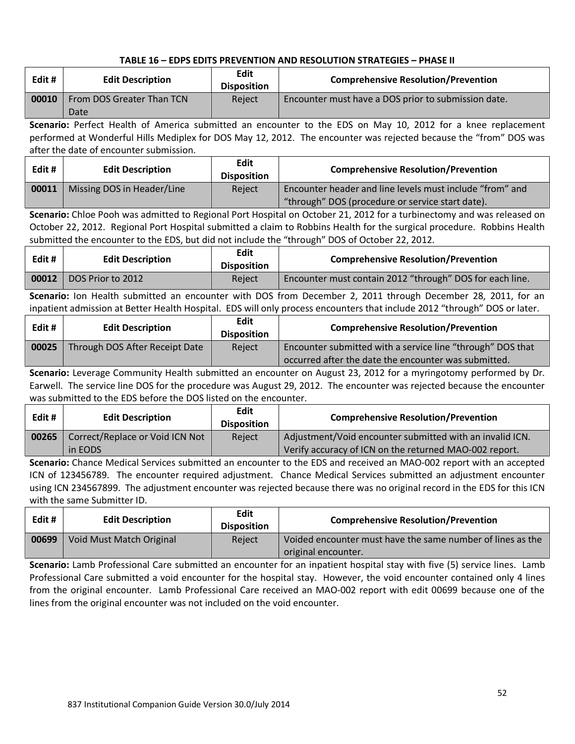**TABLE 16 – EDPS EDITS PREVENTION AND RESOLUTION STRATEGIES – PHASE II**

| Edit # | Edit Description | Edit Disposition | Comprehensive Resolution/Prevention |
|---|---|---|---|
| 00010 | From DOS Greater Than TCN Date | Reject | Encounter must have a DOS prior to submission date. |

**Scenario:** Perfect Health of America submitted an encounter to the EDS on May 10, 2012 for a knee replacement performed at Wonderful Hills Mediplex for DOS May 12, 2012. The encounter was rejected because the "from" DOS was after the date of encounter submission.

| Edit # | Edit Description | Edit Disposition | Comprehensive Resolution/Prevention |
|---|---|---|---|
| 00011 | Missing DOS in Header/Line | Reject | Encounter header and line levels must include "from" and "through" DOS (procedure or service start date). |

**Scenario:** Chloe Pooh was admitted to Regional Port Hospital on October 21, 2012 for a turbinectomy and was released on October 22, 2012. Regional Port Hospital submitted a claim to Robbins Health for the surgical procedure. Robbins Health submitted the encounter to the EDS, but did not include the "through" DOS of October 22, 2012.

| Edit # | Edit Description | Edit Disposition | Comprehensive Resolution/Prevention |
|---|---|---|---|
| 00012 | DOS Prior to 2012 | Reject | Encounter must contain 2012 "through" DOS for each line. |

**Scenario:** Ion Health submitted an encounter with DOS from December 2, 2011 through December 28, 2011, for an inpatient admission at Better Health Hospital. EDS will only process encounters that include 2012 "through" DOS or later.

| Edit # | Edit Description | Edit Disposition | Comprehensive Resolution/Prevention |
|---|---|---|---|
| 00025 | Through DOS After Receipt Date | Reject | Encounter submitted with a service line "through" DOS that occurred after the date the encounter was submitted. |

**Scenario:** Leverage Community Health submitted an encounter on August 23, 2012 for a myringotomy performed by Dr. Earwell. The service line DOS for the procedure was August 29, 2012. The encounter was rejected because the encounter was submitted to the EDS before the DOS listed on the encounter.

| Edit # | Edit Description | Edit Disposition | Comprehensive Resolution/Prevention |
|---|---|---|---|
| 00265 | Correct/Replace or Void ICN Not in EODS | Reject | Adjustment/Void encounter submitted with an invalid ICN. Verify accuracy of ICN on the returned MAO-002 report. |

**Scenario:** Chance Medical Services submitted an encounter to the EDS and received an MAO-002 report with an accepted ICN of 123456789. The encounter required adjustment. Chance Medical Services submitted an adjustment encounter using ICN 234567899. The adjustment encounter was rejected because there was no original record in the EDS for this ICN with the same Submitter ID.

| Edit # | Edit Description | Edit Disposition | Comprehensive Resolution/Prevention |
|---|---|---|---|
| 00699 | Void Must Match Original | Reject | Voided encounter must have the same number of lines as the original encounter. |

**Scenario:** Lamb Professional Care submitted an encounter for an inpatient hospital stay with five (5) service lines. Lamb Professional Care submitted a void encounter for the hospital stay. However, the void encounter contained only 4 lines from the original encounter. Lamb Professional Care received an MAO-002 report with edit 00699 because one of the lines from the original encounter was not included on the void encounter.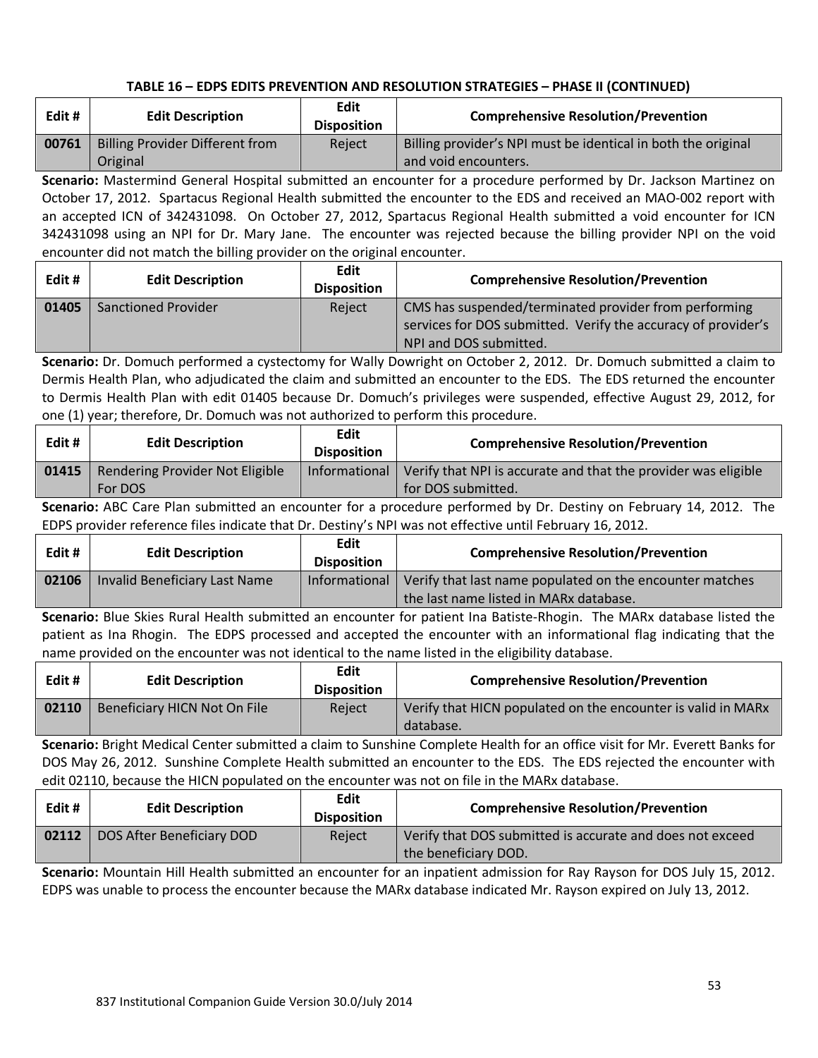**TABLE 16 – EDPS EDITS PREVENTION AND RESOLUTION STRATEGIES – PHASE II (CONTINUED)**

| Edit # | Edit Description | Edit Disposition | Comprehensive Resolution/Prevention |
|---|---|---|---|
| 00761 | Billing Provider Different from Original | Reject | Billing provider's NPI must be identical in both the original and void encounters. |

**Scenario:** Mastermind General Hospital submitted an encounter for a procedure performed by Dr. Jackson Martinez on October 17, 2012. Spartacus Regional Health submitted the encounter to the EDS and received an MAO-002 report with an accepted ICN of 342431098. On October 27, 2012, Spartacus Regional Health submitted a void encounter for ICN 342431098 using an NPI for Dr. Mary Jane. The encounter was rejected because the billing provider NPI on the void encounter did not match the billing provider on the original encounter.

| Edit # | Edit Description | Edit Disposition | Comprehensive Resolution/Prevention |
|---|---|---|---|
| 01405 | Sanctioned Provider | Reject | CMS has suspended/terminated provider from performing services for DOS submitted. Verify the accuracy of provider's NPI and DOS submitted. |

**Scenario:** Dr. Domuch performed a cystectomy for Wally Dowright on October 2, 2012. Dr. Domuch submitted a claim to Dermis Health Plan, who adjudicated the claim and submitted an encounter to the EDS. The EDS returned the encounter to Dermis Health Plan with edit 01405 because Dr. Domuch's privileges were suspended, effective August 29, 2012, for one (1) year; therefore, Dr. Domuch was not authorized to perform this procedure.

| Edit # | Edit Description | Edit Disposition | Comprehensive Resolution/Prevention |
|---|---|---|---|
| 01415 | Rendering Provider Not Eligible For DOS | Informational | Verify that NPI is accurate and that the provider was eligible for DOS submitted. |

**Scenario:** ABC Care Plan submitted an encounter for a procedure performed by Dr. Destiny on February 14, 2012. The EDPS provider reference files indicate that Dr. Destiny's NPI was not effective until February 16, 2012.

| Edit # | Edit Description | Edit Disposition | Comprehensive Resolution/Prevention |
|---|---|---|---|
| 02106 | Invalid Beneficiary Last Name | Informational | Verify that last name populated on the encounter matches the last name listed in MARx database. |

**Scenario:** Blue Skies Rural Health submitted an encounter for patient Ina Batiste-Rhogin. The MARx database listed the patient as Ina Rhogin. The EDPS processed and accepted the encounter with an informational flag indicating that the name provided on the encounter was not identical to the name listed in the eligibility database.

| Edit # | Edit Description | Edit Disposition | Comprehensive Resolution/Prevention |
|---|---|---|---|
| 02110 | Beneficiary HICN Not On File | Reject | Verify that HICN populated on the encounter is valid in MARx database. |

**Scenario:** Bright Medical Center submitted a claim to Sunshine Complete Health for an office visit for Mr. Everett Banks for DOS May 26, 2012. Sunshine Complete Health submitted an encounter to the EDS. The EDS rejected the encounter with edit 02110, because the HICN populated on the encounter was not on file in the MARx database.

| Edit # | Edit Description | Edit Disposition | Comprehensive Resolution/Prevention |
|---|---|---|---|
| 02112 | DOS After Beneficiary DOD | Reject | Verify that DOS submitted is accurate and does not exceed the beneficiary DOD. |

**Scenario:** Mountain Hill Health submitted an encounter for an inpatient admission for Ray Rayson for DOS July 15, 2012. EDPS was unable to process the encounter because the MARx database indicated Mr. Rayson expired on July 13, 2012.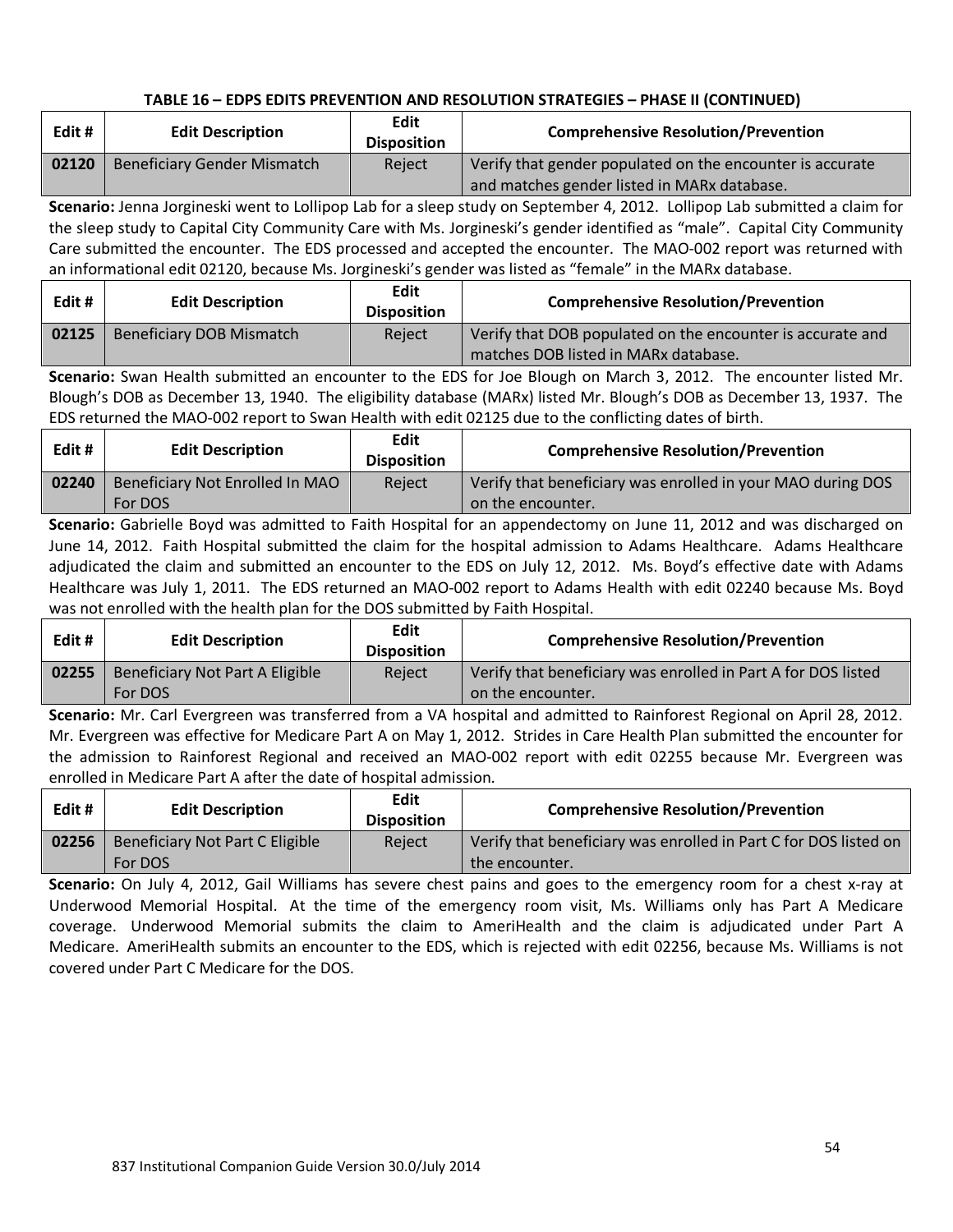**TABLE 16 – EDPS EDITS PREVENTION AND RESOLUTION STRATEGIES – PHASE II (CONTINUED)**

| Edit # | Edit Description | Edit Disposition | Comprehensive Resolution/Prevention |
|---|---|---|---|
| **02120** | Beneficiary Gender Mismatch | Reject | Verify that gender populated on the encounter is accurate and matches gender listed in MARx database. |

**Scenario:** Jenna Jorgineski went to Lollipop Lab for a sleep study on September 4, 2012. Lollipop Lab submitted a claim for the sleep study to Capital City Community Care with Ms. Jorgineski's gender identified as "male". Capital City Community Care submitted the encounter. The EDS processed and accepted the encounter. The MAO-002 report was returned with an informational edit 02120, because Ms. Jorgineski's gender was listed as "female" in the MARx database.

| Edit # | Edit Description | Edit Disposition | Comprehensive Resolution/Prevention |
|---|---|---|---|
| **02125** | Beneficiary DOB Mismatch | Reject | Verify that DOB populated on the encounter is accurate and matches DOB listed in MARx database. |

**Scenario:** Swan Health submitted an encounter to the EDS for Joe Blough on March 3, 2012. The encounter listed Mr. Blough's DOB as December 13, 1940. The eligibility database (MARx) listed Mr. Blough's DOB as December 13, 1937. The EDS returned the MAO-002 report to Swan Health with edit 02125 due to the conflicting dates of birth.

| Edit # | Edit Description | Edit Disposition | Comprehensive Resolution/Prevention |
|---|---|---|---|
| **02240** | Beneficiary Not Enrolled In MAO For DOS | Reject | Verify that beneficiary was enrolled in your MAO during DOS on the encounter. |

**Scenario:** Gabrielle Boyd was admitted to Faith Hospital for an appendectomy on June 11, 2012 and was discharged on June 14, 2012. Faith Hospital submitted the claim for the hospital admission to Adams Healthcare. Adams Healthcare adjudicated the claim and submitted an encounter to the EDS on July 12, 2012. Ms. Boyd's effective date with Adams Healthcare was July 1, 2011. The EDS returned an MAO-002 report to Adams Health with edit 02240 because Ms. Boyd was not enrolled with the health plan for the DOS submitted by Faith Hospital.

| Edit # | Edit Description | Edit Disposition | Comprehensive Resolution/Prevention |
|---|---|---|---|
| **02255** | Beneficiary Not Part A Eligible For DOS | Reject | Verify that beneficiary was enrolled in Part A for DOS listed on the encounter. |

**Scenario:** Mr. Carl Evergreen was transferred from a VA hospital and admitted to Rainforest Regional on April 28, 2012. Mr. Evergreen was effective for Medicare Part A on May 1, 2012. Strides in Care Health Plan submitted the encounter for the admission to Rainforest Regional and received an MAO-002 report with edit 02255 because Mr. Evergreen was enrolled in Medicare Part A after the date of hospital admission.

| Edit # | Edit Description | Edit Disposition | Comprehensive Resolution/Prevention |
|---|---|---|---|
| **02256** | Beneficiary Not Part C Eligible For DOS | Reject | Verify that beneficiary was enrolled in Part C for DOS listed on the encounter. |

**Scenario:** On July 4, 2012, Gail Williams has severe chest pains and goes to the emergency room for a chest x-ray at Underwood Memorial Hospital. At the time of the emergency room visit, Ms. Williams only has Part A Medicare coverage. Underwood Memorial submits the claim to AmeriHealth and the claim is adjudicated under Part A Medicare. AmeriHealth submits an encounter to the EDS, which is rejected with edit 02256, because Ms. Williams is not covered under Part C Medicare for the DOS.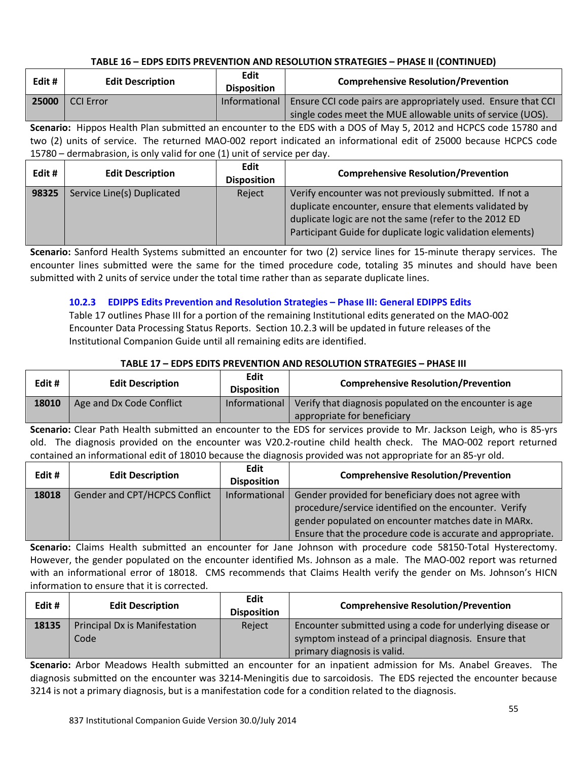**TABLE 16 – EDPS EDITS PREVENTION AND RESOLUTION STRATEGIES – PHASE II (CONTINUED)**

| Edit # | Edit Description | Edit Disposition | Comprehensive Resolution/Prevention |
|---|---|---|---|
| 25000 | CCI Error | Informational | Ensure CCI code pairs are appropriately used. Ensure that CCI single codes meet the MUE allowable units of service (UOS). |

**Scenario:** Hippos Health Plan submitted an encounter to the EDS with a DOS of May 5, 2012 and HCPCS code 15780 and two (2) units of service. The returned MAO-002 report indicated an informational edit of 25000 because HCPCS code 15780 – dermabrasion, is only valid for one (1) unit of service per day.

| Edit # | Edit Description | Edit Disposition | Comprehensive Resolution/Prevention |
|---|---|---|---|
| 98325 | Service Line(s) Duplicated | Reject | Verify encounter was not previously submitted. If not a duplicate encounter, ensure that elements validated by duplicate logic are not the same (refer to the 2012 ED Participant Guide for duplicate logic validation elements) |

**Scenario:** Sanford Health Systems submitted an encounter for two (2) service lines for 15-minute therapy services. The encounter lines submitted were the same for the timed procedure code, totaling 35 minutes and should have been submitted with 2 units of service under the total time rather than as separate duplicate lines.

### 10.2.3 EDIPPS Edits Prevention and Resolution Strategies – Phase III: General EDIPPS Edits

Table 17 outlines Phase III for a portion of the remaining Institutional edits generated on the MAO-002 Encounter Data Processing Status Reports. Section 10.2.3 will be updated in future releases of the Institutional Companion Guide until all remaining edits are identified.

**TABLE 17 – EDPS EDITS PREVENTION AND RESOLUTION STRATEGIES – PHASE III**

| Edit # | Edit Description | Edit Disposition | Comprehensive Resolution/Prevention |
|---|---|---|---|
| 18010 | Age and Dx Code Conflict | Informational | Verify that diagnosis populated on the encounter is age appropriate for beneficiary |

**Scenario:** Clear Path Health submitted an encounter to the EDS for services provide to Mr. Jackson Leigh, who is 85-yrs old. The diagnosis provided on the encounter was V20.2-routine child health check. The MAO-002 report returned contained an informational edit of 18010 because the diagnosis provided was not appropriate for an 85-yr old.

| Edit # | Edit Description | Edit Disposition | Comprehensive Resolution/Prevention |
|---|---|---|---|
| 18018 | Gender and CPT/HCPCS Conflict | Informational | Gender provided for beneficiary does not agree with procedure/service identified on the encounter. Verify gender populated on encounter matches date in MARx. Ensure that the procedure code is accurate and appropriate. |

**Scenario:** Claims Health submitted an encounter for Jane Johnson with procedure code 58150-Total Hysterectomy. However, the gender populated on the encounter identified Ms. Johnson as a male. The MAO-002 report was returned with an informational error of 18018. CMS recommends that Claims Health verify the gender on Ms. Johnson's HICN information to ensure that it is corrected.

| Edit # | Edit Description | Edit Disposition | Comprehensive Resolution/Prevention |
|---|---|---|---|
| 18135 | Principal Dx is Manifestation Code | Reject | Encounter submitted using a code for underlying disease or symptom instead of a principal diagnosis. Ensure that primary diagnosis is valid. |

**Scenario:** Arbor Meadows Health submitted an encounter for an inpatient admission for Ms. Anabel Greaves. The diagnosis submitted on the encounter was 3214-Meningitis due to sarcoidosis. The EDS rejected the encounter because 3214 is not a primary diagnosis, but is a manifestation code for a condition related to the diagnosis.

837 Institutional Companion Guide Version 30.0/July 2014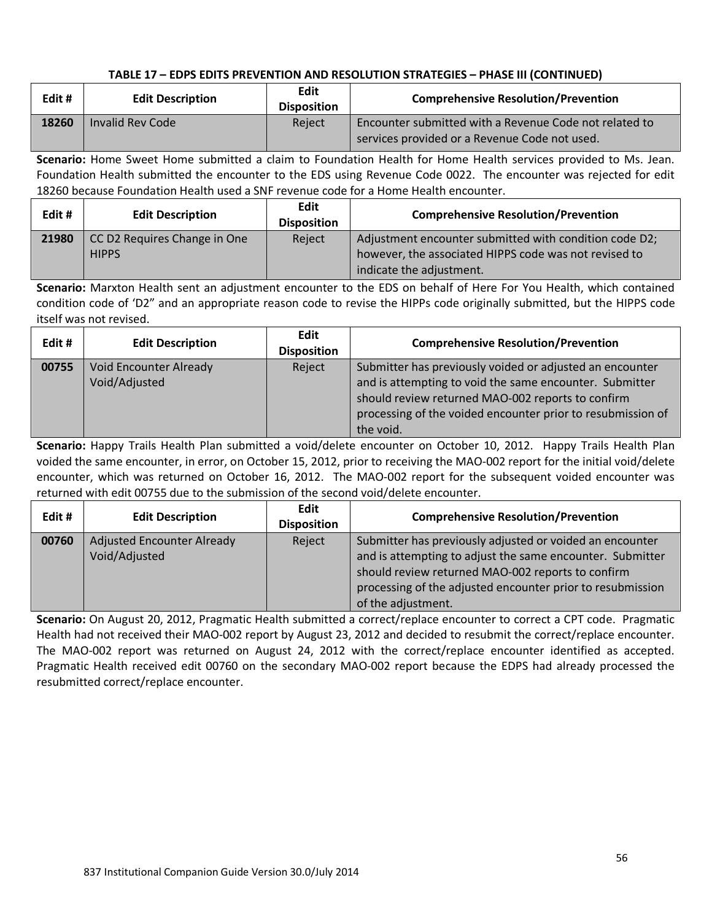**TABLE 17 – EDPS EDITS PREVENTION AND RESOLUTION STRATEGIES – PHASE III (CONTINUED)**

| Edit # | Edit Description | Edit Disposition | Comprehensive Resolution/Prevention |
|---|---|---|---|
| 18260 | Invalid Rev Code | Reject | Encounter submitted with a Revenue Code not related to services provided or a Revenue Code not used. |

**Scenario:** Home Sweet Home submitted a claim to Foundation Health for Home Health services provided to Ms. Jean. Foundation Health submitted the encounter to the EDS using Revenue Code 0022. The encounter was rejected for edit 18260 because Foundation Health used a SNF revenue code for a Home Health encounter.

| Edit # | Edit Description | Edit Disposition | Comprehensive Resolution/Prevention |
|---|---|---|---|
| 21980 | CC D2 Requires Change in One HIPPS | Reject | Adjustment encounter submitted with condition code D2; however, the associated HIPPS code was not revised to indicate the adjustment. |

**Scenario:** Marxton Health sent an adjustment encounter to the EDS on behalf of Here For You Health, which contained condition code of 'D2" and an appropriate reason code to revise the HIPPs code originally submitted, but the HIPPS code itself was not revised.

| Edit # | Edit Description | Edit Disposition | Comprehensive Resolution/Prevention |
|---|---|---|---|
| 00755 | Void Encounter Already Void/Adjusted | Reject | Submitter has previously voided or adjusted an encounter and is attempting to void the same encounter. Submitter should review returned MAO-002 reports to confirm processing of the voided encounter prior to resubmission of the void. |

**Scenario:** Happy Trails Health Plan submitted a void/delete encounter on October 10, 2012. Happy Trails Health Plan voided the same encounter, in error, on October 15, 2012, prior to receiving the MAO-002 report for the initial void/delete encounter, which was returned on October 16, 2012. The MAO-002 report for the subsequent voided encounter was returned with edit 00755 due to the submission of the second void/delete encounter.

| Edit # | Edit Description | Edit Disposition | Comprehensive Resolution/Prevention |
|---|---|---|---|
| 00760 | Adjusted Encounter Already Void/Adjusted | Reject | Submitter has previously adjusted or voided an encounter and is attempting to adjust the same encounter. Submitter should review returned MAO-002 reports to confirm processing of the adjusted encounter prior to resubmission of the adjustment. |

**Scenario:** On August 20, 2012, Pragmatic Health submitted a correct/replace encounter to correct a CPT code. Pragmatic Health had not received their MAO-002 report by August 23, 2012 and decided to resubmit the correct/replace encounter. The MAO-002 report was returned on August 24, 2012 with the correct/replace encounter identified as accepted. Pragmatic Health received edit 00760 on the secondary MAO-002 report because the EDPS had already processed the resubmitted correct/replace encounter.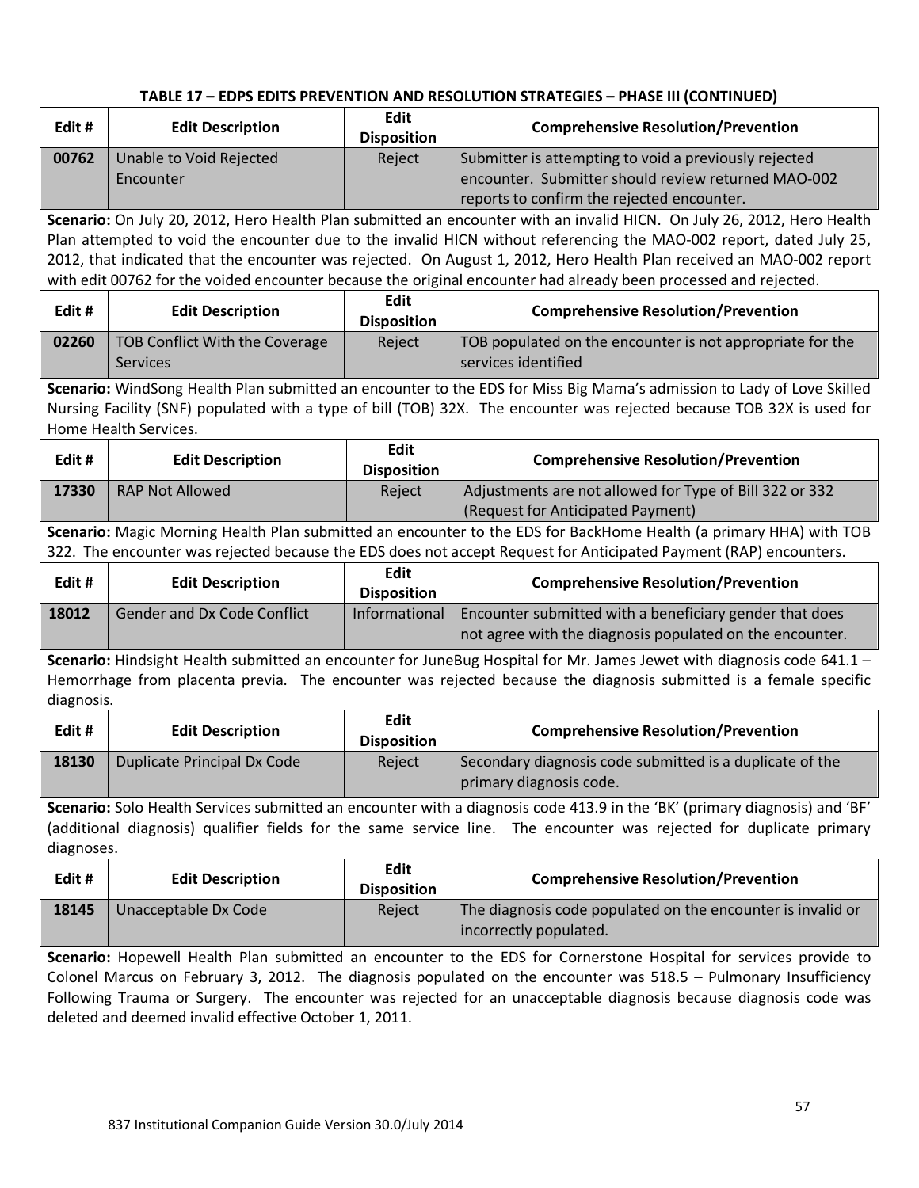**TABLE 17 – EDPS EDITS PREVENTION AND RESOLUTION STRATEGIES – PHASE III (CONTINUED)**

| Edit # | Edit Description | Edit Disposition | Comprehensive Resolution/Prevention |
|---|---|---|---|
| 00762 | Unable to Void Rejected Encounter | Reject | Submitter is attempting to void a previously rejected encounter. Submitter should review returned MAO-002 reports to confirm the rejected encounter. |

**Scenario:** On July 20, 2012, Hero Health Plan submitted an encounter with an invalid HICN. On July 26, 2012, Hero Health Plan attempted to void the encounter due to the invalid HICN without referencing the MAO-002 report, dated July 25, 2012, that indicated that the encounter was rejected. On August 1, 2012, Hero Health Plan received an MAO-002 report with edit 00762 for the voided encounter because the original encounter had already been processed and rejected.

| Edit # | Edit Description | Edit Disposition | Comprehensive Resolution/Prevention |
|---|---|---|---|
| 02260 | TOB Conflict With the Coverage Services | Reject | TOB populated on the encounter is not appropriate for the services identified |

**Scenario:** WindSong Health Plan submitted an encounter to the EDS for Miss Big Mama's admission to Lady of Love Skilled Nursing Facility (SNF) populated with a type of bill (TOB) 32X. The encounter was rejected because TOB 32X is used for Home Health Services.

| Edit # | Edit Description | Edit Disposition | Comprehensive Resolution/Prevention |
|---|---|---|---|
| 17330 | RAP Not Allowed | Reject | Adjustments are not allowed for Type of Bill 322 or 332 (Request for Anticipated Payment) |

**Scenario:** Magic Morning Health Plan submitted an encounter to the EDS for BackHome Health (a primary HHA) with TOB 322. The encounter was rejected because the EDS does not accept Request for Anticipated Payment (RAP) encounters.

| Edit # | Edit Description | Edit Disposition | Comprehensive Resolution/Prevention |
|---|---|---|---|
| 18012 | Gender and Dx Code Conflict | Informational | Encounter submitted with a beneficiary gender that does not agree with the diagnosis populated on the encounter. |

**Scenario:** Hindsight Health submitted an encounter for JuneBug Hospital for Mr. James Jewet with diagnosis code 641.1 – Hemorrhage from placenta previa. The encounter was rejected because the diagnosis submitted is a female specific diagnosis.

| Edit # | Edit Description | Edit Disposition | Comprehensive Resolution/Prevention |
|---|---|---|---|
| 18130 | Duplicate Principal Dx Code | Reject | Secondary diagnosis code submitted is a duplicate of the primary diagnosis code. |

**Scenario:** Solo Health Services submitted an encounter with a diagnosis code 413.9 in the 'BK' (primary diagnosis) and 'BF' (additional diagnosis) qualifier fields for the same service line. The encounter was rejected for duplicate primary diagnoses.

| Edit # | Edit Description | Edit Disposition | Comprehensive Resolution/Prevention |
|---|---|---|---|
| 18145 | Unacceptable Dx Code | Reject | The diagnosis code populated on the encounter is invalid or incorrectly populated. |

**Scenario:** Hopewell Health Plan submitted an encounter to the EDS for Cornerstone Hospital for services provide to Colonel Marcus on February 3, 2012. The diagnosis populated on the encounter was 518.5 – Pulmonary Insufficiency Following Trauma or Surgery. The encounter was rejected for an unacceptable diagnosis because diagnosis code was deleted and deemed invalid effective October 1, 2011.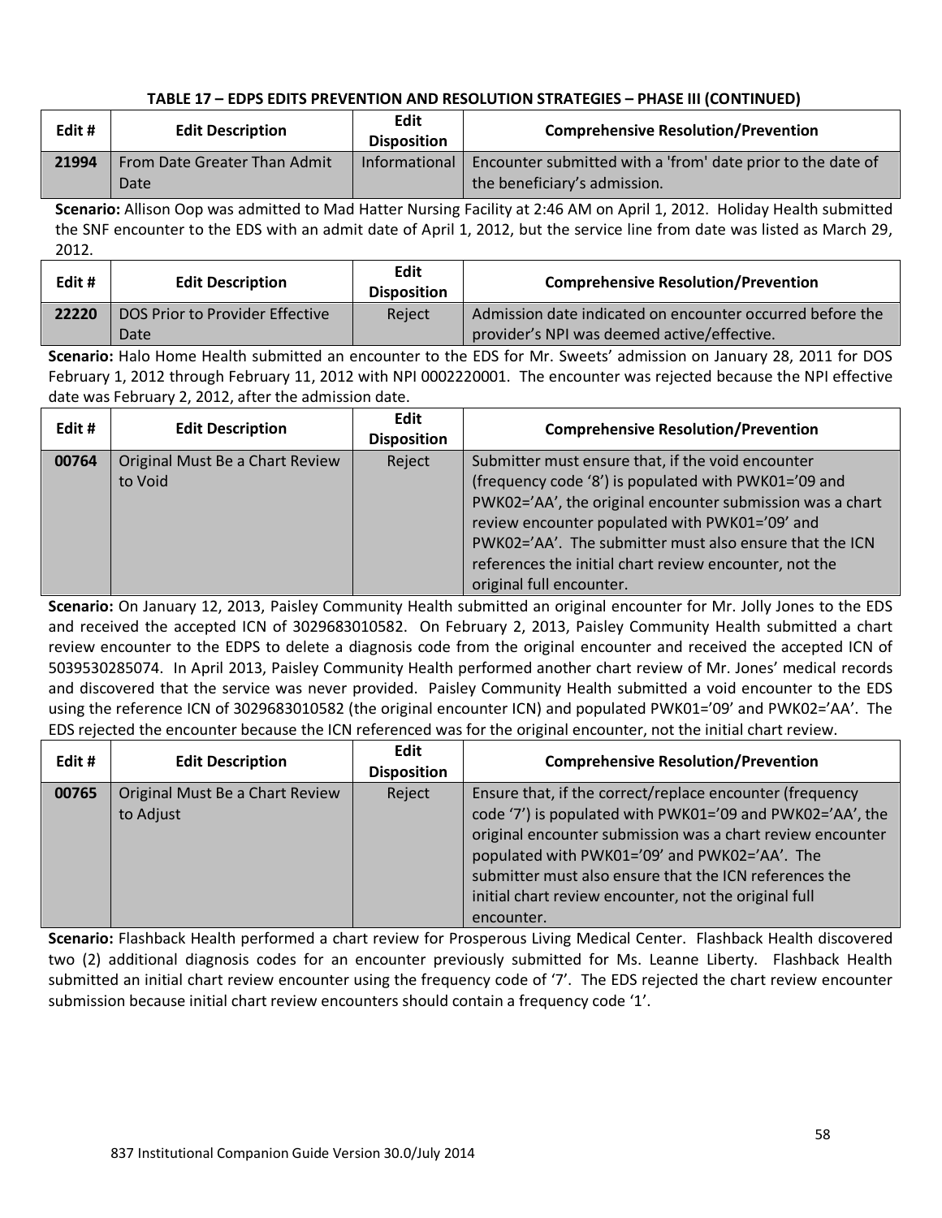**TABLE 17 – EDPS EDITS PREVENTION AND RESOLUTION STRATEGIES – PHASE III (CONTINUED)**

| Edit # | Edit Description | Edit Disposition | Comprehensive Resolution/Prevention |
|---|---|---|---|
| 21994 | From Date Greater Than Admit Date | Informational | Encounter submitted with a 'from' date prior to the date of the beneficiary's admission. |

**Scenario:** Allison Oop was admitted to Mad Hatter Nursing Facility at 2:46 AM on April 1, 2012. Holiday Health submitted the SNF encounter to the EDS with an admit date of April 1, 2012, but the service line from date was listed as March 29, 2012.

| Edit # | Edit Description | Edit Disposition | Comprehensive Resolution/Prevention |
|---|---|---|---|
| 22220 | DOS Prior to Provider Effective Date | Reject | Admission date indicated on encounter occurred before the provider's NPI was deemed active/effective. |

**Scenario:** Halo Home Health submitted an encounter to the EDS for Mr. Sweets' admission on January 28, 2011 for DOS February 1, 2012 through February 11, 2012 with NPI 0002220001. The encounter was rejected because the NPI effective date was February 2, 2012, after the admission date.

| Edit # | Edit Description | Edit Disposition | Comprehensive Resolution/Prevention |
|---|---|---|---|
| 00764 | Original Must Be a Chart Review to Void | Reject | Submitter must ensure that, if the void encounter (frequency code '8') is populated with PWK01='09 and PWK02='AA', the original encounter submission was a chart review encounter populated with PWK01='09' and PWK02='AA'. The submitter must also ensure that the ICN references the initial chart review encounter, not the original full encounter. |

**Scenario:** On January 12, 2013, Paisley Community Health submitted an original encounter for Mr. Jolly Jones to the EDS and received the accepted ICN of 3029683010582. On February 2, 2013, Paisley Community Health submitted a chart review encounter to the EDPS to delete a diagnosis code from the original encounter and received the accepted ICN of 5039530285074. In April 2013, Paisley Community Health performed another chart review of Mr. Jones' medical records and discovered that the service was never provided. Paisley Community Health submitted a void encounter to the EDS using the reference ICN of 3029683010582 (the original encounter ICN) and populated PWK01='09' and PWK02='AA'. The EDS rejected the encounter because the ICN referenced was for the original encounter, not the initial chart review.

| Edit # | Edit Description | Edit Disposition | Comprehensive Resolution/Prevention |
|---|---|---|---|
| 00765 | Original Must Be a Chart Review to Adjust | Reject | Ensure that, if the correct/replace encounter (frequency code '7') is populated with PWK01='09 and PWK02='AA', the original encounter submission was a chart review encounter populated with PWK01='09' and PWK02='AA'. The submitter must also ensure that the ICN references the initial chart review encounter, not the original full encounter. |

**Scenario:** Flashback Health performed a chart review for Prosperous Living Medical Center. Flashback Health discovered two (2) additional diagnosis codes for an encounter previously submitted for Ms. Leanne Liberty. Flashback Health submitted an initial chart review encounter using the frequency code of '7'. The EDS rejected the chart review encounter submission because initial chart review encounters should contain a frequency code '1'.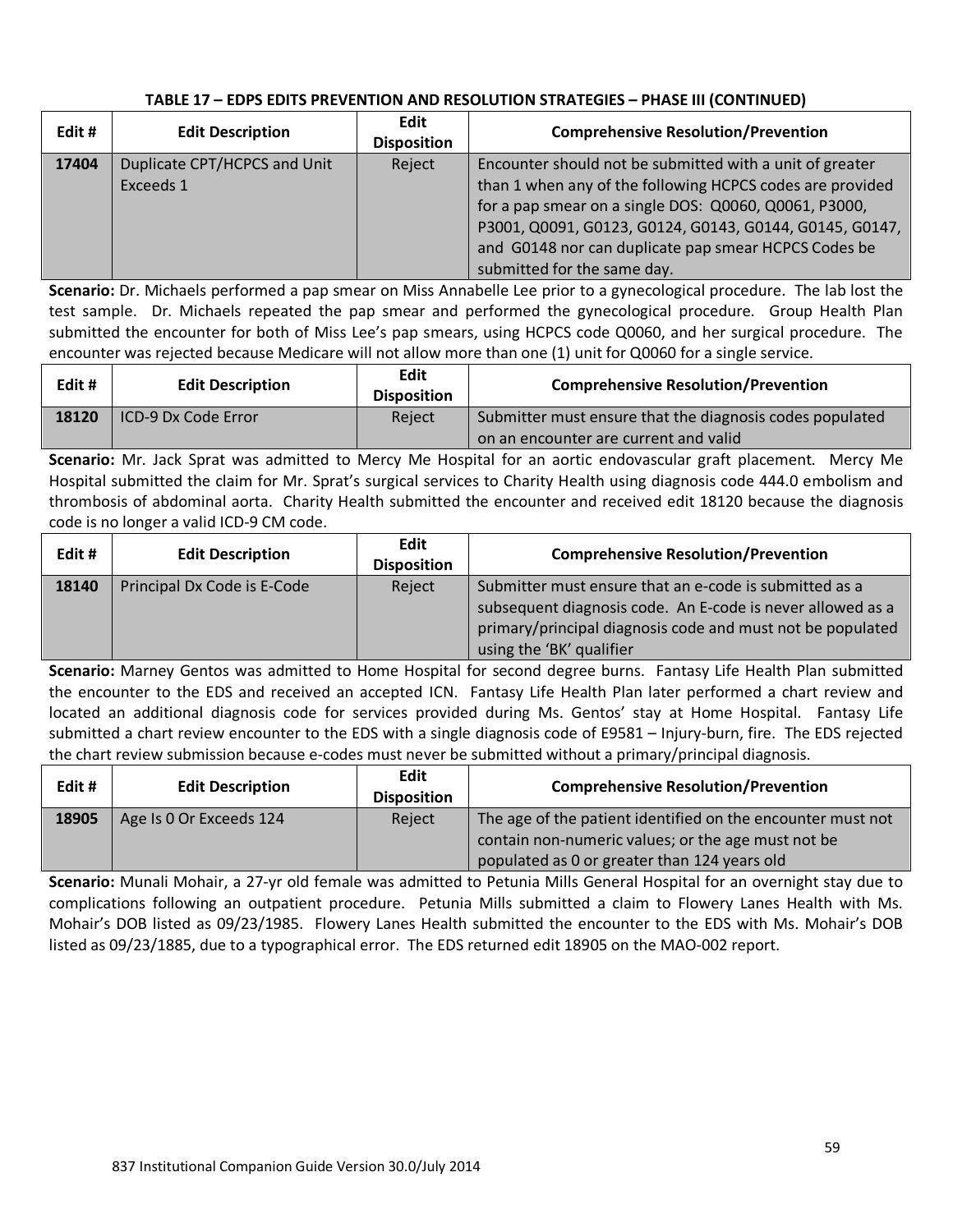**TABLE 17 – EDPS EDITS PREVENTION AND RESOLUTION STRATEGIES – PHASE III (CONTINUED)**

| Edit # | Edit Description | Edit Disposition | Comprehensive Resolution/Prevention |
|---|---|---|---|
| **17404** | Duplicate CPT/HCPCS and Unit Exceeds 1 | Reject | Encounter should not be submitted with a unit of greater than 1 when any of the following HCPCS codes are provided for a pap smear on a single DOS: Q0060, Q0061, P3000, P3001, Q0091, G0123, G0124, G0143, G0144, G0145, G0147, and G0148 nor can duplicate pap smear HCPCS Codes be submitted for the same day. |

**Scenario:** Dr. Michaels performed a pap smear on Miss Annabelle Lee prior to a gynecological procedure. The lab lost the test sample. Dr. Michaels repeated the pap smear and performed the gynecological procedure. Group Health Plan submitted the encounter for both of Miss Lee's pap smears, using HCPCS code Q0060, and her surgical procedure. The encounter was rejected because Medicare will not allow more than one (1) unit for Q0060 for a single service.

| Edit # | Edit Description | Edit Disposition | Comprehensive Resolution/Prevention |
|---|---|---|---|
| **18120** | ICD-9 Dx Code Error | Reject | Submitter must ensure that the diagnosis codes populated on an encounter are current and valid |

**Scenario:** Mr. Jack Sprat was admitted to Mercy Me Hospital for an aortic endovascular graft placement. Mercy Me Hospital submitted the claim for Mr. Sprat's surgical services to Charity Health using diagnosis code 444.0 embolism and thrombosis of abdominal aorta. Charity Health submitted the encounter and received edit 18120 because the diagnosis code is no longer a valid ICD-9 CM code.

| Edit # | Edit Description | Edit Disposition | Comprehensive Resolution/Prevention |
|---|---|---|---|
| **18140** | Principal Dx Code is E-Code | Reject | Submitter must ensure that an e-code is submitted as a subsequent diagnosis code. An E-code is never allowed as a primary/principal diagnosis code and must not be populated using the 'BK' qualifier |

**Scenario:** Marney Gentos was admitted to Home Hospital for second degree burns. Fantasy Life Health Plan submitted the encounter to the EDS and received an accepted ICN. Fantasy Life Health Plan later performed a chart review and located an additional diagnosis code for services provided during Ms. Gentos' stay at Home Hospital. Fantasy Life submitted a chart review encounter to the EDS with a single diagnosis code of E9581 – Injury-burn, fire. The EDS rejected the chart review submission because e-codes must never be submitted without a primary/principal diagnosis.

| Edit # | Edit Description | Edit Disposition | Comprehensive Resolution/Prevention |
|---|---|---|---|
| **18905** | Age Is 0 Or Exceeds 124 | Reject | The age of the patient identified on the encounter must not contain non-numeric values; or the age must not be populated as 0 or greater than 124 years old |

**Scenario:** Munali Mohair, a 27-yr old female was admitted to Petunia Mills General Hospital for an overnight stay due to complications following an outpatient procedure. Petunia Mills submitted a claim to Flowery Lanes Health with Ms. Mohair's DOB listed as 09/23/1985. Flowery Lanes Health submitted the encounter to the EDS with Ms. Mohair's DOB listed as 09/23/1885, due to a typographical error. The EDS returned edit 18905 on the MAO-002 report.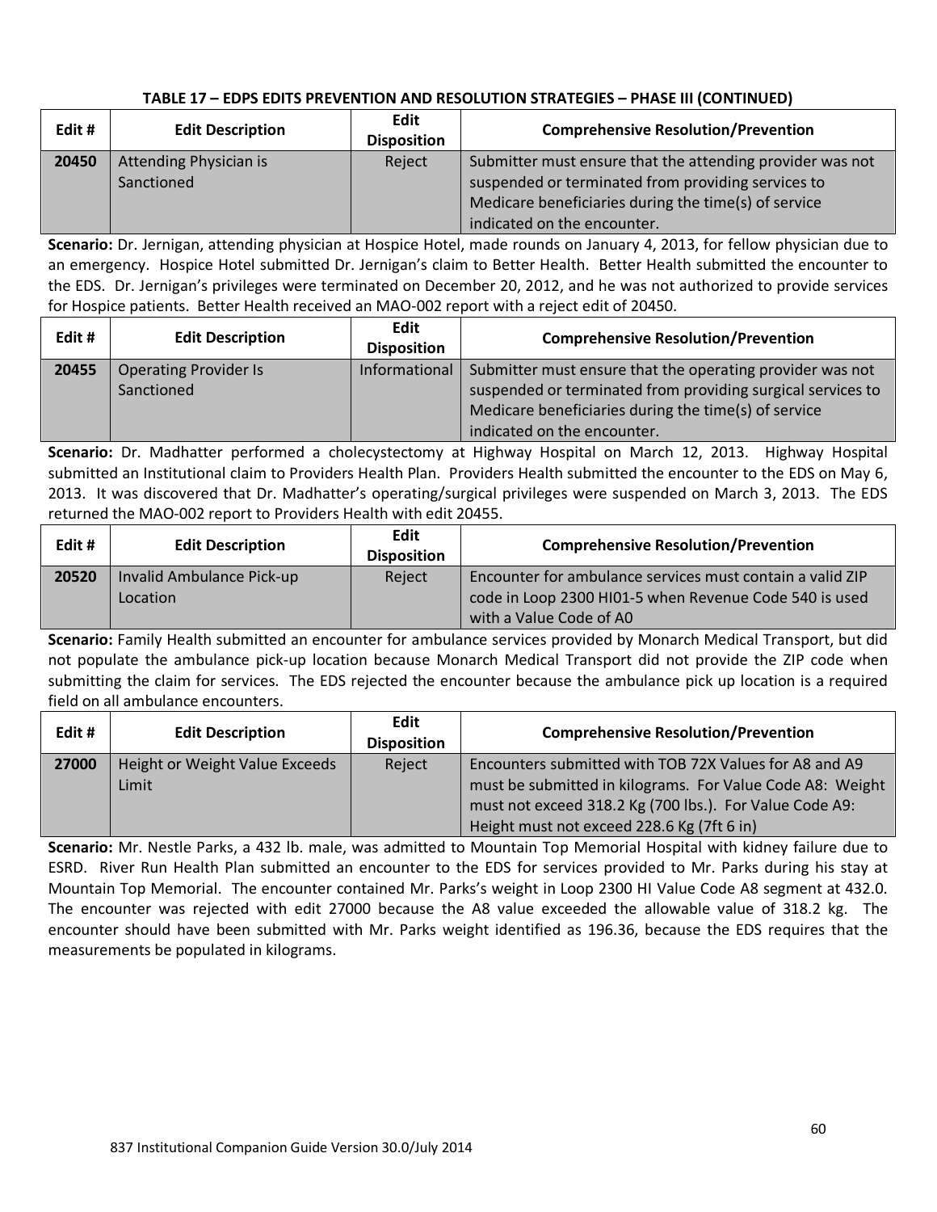**TABLE 17 – EDPS EDITS PREVENTION AND RESOLUTION STRATEGIES – PHASE III (CONTINUED)**

| Edit # | Edit Description | Edit Disposition | Comprehensive Resolution/Prevention |
|---|---|---|---|
| **20450** | Attending Physician is Sanctioned | Reject | Submitter must ensure that the attending provider was not suspended or terminated from providing services to Medicare beneficiaries during the time(s) of service indicated on the encounter. |

**Scenario:** Dr. Jernigan, attending physician at Hospice Hotel, made rounds on January 4, 2013, for fellow physician due to an emergency. Hospice Hotel submitted Dr. Jernigan's claim to Better Health. Better Health submitted the encounter to the EDS. Dr. Jernigan's privileges were terminated on December 20, 2012, and he was not authorized to provide services for Hospice patients. Better Health received an MAO-002 report with a reject edit of 20450.

| Edit # | Edit Description | Edit Disposition | Comprehensive Resolution/Prevention |
|---|---|---|---|
| **20455** | Operating Provider Is Sanctioned | Informational | Submitter must ensure that the operating provider was not suspended or terminated from providing surgical services to Medicare beneficiaries during the time(s) of service indicated on the encounter. |

**Scenario:** Dr. Madhatter performed a cholecystectomy at Highway Hospital on March 12, 2013. Highway Hospital submitted an Institutional claim to Providers Health Plan. Providers Health submitted the encounter to the EDS on May 6, 2013. It was discovered that Dr. Madhatter's operating/surgical privileges were suspended on March 3, 2013. The EDS returned the MAO-002 report to Providers Health with edit 20455.

| Edit # | Edit Description | Edit Disposition | Comprehensive Resolution/Prevention |
|---|---|---|---|
| **20520** | Invalid Ambulance Pick-up Location | Reject | Encounter for ambulance services must contain a valid ZIP code in Loop 2300 HI01-5 when Revenue Code 540 is used with a Value Code of A0 |

**Scenario:** Family Health submitted an encounter for ambulance services provided by Monarch Medical Transport, but did not populate the ambulance pick-up location because Monarch Medical Transport did not provide the ZIP code when submitting the claim for services. The EDS rejected the encounter because the ambulance pick up location is a required field on all ambulance encounters.

| Edit # | Edit Description | Edit Disposition | Comprehensive Resolution/Prevention |
|---|---|---|---|
| **27000** | Height or Weight Value Exceeds Limit | Reject | Encounters submitted with TOB 72X Values for A8 and A9 must be submitted in kilograms. For Value Code A8: Weight must not exceed 318.2 Kg (700 lbs.). For Value Code A9: Height must not exceed 228.6 Kg (7ft 6 in) |

**Scenario:** Mr. Nestle Parks, a 432 lb. male, was admitted to Mountain Top Memorial Hospital with kidney failure due to ESRD. River Run Health Plan submitted an encounter to the EDS for services provided to Mr. Parks during his stay at Mountain Top Memorial. The encounter contained Mr. Parks's weight in Loop 2300 HI Value Code A8 segment at 432.0. The encounter was rejected with edit 27000 because the A8 value exceeded the allowable value of 318.2 kg. The encounter should have been submitted with Mr. Parks weight identified as 196.36, because the EDS requires that the measurements be populated in kilograms.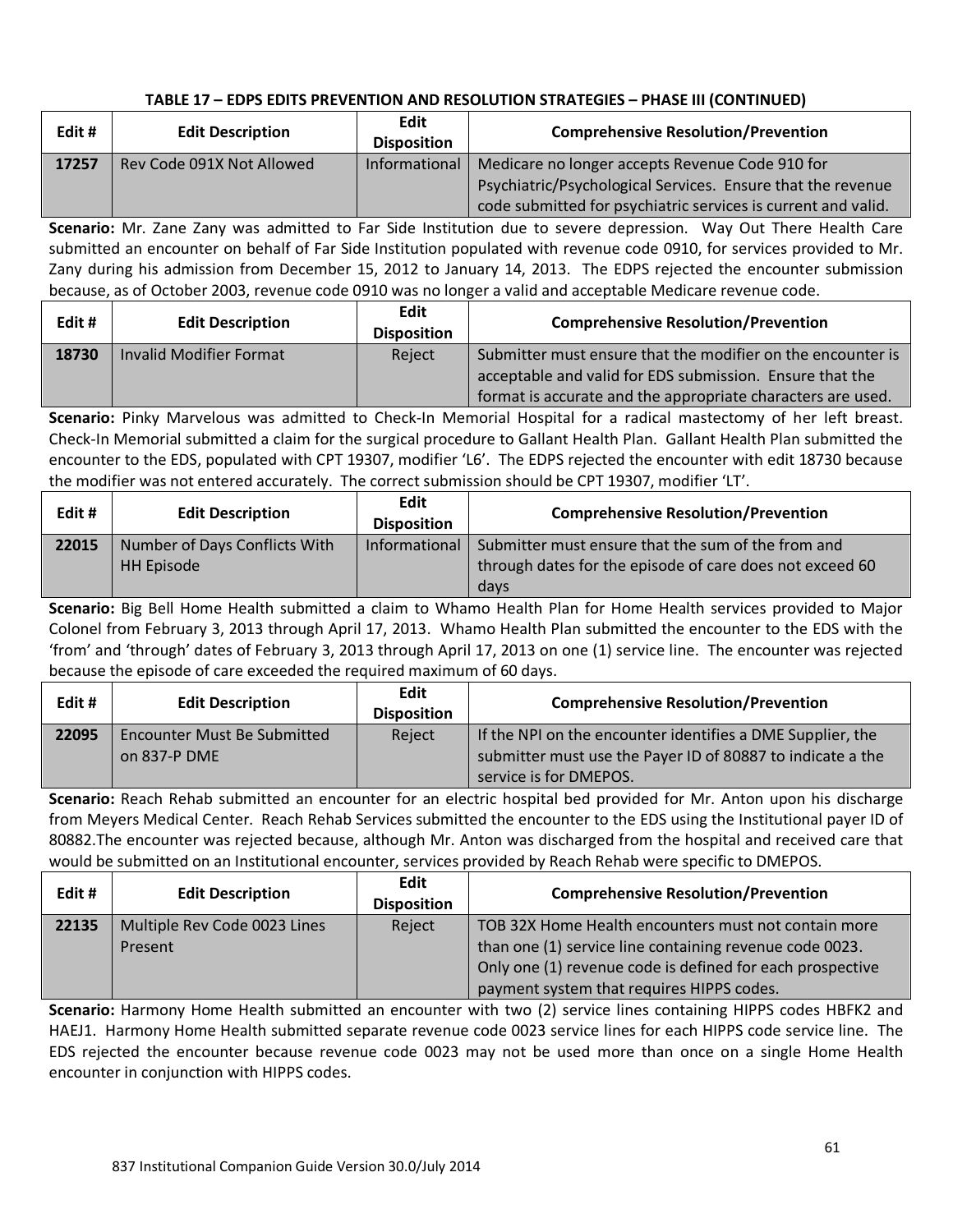**TABLE 17 – EDPS EDITS PREVENTION AND RESOLUTION STRATEGIES – PHASE III (CONTINUED)**

| Edit # | Edit Description | Edit Disposition | Comprehensive Resolution/Prevention |
|---|---|---|---|
| **17257** | Rev Code 091X Not Allowed | Informational | Medicare no longer accepts Revenue Code 910 for Psychiatric/Psychological Services. Ensure that the revenue code submitted for psychiatric services is current and valid. |

**Scenario:** Mr. Zane Zany was admitted to Far Side Institution due to severe depression. Way Out There Health Care submitted an encounter on behalf of Far Side Institution populated with revenue code 0910, for services provided to Mr. Zany during his admission from December 15, 2012 to January 14, 2013. The EDPS rejected the encounter submission because, as of October 2003, revenue code 0910 was no longer a valid and acceptable Medicare revenue code.

| Edit # | Edit Description | Edit Disposition | Comprehensive Resolution/Prevention |
|---|---|---|---|
| **18730** | Invalid Modifier Format | Reject | Submitter must ensure that the modifier on the encounter is acceptable and valid for EDS submission. Ensure that the format is accurate and the appropriate characters are used. |

**Scenario:** Pinky Marvelous was admitted to Check-In Memorial Hospital for a radical mastectomy of her left breast. Check-In Memorial submitted a claim for the surgical procedure to Gallant Health Plan. Gallant Health Plan submitted the encounter to the EDS, populated with CPT 19307, modifier 'L6'. The EDPS rejected the encounter with edit 18730 because the modifier was not entered accurately. The correct submission should be CPT 19307, modifier 'LT'.

| Edit # | Edit Description | Edit Disposition | Comprehensive Resolution/Prevention |
|---|---|---|---|
| **22015** | Number of Days Conflicts With HH Episode | Informational | Submitter must ensure that the sum of the from and through dates for the episode of care does not exceed 60 days |

**Scenario:** Big Bell Home Health submitted a claim to Whamo Health Plan for Home Health services provided to Major Colonel from February 3, 2013 through April 17, 2013. Whamo Health Plan submitted the encounter to the EDS with the 'from' and 'through' dates of February 3, 2013 through April 17, 2013 on one (1) service line. The encounter was rejected because the episode of care exceeded the required maximum of 60 days.

| Edit # | Edit Description | Edit Disposition | Comprehensive Resolution/Prevention |
|---|---|---|---|
| **22095** | Encounter Must Be Submitted on 837-P DME | Reject | If the NPI on the encounter identifies a DME Supplier, the submitter must use the Payer ID of 80887 to indicate a the service is for DMEPOS. |

**Scenario:** Reach Rehab submitted an encounter for an electric hospital bed provided for Mr. Anton upon his discharge from Meyers Medical Center. Reach Rehab Services submitted the encounter to the EDS using the Institutional payer ID of 80882.The encounter was rejected because, although Mr. Anton was discharged from the hospital and received care that would be submitted on an Institutional encounter, services provided by Reach Rehab were specific to DMEPOS.

| Edit # | Edit Description | Edit Disposition | Comprehensive Resolution/Prevention |
|---|---|---|---|
| **22135** | Multiple Rev Code 0023 Lines Present | Reject | TOB 32X Home Health encounters must not contain more than one (1) service line containing revenue code 0023. Only one (1) revenue code is defined for each prospective payment system that requires HIPPS codes. |

**Scenario:** Harmony Home Health submitted an encounter with two (2) service lines containing HIPPS codes HBFK2 and HAEJ1. Harmony Home Health submitted separate revenue code 0023 service lines for each HIPPS code service line. The EDS rejected the encounter because revenue code 0023 may not be used more than once on a single Home Health encounter in conjunction with HIPPS codes.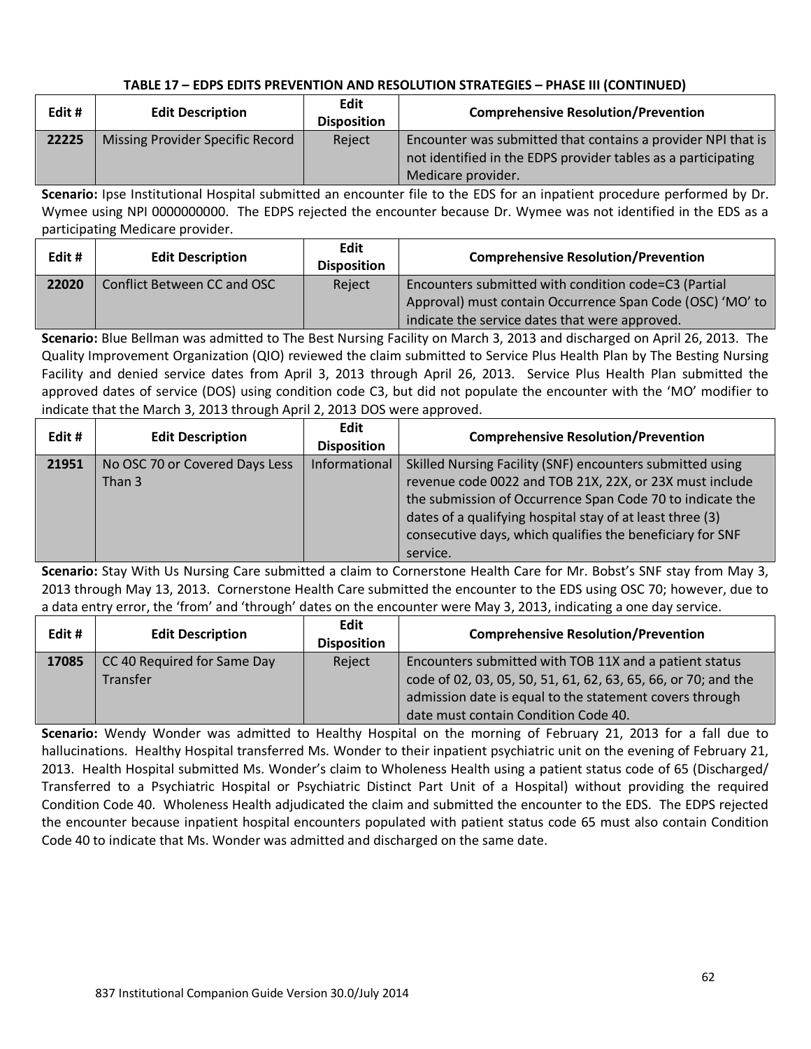**TABLE 17 – EDPS EDITS PREVENTION AND RESOLUTION STRATEGIES – PHASE III (CONTINUED)**

| Edit # | Edit Description | Edit Disposition | Comprehensive Resolution/Prevention |
|---|---|---|---|
| **22225** | Missing Provider Specific Record | Reject | Encounter was submitted that contains a provider NPI that is not identified in the EDPS provider tables as a participating Medicare provider. |

**Scenario:** Ipse Institutional Hospital submitted an encounter file to the EDS for an inpatient procedure performed by Dr. Wymee using NPI 0000000000. The EDPS rejected the encounter because Dr. Wymee was not identified in the EDS as a participating Medicare provider.

| Edit # | Edit Description | Edit Disposition | Comprehensive Resolution/Prevention |
|---|---|---|---|
| **22020** | Conflict Between CC and OSC | Reject | Encounters submitted with condition code=C3 (Partial Approval) must contain Occurrence Span Code (OSC) 'MO' to indicate the service dates that were approved. |

**Scenario:** Blue Bellman was admitted to The Best Nursing Facility on March 3, 2013 and discharged on April 26, 2013. The Quality Improvement Organization (QIO) reviewed the claim submitted to Service Plus Health Plan by The Besting Nursing Facility and denied service dates from April 3, 2013 through April 26, 2013. Service Plus Health Plan submitted the approved dates of service (DOS) using condition code C3, but did not populate the encounter with the 'MO' modifier to indicate that the March 3, 2013 through April 2, 2013 DOS were approved.

| Edit # | Edit Description | Edit Disposition | Comprehensive Resolution/Prevention |
|---|---|---|---|
| **21951** | No OSC 70 or Covered Days Less Than 3 | Informational | Skilled Nursing Facility (SNF) encounters submitted using revenue code 0022 and TOB 21X, 22X, or 23X must include the submission of Occurrence Span Code 70 to indicate the dates of a qualifying hospital stay of at least three (3) consecutive days, which qualifies the beneficiary for SNF service. |

**Scenario:** Stay With Us Nursing Care submitted a claim to Cornerstone Health Care for Mr. Bobst's SNF stay from May 3, 2013 through May 13, 2013. Cornerstone Health Care submitted the encounter to the EDS using OSC 70; however, due to a data entry error, the 'from' and 'through' dates on the encounter were May 3, 2013, indicating a one day service.

| Edit # | Edit Description | Edit Disposition | Comprehensive Resolution/Prevention |
|---|---|---|---|
| **17085** | CC 40 Required for Same Day Transfer | Reject | Encounters submitted with TOB 11X and a patient status code of 02, 03, 05, 50, 51, 61, 62, 63, 65, 66, or 70; and the admission date is equal to the statement covers through date must contain Condition Code 40. |

**Scenario:** Wendy Wonder was admitted to Healthy Hospital on the morning of February 21, 2013 for a fall due to hallucinations. Healthy Hospital transferred Ms. Wonder to their inpatient psychiatric unit on the evening of February 21, 2013. Health Hospital submitted Ms. Wonder's claim to Wholeness Health using a patient status code of 65 (Discharged/ Transferred to a Psychiatric Hospital or Psychiatric Distinct Part Unit of a Hospital) without providing the required Condition Code 40. Wholeness Health adjudicated the claim and submitted the encounter to the EDS. The EDPS rejected the encounter because inpatient hospital encounters populated with patient status code 65 must also contain Condition Code 40 to indicate that Ms. Wonder was admitted and discharged on the same date.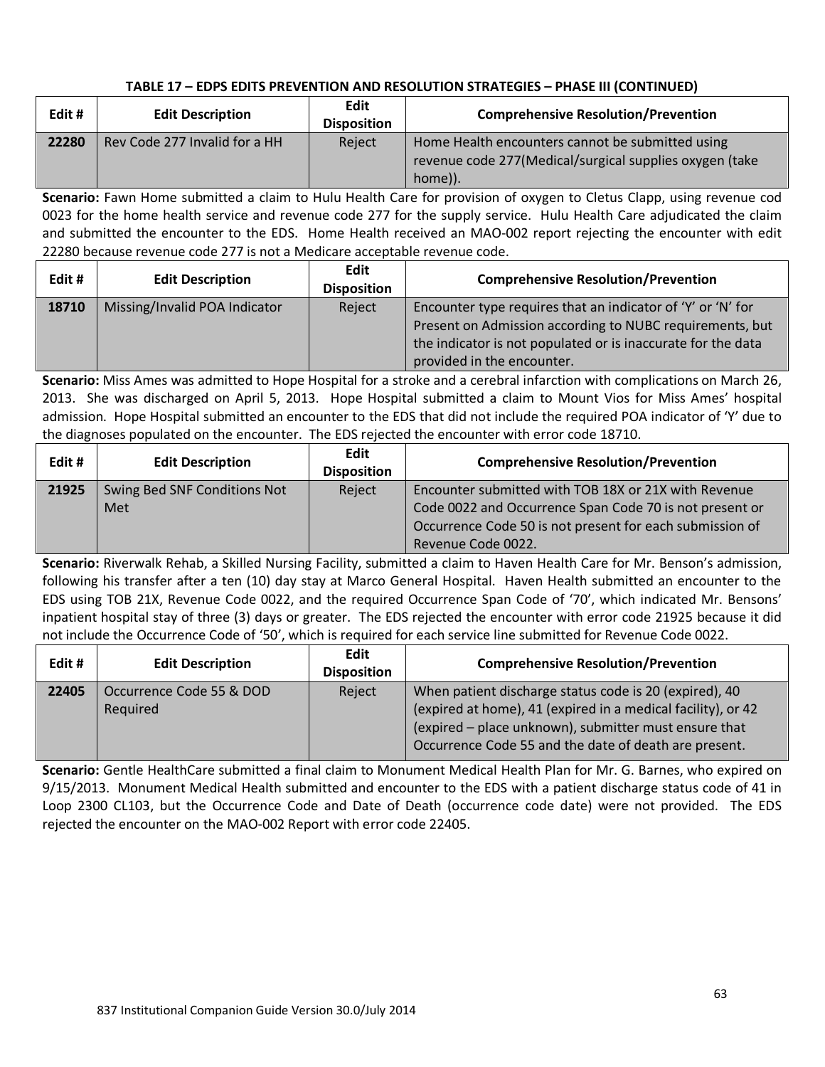**TABLE 17 – EDPS EDITS PREVENTION AND RESOLUTION STRATEGIES – PHASE III (CONTINUED)**

| Edit # | Edit Description | Edit Disposition | Comprehensive Resolution/Prevention |
|---|---|---|---|
| **22280** | Rev Code 277 Invalid for a HH | Reject | Home Health encounters cannot be submitted using revenue code 277(Medical/surgical supplies oxygen (take home)). |

**Scenario:** Fawn Home submitted a claim to Hulu Health Care for provision of oxygen to Cletus Clapp, using revenue cod 0023 for the home health service and revenue code 277 for the supply service. Hulu Health Care adjudicated the claim and submitted the encounter to the EDS. Home Health received an MAO-002 report rejecting the encounter with edit 22280 because revenue code 277 is not a Medicare acceptable revenue code.

| Edit # | Edit Description | Edit Disposition | Comprehensive Resolution/Prevention |
|---|---|---|---|
| **18710** | Missing/Invalid POA Indicator | Reject | Encounter type requires that an indicator of 'Y' or 'N' for Present on Admission according to NUBC requirements, but the indicator is not populated or is inaccurate for the data provided in the encounter. |

**Scenario:** Miss Ames was admitted to Hope Hospital for a stroke and a cerebral infarction with complications on March 26, 2013. She was discharged on April 5, 2013. Hope Hospital submitted a claim to Mount Vios for Miss Ames' hospital admission. Hope Hospital submitted an encounter to the EDS that did not include the required POA indicator of 'Y' due to the diagnoses populated on the encounter. The EDS rejected the encounter with error code 18710.

| Edit # | Edit Description | Edit Disposition | Comprehensive Resolution/Prevention |
|---|---|---|---|
| **21925** | Swing Bed SNF Conditions Not Met | Reject | Encounter submitted with TOB 18X or 21X with Revenue Code 0022 and Occurrence Span Code 70 is not present or Occurrence Code 50 is not present for each submission of Revenue Code 0022. |

**Scenario:** Riverwalk Rehab, a Skilled Nursing Facility, submitted a claim to Haven Health Care for Mr. Benson's admission, following his transfer after a ten (10) day stay at Marco General Hospital. Haven Health submitted an encounter to the EDS using TOB 21X, Revenue Code 0022, and the required Occurrence Span Code of '70', which indicated Mr. Bensons' inpatient hospital stay of three (3) days or greater. The EDS rejected the encounter with error code 21925 because it did not include the Occurrence Code of '50', which is required for each service line submitted for Revenue Code 0022.

| Edit # | Edit Description | Edit Disposition | Comprehensive Resolution/Prevention |
|---|---|---|---|
| **22405** | Occurrence Code 55 & DOD Required | Reject | When patient discharge status code is 20 (expired), 40 (expired at home), 41 (expired in a medical facility), or 42 (expired – place unknown), submitter must ensure that Occurrence Code 55 and the date of death are present. |

**Scenario:** Gentle HealthCare submitted a final claim to Monument Medical Health Plan for Mr. G. Barnes, who expired on 9/15/2013. Monument Medical Health submitted and encounter to the EDS with a patient discharge status code of 41 in Loop 2300 CL103, but the Occurrence Code and Date of Death (occurrence code date) were not provided. The EDS rejected the encounter on the MAO-002 Report with error code 22405.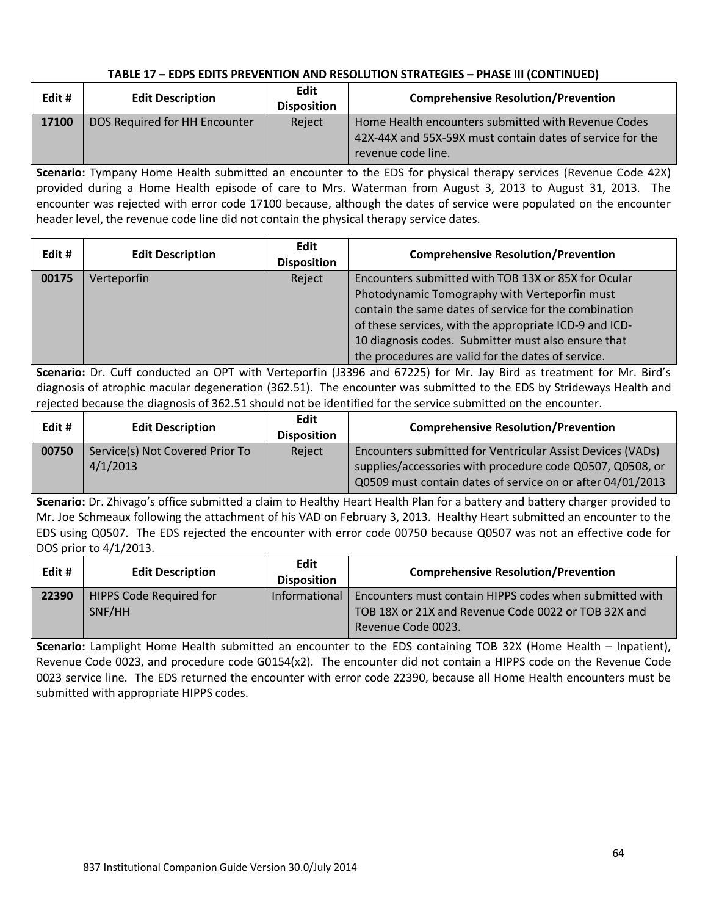**TABLE 17 – EDPS EDITS PREVENTION AND RESOLUTION STRATEGIES – PHASE III (CONTINUED)**

| Edit # | Edit Description | Edit Disposition | Comprehensive Resolution/Prevention |
|---|---|---|---|
| **17100** | DOS Required for HH Encounter | Reject | Home Health encounters submitted with Revenue Codes 42X-44X and 55X-59X must contain dates of service for the revenue code line. |

**Scenario:** Tympany Home Health submitted an encounter to the EDS for physical therapy services (Revenue Code 42X) provided during a Home Health episode of care to Mrs. Waterman from August 3, 2013 to August 31, 2013. The encounter was rejected with error code 17100 because, although the dates of service were populated on the encounter header level, the revenue code line did not contain the physical therapy service dates.

| Edit # | Edit Description | Edit Disposition | Comprehensive Resolution/Prevention |
|---|---|---|---|
| **00175** | Verteporfin | Reject | Encounters submitted with TOB 13X or 85X for Ocular Photodynamic Tomography with Verteporfin must contain the same dates of service for the combination of these services, with the appropriate ICD-9 and ICD-10 diagnosis codes. Submitter must also ensure that the procedures are valid for the dates of service. |

**Scenario:** Dr. Cuff conducted an OPT with Verteporfin (J3396 and 67225) for Mr. Jay Bird as treatment for Mr. Bird's diagnosis of atrophic macular degeneration (362.51). The encounter was submitted to the EDS by Strideways Health and rejected because the diagnosis of 362.51 should not be identified for the service submitted on the encounter.

| Edit # | Edit Description | Edit Disposition | Comprehensive Resolution/Prevention |
|---|---|---|---|
| **00750** | Service(s) Not Covered Prior To 4/1/2013 | Reject | Encounters submitted for Ventricular Assist Devices (VADs) supplies/accessories with procedure code Q0507, Q0508, or Q0509 must contain dates of service on or after 04/01/2013 |

**Scenario:** Dr. Zhivago's office submitted a claim to Healthy Heart Health Plan for a battery and battery charger provided to Mr. Joe Schmeaux following the attachment of his VAD on February 3, 2013. Healthy Heart submitted an encounter to the EDS using Q0507. The EDS rejected the encounter with error code 00750 because Q0507 was not an effective code for DOS prior to 4/1/2013.

| Edit # | Edit Description | Edit Disposition | Comprehensive Resolution/Prevention |
|---|---|---|---|
| **22390** | HIPPS Code Required for SNF/HH | Informational | Encounters must contain HIPPS codes when submitted with TOB 18X or 21X and Revenue Code 0022 or TOB 32X and Revenue Code 0023. |

**Scenario:** Lamplight Home Health submitted an encounter to the EDS containing TOB 32X (Home Health – Inpatient), Revenue Code 0023, and procedure code G0154(x2). The encounter did not contain a HIPPS code on the Revenue Code 0023 service line. The EDS returned the encounter with error code 22390, because all Home Health encounters must be submitted with appropriate HIPPS codes.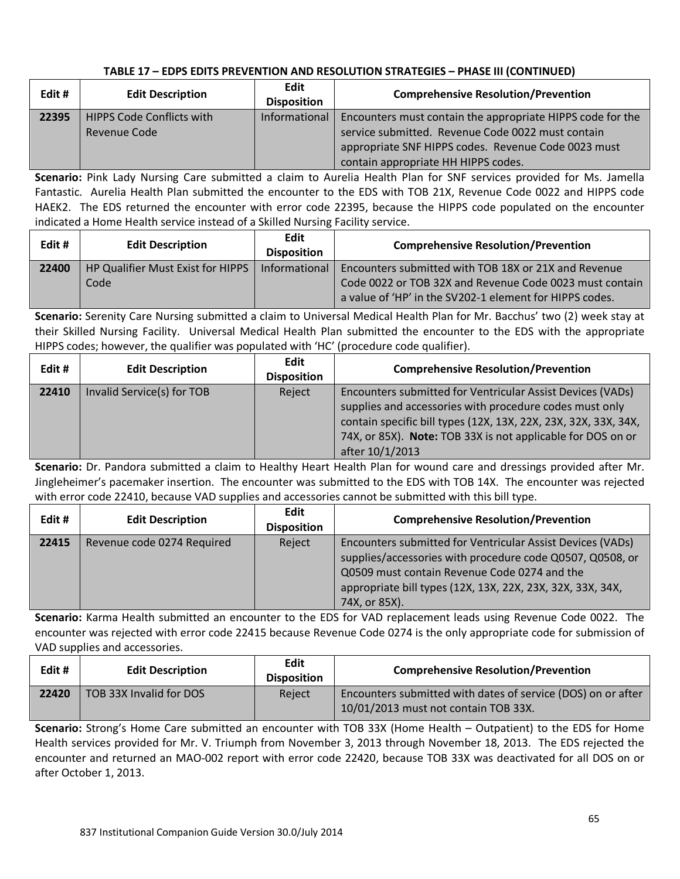**TABLE 17 – EDPS EDITS PREVENTION AND RESOLUTION STRATEGIES – PHASE III (CONTINUED)**

| Edit # | Edit Description | Edit Disposition | Comprehensive Resolution/Prevention |
|---|---|---|---|
| **22395** | HIPPS Code Conflicts with Revenue Code | Informational | Encounters must contain the appropriate HIPPS code for the service submitted. Revenue Code 0022 must contain appropriate SNF HIPPS codes. Revenue Code 0023 must contain appropriate HH HIPPS codes. |

**Scenario:** Pink Lady Nursing Care submitted a claim to Aurelia Health Plan for SNF services provided for Ms. Jamella Fantastic. Aurelia Health Plan submitted the encounter to the EDS with TOB 21X, Revenue Code 0022 and HIPPS code HAEK2. The EDS returned the encounter with error code 22395, because the HIPPS code populated on the encounter indicated a Home Health service instead of a Skilled Nursing Facility service.

| Edit # | Edit Description | Edit Disposition | Comprehensive Resolution/Prevention |
|---|---|---|---|
| **22400** | HP Qualifier Must Exist for HIPPS Code | Informational | Encounters submitted with TOB 18X or 21X and Revenue Code 0022 or TOB 32X and Revenue Code 0023 must contain a value of 'HP' in the SV202-1 element for HIPPS codes. |

**Scenario:** Serenity Care Nursing submitted a claim to Universal Medical Health Plan for Mr. Bacchus' two (2) week stay at their Skilled Nursing Facility. Universal Medical Health Plan submitted the encounter to the EDS with the appropriate HIPPS codes; however, the qualifier was populated with 'HC' (procedure code qualifier).

| Edit # | Edit Description | Edit Disposition | Comprehensive Resolution/Prevention |
|---|---|---|---|
| **22410** | Invalid Service(s) for TOB | Reject | Encounters submitted for Ventricular Assist Devices (VADs) supplies and accessories with procedure codes must only contain specific bill types (12X, 13X, 22X, 23X, 32X, 33X, 34X, 74X, or 85X). **Note:** TOB 33X is not applicable for DOS on or after 10/1/2013 |

**Scenario:** Dr. Pandora submitted a claim to Healthy Heart Health Plan for wound care and dressings provided after Mr. Jingleheimer's pacemaker insertion. The encounter was submitted to the EDS with TOB 14X. The encounter was rejected with error code 22410, because VAD supplies and accessories cannot be submitted with this bill type.

| Edit # | Edit Description | Edit Disposition | Comprehensive Resolution/Prevention |
|---|---|---|---|
| **22415** | Revenue code 0274 Required | Reject | Encounters submitted for Ventricular Assist Devices (VADs) supplies/accessories with procedure code Q0507, Q0508, or Q0509 must contain Revenue Code 0274 and the appropriate bill types (12X, 13X, 22X, 23X, 32X, 33X, 34X, 74X, or 85X). |

**Scenario:** Karma Health submitted an encounter to the EDS for VAD replacement leads using Revenue Code 0022. The encounter was rejected with error code 22415 because Revenue Code 0274 is the only appropriate code for submission of VAD supplies and accessories.

| Edit # | Edit Description | Edit Disposition | Comprehensive Resolution/Prevention |
|---|---|---|---|
| **22420** | TOB 33X Invalid for DOS | Reject | Encounters submitted with dates of service (DOS) on or after 10/01/2013 must not contain TOB 33X. |

**Scenario:** Strong's Home Care submitted an encounter with TOB 33X (Home Health – Outpatient) to the EDS for Home Health services provided for Mr. V. Triumph from November 3, 2013 through November 18, 2013. The EDS rejected the encounter and returned an MAO-002 report with error code 22420, because TOB 33X was deactivated for all DOS on or after October 1, 2013.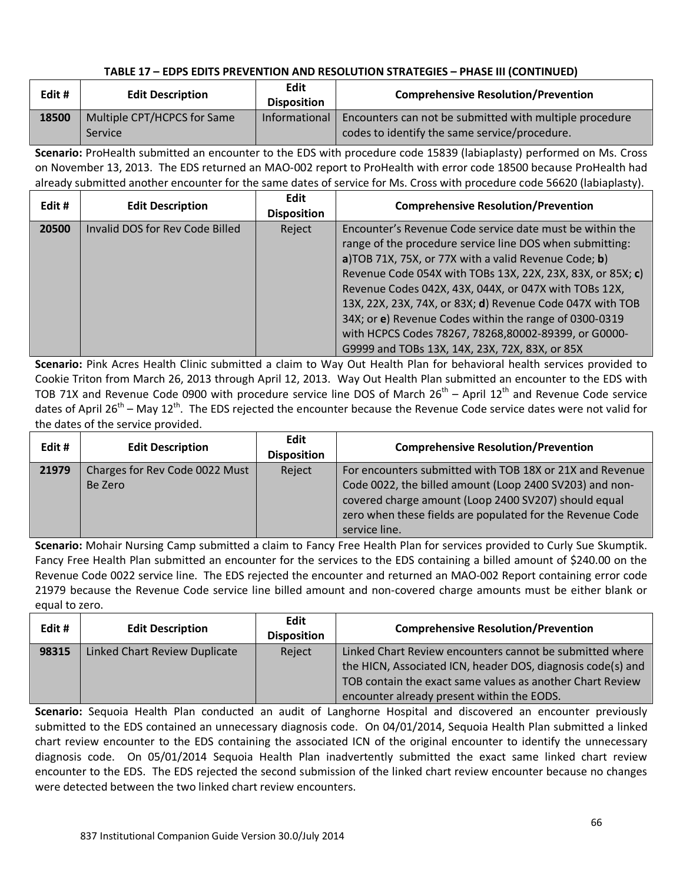**TABLE 17 – EDPS EDITS PREVENTION AND RESOLUTION STRATEGIES – PHASE III (CONTINUED)**

| Edit # | Edit Description | Edit Disposition | Comprehensive Resolution/Prevention |
|---|---|---|---|
| **18500** | Multiple CPT/HCPCS for Same Service | Informational | Encounters can not be submitted with multiple procedure codes to identify the same service/procedure. |

**Scenario:** ProHealth submitted an encounter to the EDS with procedure code 15839 (labiaplasty) performed on Ms. Cross on November 13, 2013. The EDS returned an MAO-002 report to ProHealth with error code 18500 because ProHealth had already submitted another encounter for the same dates of service for Ms. Cross with procedure code 56620 (labiaplasty).

| Edit # | Edit Description | Edit Disposition | Comprehensive Resolution/Prevention |
|---|---|---|---|
| **20500** | Invalid DOS for Rev Code Billed | Reject | Encounter's Revenue Code service date must be within the range of the procedure service line DOS when submitting: **a**)TOB 71X, 75X, or 77X with a valid Revenue Code; **b**) Revenue Code 054X with TOBs 13X, 22X, 23X, 83X, or 85X; **c**) Revenue Codes 042X, 43X, 044X, or 047X with TOBs 12X, 13X, 22X, 23X, 74X, or 83X; **d**) Revenue Code 047X with TOB 34X; or **e**) Revenue Codes within the range of 0300-0319 with HCPCS Codes 78267, 78268,80002-89399, or G0000-G9999 and TOBs 13X, 14X, 23X, 72X, 83X, or 85X |

**Scenario:** Pink Acres Health Clinic submitted a claim to Way Out Health Plan for behavioral health services provided to Cookie Triton from March 26, 2013 through April 12, 2013. Way Out Health Plan submitted an encounter to the EDS with TOB 71X and Revenue Code 0900 with procedure service line DOS of March 26th – April 12th and Revenue Code service dates of April 26th – May 12th. The EDS rejected the encounter because the Revenue Code service dates were not valid for the dates of the service provided.

| Edit # | Edit Description | Edit Disposition | Comprehensive Resolution/Prevention |
|---|---|---|---|
| **21979** | Charges for Rev Code 0022 Must Be Zero | Reject | For encounters submitted with TOB 18X or 21X and Revenue Code 0022, the billed amount (Loop 2400 SV203) and non-covered charge amount (Loop 2400 SV207) should equal zero when these fields are populated for the Revenue Code service line. |

**Scenario:** Mohair Nursing Camp submitted a claim to Fancy Free Health Plan for services provided to Curly Sue Skumptik. Fancy Free Health Plan submitted an encounter for the services to the EDS containing a billed amount of $240.00 on the Revenue Code 0022 service line. The EDS rejected the encounter and returned an MAO-002 Report containing error code 21979 because the Revenue Code service line billed amount and non-covered charge amounts must be either blank or equal to zero.

| Edit # | Edit Description | Edit Disposition | Comprehensive Resolution/Prevention |
|---|---|---|---|
| **98315** | Linked Chart Review Duplicate | Reject | Linked Chart Review encounters cannot be submitted where the HICN, Associated ICN, header DOS, diagnosis code(s) and TOB contain the exact same values as another Chart Review encounter already present within the EODS. |

**Scenario:** Sequoia Health Plan conducted an audit of Langhorne Hospital and discovered an encounter previously submitted to the EDS contained an unnecessary diagnosis code. On 04/01/2014, Sequoia Health Plan submitted a linked chart review encounter to the EDS containing the associated ICN of the original encounter to identify the unnecessary diagnosis code. On 05/01/2014 Sequoia Health Plan inadvertently submitted the exact same linked chart review encounter to the EDS. The EDS rejected the second submission of the linked chart review encounter because no changes were detected between the two linked chart review encounters.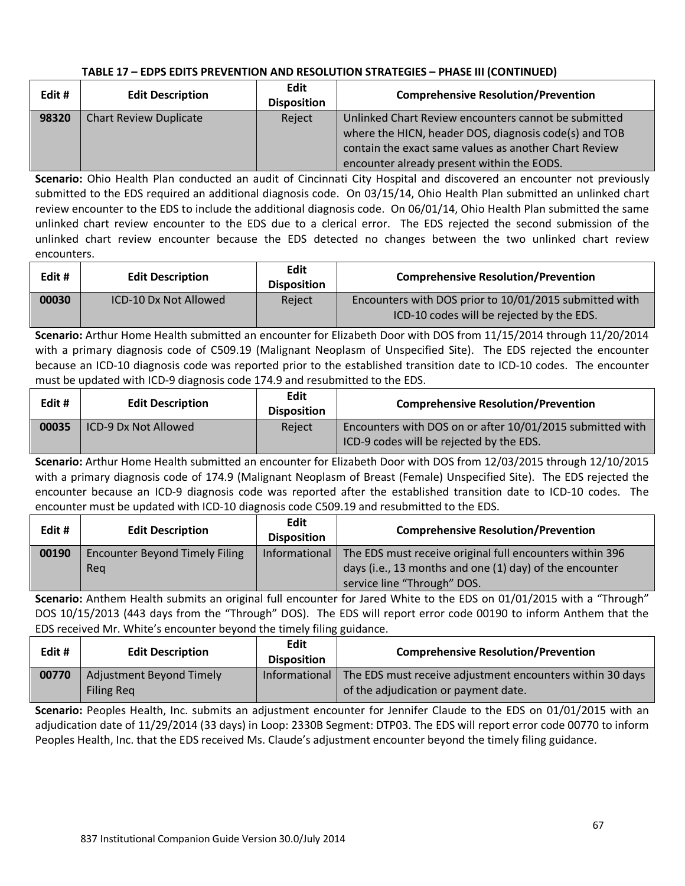**TABLE 17 – EDPS EDITS PREVENTION AND RESOLUTION STRATEGIES – PHASE III (CONTINUED)**

| Edit # | Edit Description | Edit Disposition | Comprehensive Resolution/Prevention |
|---|---|---|---|
| **98320** | Chart Review Duplicate | Reject | Unlinked Chart Review encounters cannot be submitted where the HICN, header DOS, diagnosis code(s) and TOB contain the exact same values as another Chart Review encounter already present within the EODS. |

**Scenario:** Ohio Health Plan conducted an audit of Cincinnati City Hospital and discovered an encounter not previously submitted to the EDS required an additional diagnosis code. On 03/15/14, Ohio Health Plan submitted an unlinked chart review encounter to the EDS to include the additional diagnosis code. On 06/01/14, Ohio Health Plan submitted the same unlinked chart review encounter to the EDS due to a clerical error. The EDS rejected the second submission of the unlinked chart review encounter because the EDS detected no changes between the two unlinked chart review encounters.

| Edit # | Edit Description | Edit Disposition | Comprehensive Resolution/Prevention |
|---|---|---|---|
| **00030** | ICD-10 Dx Not Allowed | Reject | Encounters with DOS prior to 10/01/2015 submitted with ICD-10 codes will be rejected by the EDS. |

**Scenario:** Arthur Home Health submitted an encounter for Elizabeth Door with DOS from 11/15/2014 through 11/20/2014 with a primary diagnosis code of C509.19 (Malignant Neoplasm of Unspecified Site). The EDS rejected the encounter because an ICD-10 diagnosis code was reported prior to the established transition date to ICD-10 codes. The encounter must be updated with ICD-9 diagnosis code 174.9 and resubmitted to the EDS.

| Edit # | Edit Description | Edit Disposition | Comprehensive Resolution/Prevention |
|---|---|---|---|
| **00035** | ICD-9 Dx Not Allowed | Reject | Encounters with DOS on or after 10/01/2015 submitted with ICD-9 codes will be rejected by the EDS. |

**Scenario:** Arthur Home Health submitted an encounter for Elizabeth Door with DOS from 12/03/2015 through 12/10/2015 with a primary diagnosis code of 174.9 (Malignant Neoplasm of Breast (Female) Unspecified Site). The EDS rejected the encounter because an ICD-9 diagnosis code was reported after the established transition date to ICD-10 codes. The encounter must be updated with ICD-10 diagnosis code C509.19 and resubmitted to the EDS.

| Edit # | Edit Description | Edit Disposition | Comprehensive Resolution/Prevention |
|---|---|---|---|
| **00190** | Encounter Beyond Timely Filing Req | Informational | The EDS must receive original full encounters within 396 days (i.e., 13 months and one (1) day) of the encounter service line "Through" DOS. |

**Scenario:** Anthem Health submits an original full encounter for Jared White to the EDS on 01/01/2015 with a "Through" DOS 10/15/2013 (443 days from the "Through" DOS). The EDS will report error code 00190 to inform Anthem that the EDS received Mr. White's encounter beyond the timely filing guidance.

| Edit # | Edit Description | Edit Disposition | Comprehensive Resolution/Prevention |
|---|---|---|---|
| **00770** | Adjustment Beyond Timely Filing Req | Informational | The EDS must receive adjustment encounters within 30 days of the adjudication or payment date. |

**Scenario:** Peoples Health, Inc. submits an adjustment encounter for Jennifer Claude to the EDS on 01/01/2015 with an adjudication date of 11/29/2014 (33 days) in Loop: 2330B Segment: DTP03. The EDS will report error code 00770 to inform Peoples Health, Inc. that the EDS received Ms. Claude's adjustment encounter beyond the timely filing guidance.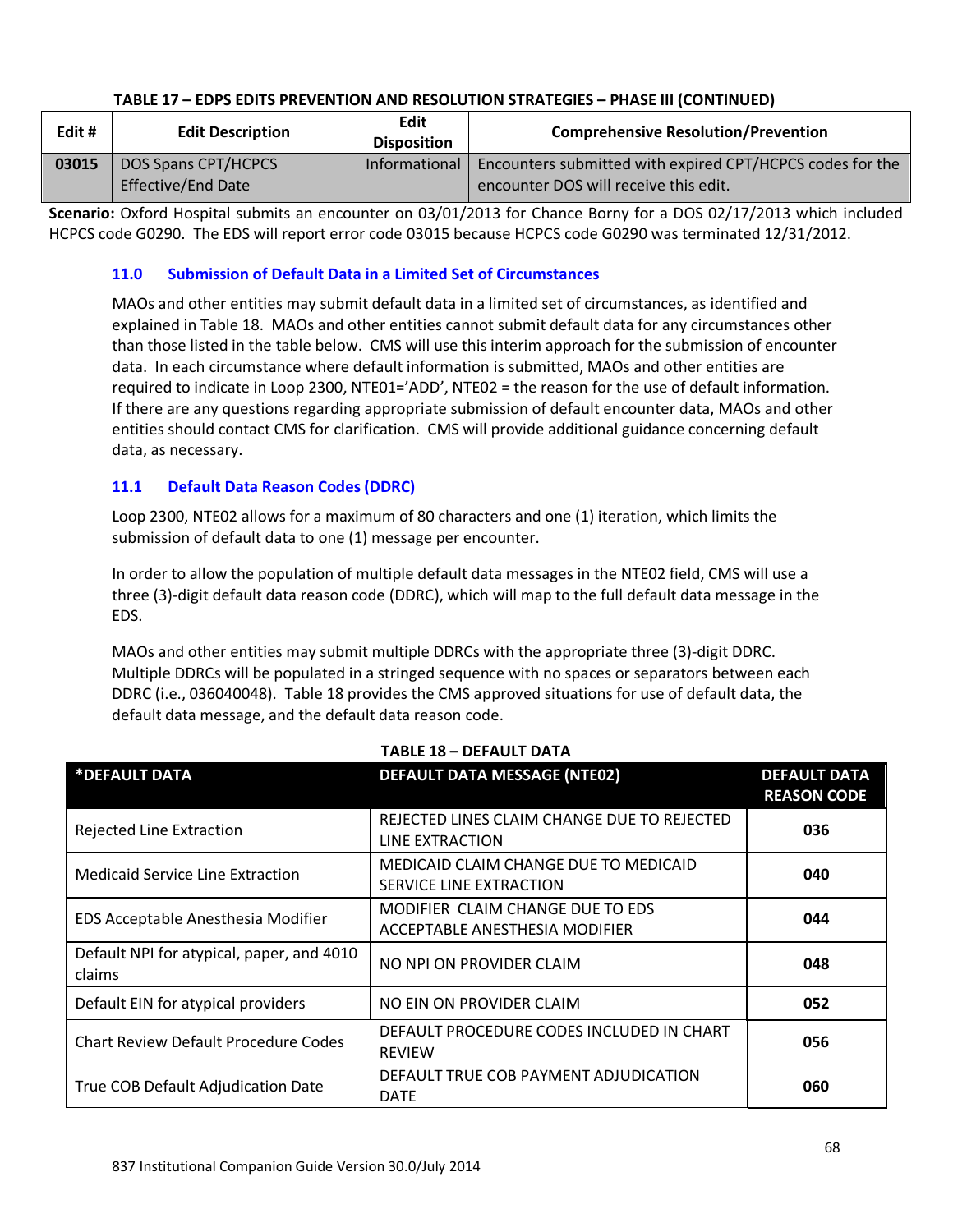**TABLE 17 – EDPS EDITS PREVENTION AND RESOLUTION STRATEGIES – PHASE III (CONTINUED)**

| Edit # | Edit Description | Edit Disposition | Comprehensive Resolution/Prevention |
|---|---|---|---|
| 03015 | DOS Spans CPT/HCPCS Effective/End Date | Informational | Encounters submitted with expired CPT/HCPCS codes for the encounter DOS will receive this edit. |

**Scenario:** Oxford Hospital submits an encounter on 03/01/2013 for Chance Borny for a DOS 02/17/2013 which included HCPCS code G0290. The EDS will report error code 03015 because HCPCS code G0290 was terminated 12/31/2012.

## 11.0 Submission of Default Data in a Limited Set of Circumstances

MAOs and other entities may submit default data in a limited set of circumstances, as identified and explained in Table 18. MAOs and other entities cannot submit default data for any circumstances other than those listed in the table below. CMS will use this interim approach for the submission of encounter data. In each circumstance where default information is submitted, MAOs and other entities are required to indicate in Loop 2300, NTE01='ADD', NTE02 = the reason for the use of default information. If there are any questions regarding appropriate submission of default encounter data, MAOs and other entities should contact CMS for clarification. CMS will provide additional guidance concerning default data, as necessary.

### 11.1 Default Data Reason Codes (DDRC)

Loop 2300, NTE02 allows for a maximum of 80 characters and one (1) iteration, which limits the submission of default data to one (1) message per encounter.

In order to allow the population of multiple default data messages in the NTE02 field, CMS will use a three (3)-digit default data reason code (DDRC), which will map to the full default data message in the EDS.

MAOs and other entities may submit multiple DDRCs with the appropriate three (3)-digit DDRC. Multiple DDRCs will be populated in a stringed sequence with no spaces or separators between each DDRC (i.e., 036040048). Table 18 provides the CMS approved situations for use of default data, the default data message, and the default data reason code.

**TABLE 18 – DEFAULT DATA**

| *DEFAULT DATA | DEFAULT DATA MESSAGE (NTE02) | DEFAULT DATA REASON CODE |
|---|---|---|
| Rejected Line Extraction | REJECTED LINES CLAIM CHANGE DUE TO REJECTED LINE EXTRACTION | **036** |
| Medicaid Service Line Extraction | MEDICAID CLAIM CHANGE DUE TO MEDICAID SERVICE LINE EXTRACTION | **040** |
| EDS Acceptable Anesthesia Modifier | MODIFIER CLAIM CHANGE DUE TO EDS ACCEPTABLE ANESTHESIA MODIFIER | **044** |
| Default NPI for atypical, paper, and 4010 claims | NO NPI ON PROVIDER CLAIM | **048** |
| Default EIN for atypical providers | NO EIN ON PROVIDER CLAIM | **052** |
| Chart Review Default Procedure Codes | DEFAULT PROCEDURE CODES INCLUDED IN CHART REVIEW | **056** |
| True COB Default Adjudication Date | DEFAULT TRUE COB PAYMENT ADJUDICATION DATE | **060** |

837 Institutional Companion Guide Version 30.0/July 2014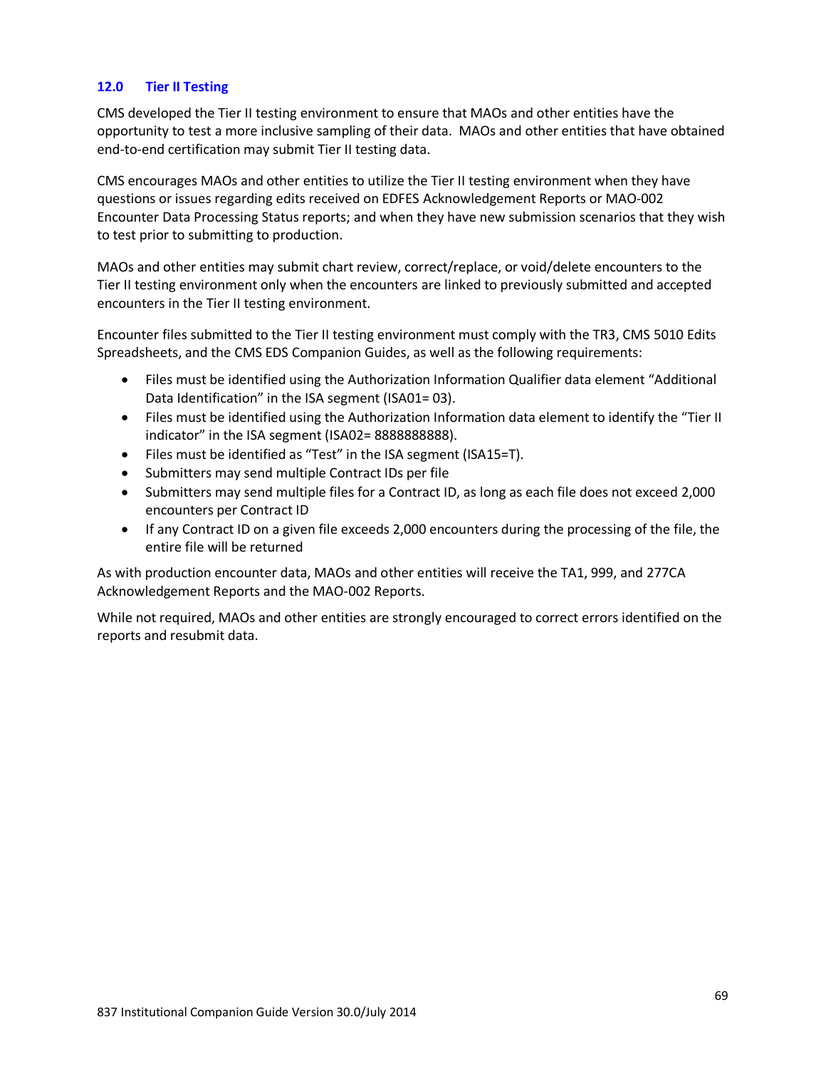## 12.0 Tier II Testing

CMS developed the Tier II testing environment to ensure that MAOs and other entities have the opportunity to test a more inclusive sampling of their data. MAOs and other entities that have obtained end-to-end certification may submit Tier II testing data.

CMS encourages MAOs and other entities to utilize the Tier II testing environment when they have questions or issues regarding edits received on EDFES Acknowledgement Reports or MAO-002 Encounter Data Processing Status reports; and when they have new submission scenarios that they wish to test prior to submitting to production.

MAOs and other entities may submit chart review, correct/replace, or void/delete encounters to the Tier II testing environment only when the encounters are linked to previously submitted and accepted encounters in the Tier II testing environment.

Encounter files submitted to the Tier II testing environment must comply with the TR3, CMS 5010 Edits Spreadsheets, and the CMS EDS Companion Guides, as well as the following requirements:

- Files must be identified using the Authorization Information Qualifier data element "Additional Data Identification" in the ISA segment (ISA01= 03).
- Files must be identified using the Authorization Information data element to identify the "Tier II indicator" in the ISA segment (ISA02= 8888888888).
- Files must be identified as "Test" in the ISA segment (ISA15=T).
- Submitters may send multiple Contract IDs per file
- Submitters may send multiple files for a Contract ID, as long as each file does not exceed 2,000 encounters per Contract ID
- If any Contract ID on a given file exceeds 2,000 encounters during the processing of the file, the entire file will be returned

As with production encounter data, MAOs and other entities will receive the TA1, 999, and 277CA Acknowledgement Reports and the MAO-002 Reports.

While not required, MAOs and other entities are strongly encouraged to correct errors identified on the reports and resubmit data.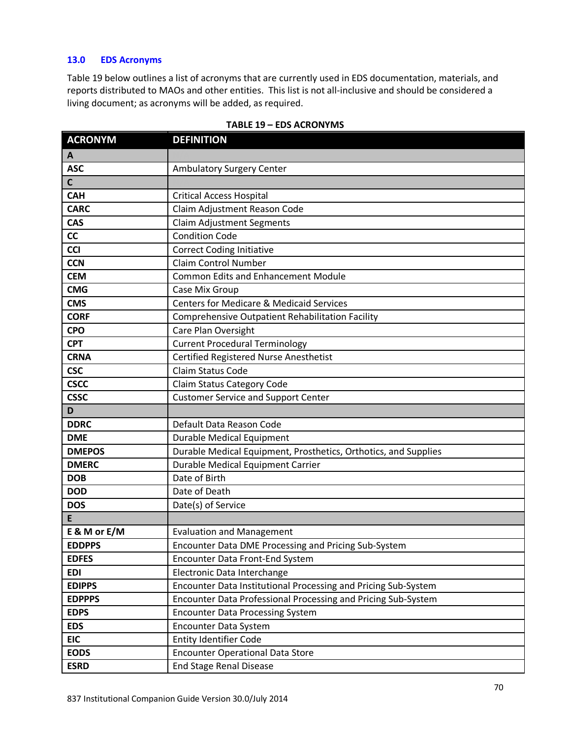## 13.0 EDS Acronyms

Table 19 below outlines a list of acronyms that are currently used in EDS documentation, materials, and reports distributed to MAOs and other entities. This list is not all-inclusive and should be considered a living document; as acronyms will be added, as required.

**TABLE 19 – EDS ACRONYMS**

| ACRONYM | DEFINITION |
|---|---|
| **A** | |
| **ASC** | Ambulatory Surgery Center |
| **C** | |
| **CAH** | Critical Access Hospital |
| **CARC** | Claim Adjustment Reason Code |
| **CAS** | Claim Adjustment Segments |
| **CC** | Condition Code |
| **CCI** | Correct Coding Initiative |
| **CCN** | Claim Control Number |
| **CEM** | Common Edits and Enhancement Module |
| **CMG** | Case Mix Group |
| **CMS** | Centers for Medicare & Medicaid Services |
| **CORF** | Comprehensive Outpatient Rehabilitation Facility |
| **CPO** | Care Plan Oversight |
| **CPT** | Current Procedural Terminology |
| **CRNA** | Certified Registered Nurse Anesthetist |
| **CSC** | Claim Status Code |
| **CSCC** | Claim Status Category Code |
| **CSSC** | Customer Service and Support Center |
| **D** | |
| **DDRC** | Default Data Reason Code |
| **DME** | Durable Medical Equipment |
| **DMEPOS** | Durable Medical Equipment, Prosthetics, Orthotics, and Supplies |
| **DMERC** | Durable Medical Equipment Carrier |
| **DOB** | Date of Birth |
| **DOD** | Date of Death |
| **DOS** | Date(s) of Service |
| **E** | |
| **E & M or E/M** | Evaluation and Management |
| **EDDPPS** | Encounter Data DME Processing and Pricing Sub-System |
| **EDFES** | Encounter Data Front-End System |
| **EDI** | Electronic Data Interchange |
| **EDIPPS** | Encounter Data Institutional Processing and Pricing Sub-System |
| **EDPPPS** | Encounter Data Professional Processing and Pricing Sub-System |
| **EDPS** | Encounter Data Processing System |
| **EDS** | Encounter Data System |
| **EIC** | Entity Identifier Code |
| **EODS** | Encounter Operational Data Store |
| **ESRD** | End Stage Renal Disease |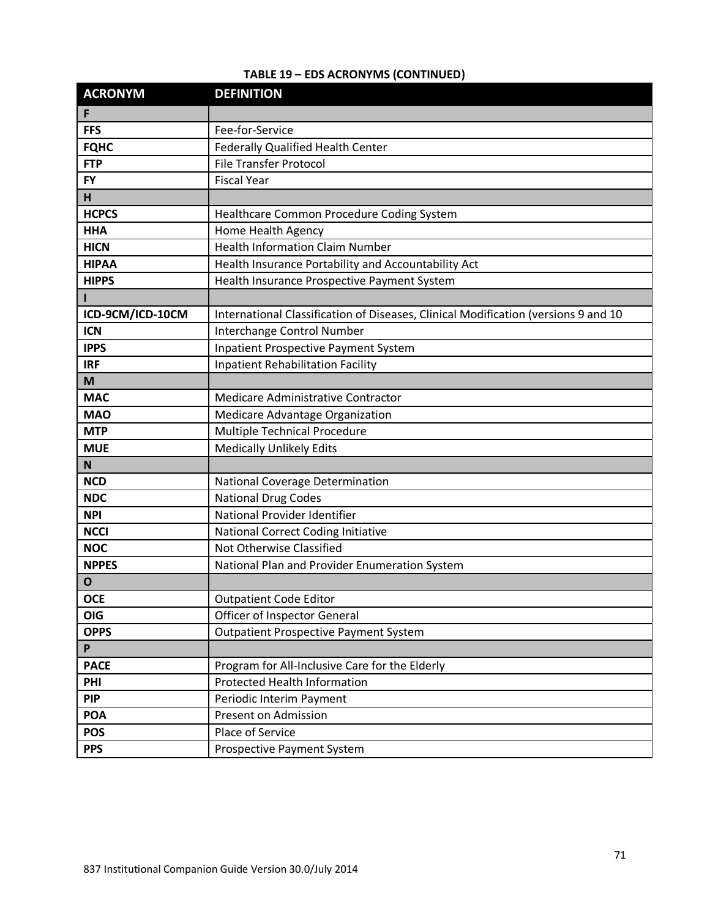**TABLE 19 – EDS ACRONYMS (CONTINUED)**

| ACRONYM | DEFINITION |
|---|---|
| **F** | |
| **FFS** | Fee-for-Service |
| **FQHC** | Federally Qualified Health Center |
| **FTP** | File Transfer Protocol |
| **FY** | Fiscal Year |
| **H** | |
| **HCPCS** | Healthcare Common Procedure Coding System |
| **HHA** | Home Health Agency |
| **HICN** | Health Information Claim Number |
| **HIPAA** | Health Insurance Portability and Accountability Act |
| **HIPPS** | Health Insurance Prospective Payment System |
| **I** | |
| **ICD-9CM/ICD-10CM** | International Classification of Diseases, Clinical Modification (versions 9 and 10 |
| **ICN** | Interchange Control Number |
| **IPPS** | Inpatient Prospective Payment System |
| **IRF** | Inpatient Rehabilitation Facility |
| **M** | |
| **MAC** | Medicare Administrative Contractor |
| **MAO** | Medicare Advantage Organization |
| **MTP** | Multiple Technical Procedure |
| **MUE** | Medically Unlikely Edits |
| **N** | |
| **NCD** | National Coverage Determination |
| **NDC** | National Drug Codes |
| **NPI** | National Provider Identifier |
| **NCCI** | National Correct Coding Initiative |
| **NOC** | Not Otherwise Classified |
| **NPPES** | National Plan and Provider Enumeration System |
| **O** | |
| **OCE** | Outpatient Code Editor |
| **OIG** | Officer of Inspector General |
| **OPPS** | Outpatient Prospective Payment System |
| **P** | |
| **PACE** | Program for All-Inclusive Care for the Elderly |
| **PHI** | Protected Health Information |
| **PIP** | Periodic Interim Payment |
| **POA** | Present on Admission |
| **POS** | Place of Service |
| **PPS** | Prospective Payment System |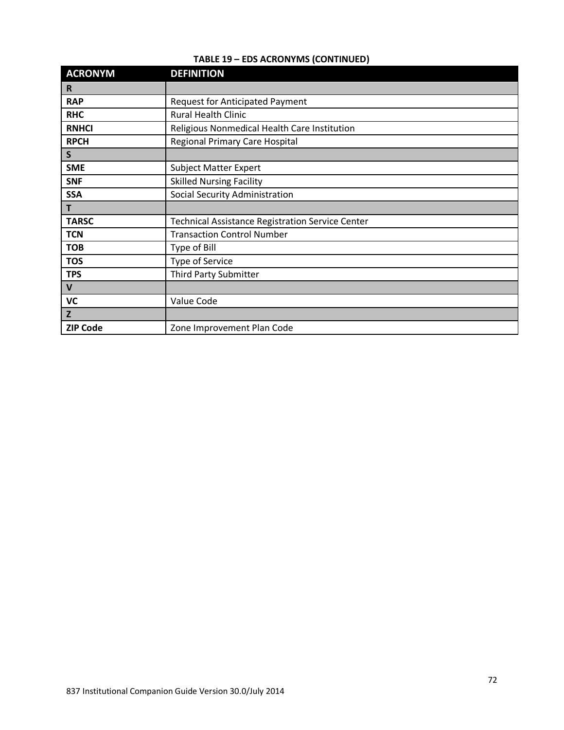**TABLE 19 – EDS ACRONYMS (CONTINUED)**

| ACRONYM | DEFINITION |
|---|---|
| **R** | |
| **RAP** | Request for Anticipated Payment |
| **RHC** | Rural Health Clinic |
| **RNHCI** | Religious Nonmedical Health Care Institution |
| **RPCH** | Regional Primary Care Hospital |
| **S** | |
| **SME** | Subject Matter Expert |
| **SNF** | Skilled Nursing Facility |
| **SSA** | Social Security Administration |
| **T** | |
| **TARSC** | Technical Assistance Registration Service Center |
| **TCN** | Transaction Control Number |
| **TOB** | Type of Bill |
| **TOS** | Type of Service |
| **TPS** | Third Party Submitter |
| **V** | |
| **VC** | Value Code |
| **Z** | |
| **ZIP Code** | Zone Improvement Plan Code |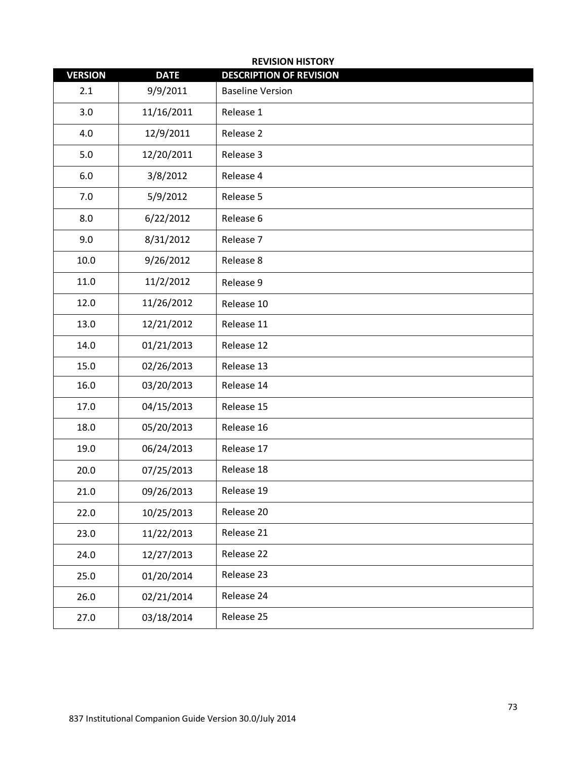**REVISION HISTORY**

| VERSION | DATE | DESCRIPTION OF REVISION |
|---|---|---|
| 2.1 | 9/9/2011 | Baseline Version |
| 3.0 | 11/16/2011 | Release 1 |
| 4.0 | 12/9/2011 | Release 2 |
| 5.0 | 12/20/2011 | Release 3 |
| 6.0 | 3/8/2012 | Release 4 |
| 7.0 | 5/9/2012 | Release 5 |
| 8.0 | 6/22/2012 | Release 6 |
| 9.0 | 8/31/2012 | Release 7 |
| 10.0 | 9/26/2012 | Release 8 |
| 11.0 | 11/2/2012 | Release 9 |
| 12.0 | 11/26/2012 | Release 10 |
| 13.0 | 12/21/2012 | Release 11 |
| 14.0 | 01/21/2013 | Release 12 |
| 15.0 | 02/26/2013 | Release 13 |
| 16.0 | 03/20/2013 | Release 14 |
| 17.0 | 04/15/2013 | Release 15 |
| 18.0 | 05/20/2013 | Release 16 |
| 19.0 | 06/24/2013 | Release 17 |
| 20.0 | 07/25/2013 | Release 18 |
| 21.0 | 09/26/2013 | Release 19 |
| 22.0 | 10/25/2013 | Release 20 |
| 23.0 | 11/22/2013 | Release 21 |
| 24.0 | 12/27/2013 | Release 22 |
| 25.0 | 01/20/2014 | Release 23 |
| 26.0 | 02/21/2014 | Release 24 |
| 27.0 | 03/18/2014 | Release 25 |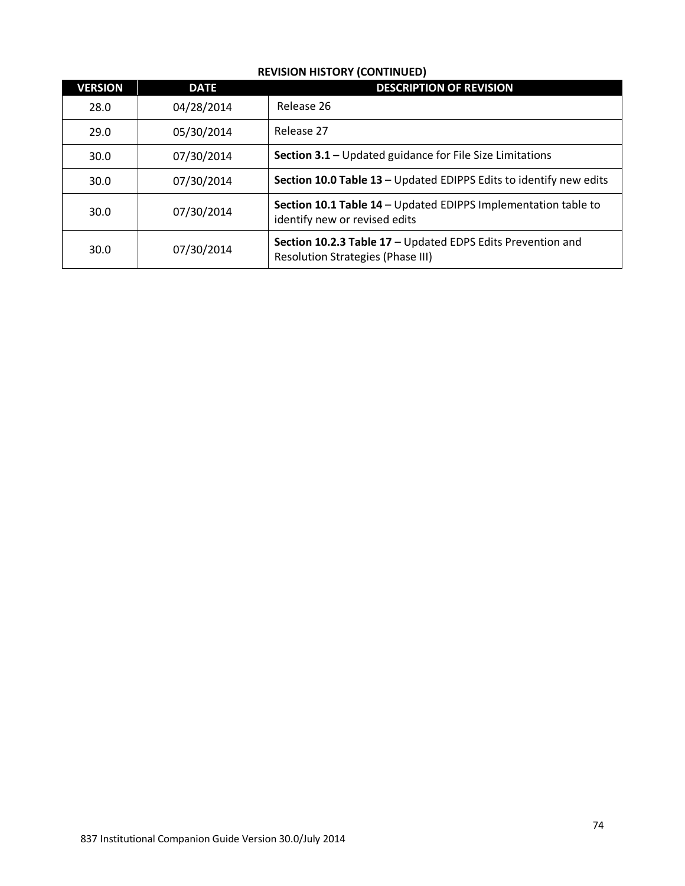**REVISION HISTORY (CONTINUED)**

| VERSION | DATE | DESCRIPTION OF REVISION |
|---|---|---|
| 28.0 | 04/28/2014 | Release 26 |
| 29.0 | 05/30/2014 | Release 27 |
| 30.0 | 07/30/2014 | **Section 3.1 –** Updated guidance for File Size Limitations |
| 30.0 | 07/30/2014 | **Section 10.0 Table 13** – Updated EDIPPS Edits to identify new edits |
| 30.0 | 07/30/2014 | **Section 10.1 Table 14** – Updated EDIPPS Implementation table to identify new or revised edits |
| 30.0 | 07/30/2014 | **Section 10.2.3 Table 17** – Updated EDPS Edits Prevention and Resolution Strategies (Phase III) |